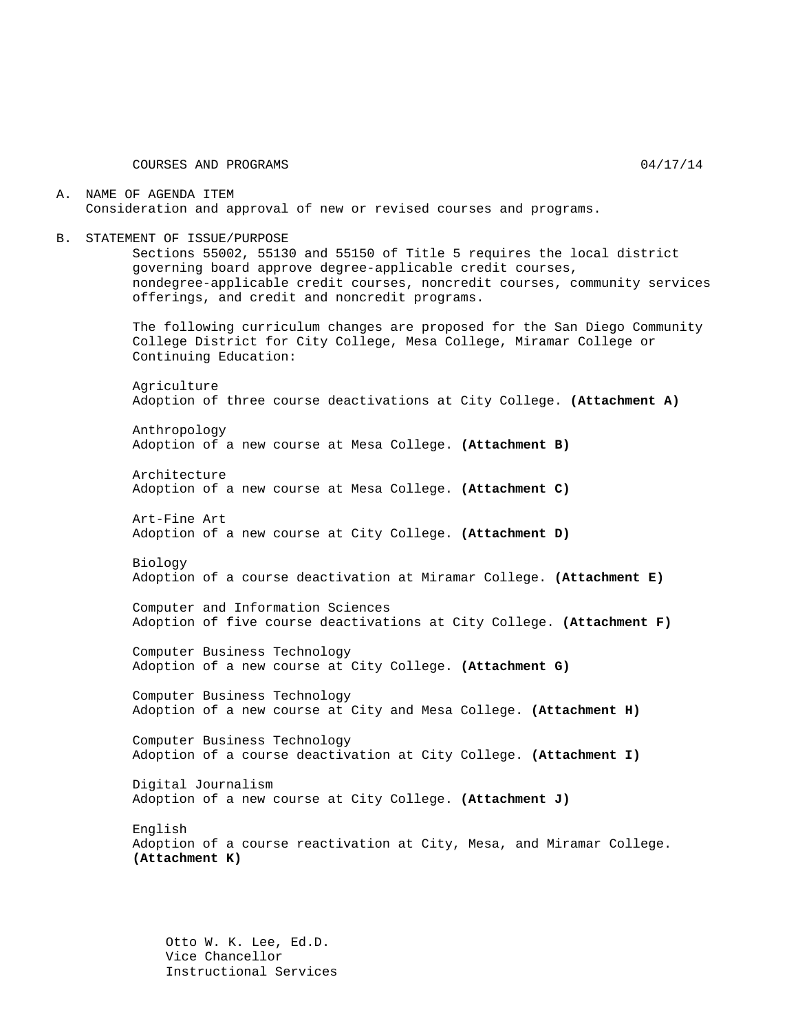COURSES AND PROGRAMS 04/17/14

A. NAME OF AGENDA ITEM
Consideration and approval of new or revised courses and programs.

B. STATEMENT OF ISSUE/PURPOSE
Sections 55002, 55130 and 55150 of Title 5 requires the local district governing board approve degree-applicable credit courses, nondegree-applicable credit courses, noncredit courses, community services offerings, and credit and noncredit programs.

The following curriculum changes are proposed for the San Diego Community College District for City College, Mesa College, Miramar College or Continuing Education:

Agriculture
Adoption of three course deactivations at City College. **(Attachment A)**

Anthropology
Adoption of a new course at Mesa College. **(Attachment B)**

Architecture
Adoption of a new course at Mesa College. **(Attachment C)**

Art-Fine Art
Adoption of a new course at City College. **(Attachment D)**

Biology
Adoption of a course deactivation at Miramar College. **(Attachment E)**

Computer and Information Sciences
Adoption of five course deactivations at City College. **(Attachment F)**

Computer Business Technology
Adoption of a new course at City College. **(Attachment G)**

Computer Business Technology
Adoption of a new course at City and Mesa College. **(Attachment H)**

Computer Business Technology
Adoption of a course deactivation at City College. **(Attachment I)**

Digital Journalism
Adoption of a new course at City College. **(Attachment J)**

English
Adoption of a course reactivation at City, Mesa, and Miramar College. **(Attachment K)**

Otto W. K. Lee, Ed.D.
Vice Chancellor
Instructional Services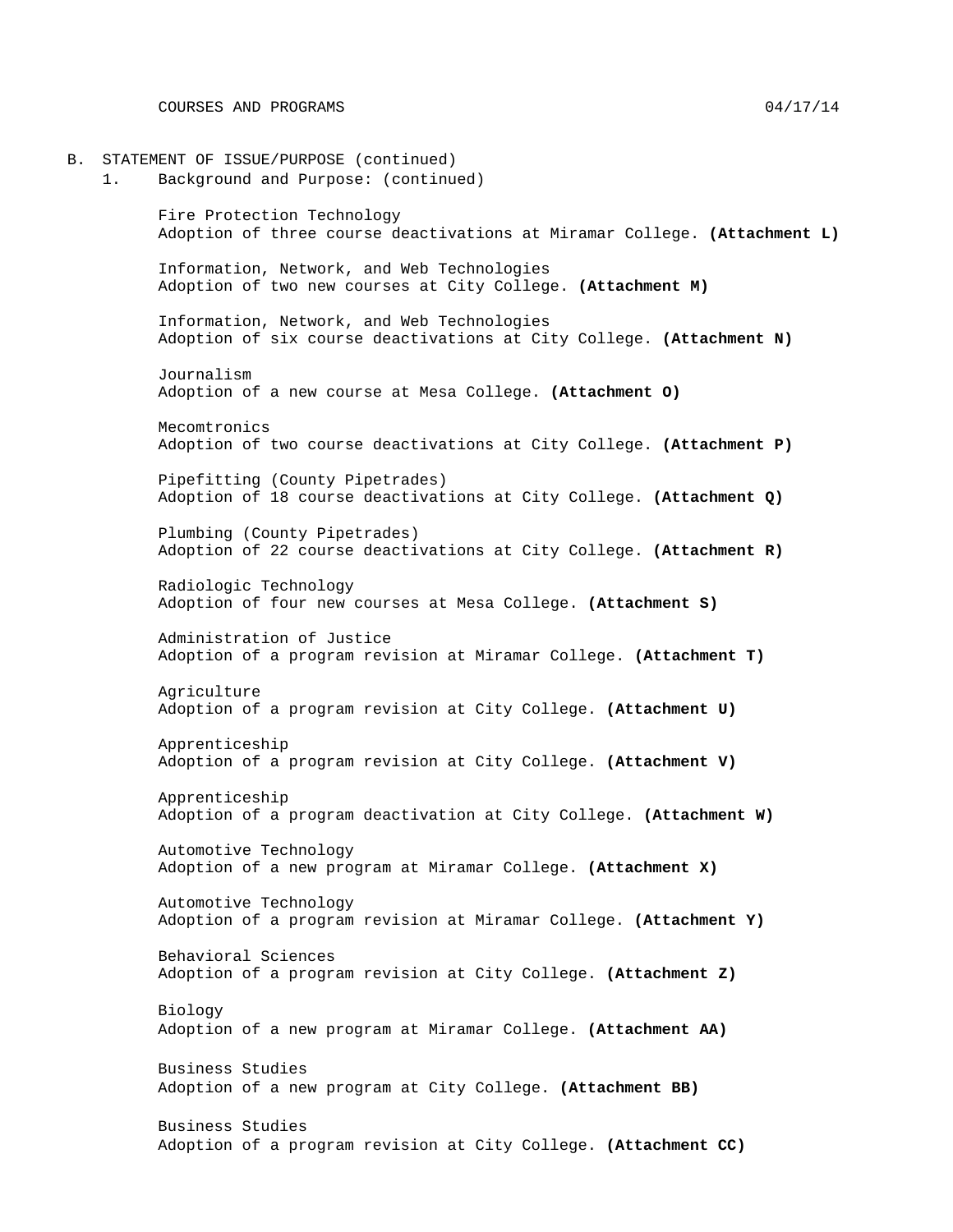B. STATEMENT OF ISSUE/PURPOSE (continued)

1. Background and Purpose: (continued)

Fire Protection Technology
Adoption of three course deactivations at Miramar College. **(Attachment L)**

Information, Network, and Web Technologies
Adoption of two new courses at City College. **(Attachment M)**

Information, Network, and Web Technologies
Adoption of six course deactivations at City College. **(Attachment N)**

Journalism
Adoption of a new course at Mesa College. **(Attachment O)**

Mecomtronics
Adoption of two course deactivations at City College. **(Attachment P)**

Pipefitting (County Pipetrades)
Adoption of 18 course deactivations at City College. **(Attachment Q)**

Plumbing (County Pipetrades)
Adoption of 22 course deactivations at City College. **(Attachment R)**

Radiologic Technology
Adoption of four new courses at Mesa College. **(Attachment S)**

Administration of Justice
Adoption of a program revision at Miramar College. **(Attachment T)**

Agriculture
Adoption of a program revision at City College. **(Attachment U)**

Apprenticeship
Adoption of a program revision at City College. **(Attachment V)**

Apprenticeship
Adoption of a program deactivation at City College. **(Attachment W)**

Automotive Technology
Adoption of a new program at Miramar College. **(Attachment X)**

Automotive Technology
Adoption of a program revision at Miramar College. **(Attachment Y)**

Behavioral Sciences
Adoption of a program revision at City College. **(Attachment Z)**

Biology
Adoption of a new program at Miramar College. **(Attachment AA)**

Business Studies
Adoption of a new program at City College. **(Attachment BB)**

Business Studies
Adoption of a program revision at City College. **(Attachment CC)**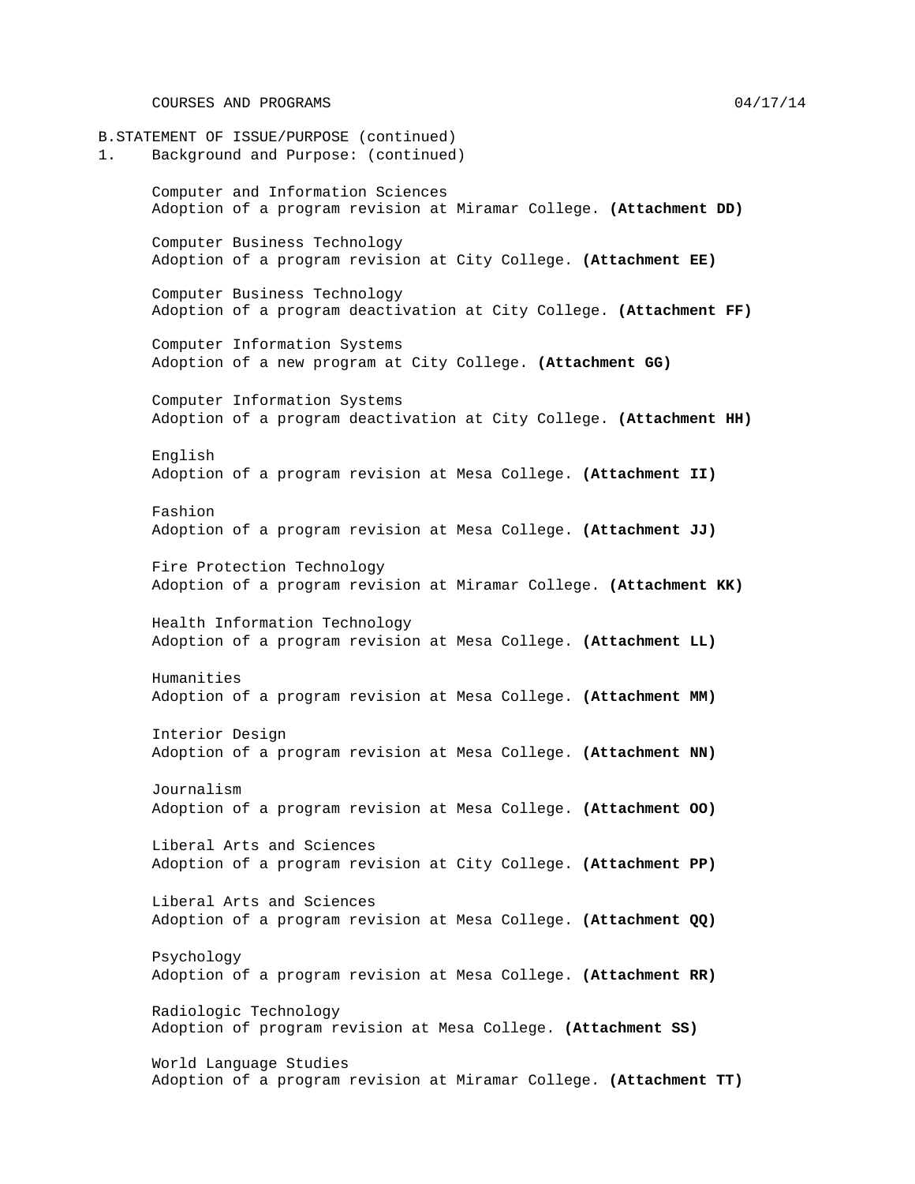B.STATEMENT OF ISSUE/PURPOSE (continued)

1. Background and Purpose: (continued)

Computer and Information Sciences
Adoption of a program revision at Miramar College. **(Attachment DD)**

Computer Business Technology
Adoption of a program revision at City College. **(Attachment EE)**

Computer Business Technology
Adoption of a program deactivation at City College. **(Attachment FF)**

Computer Information Systems
Adoption of a new program at City College. **(Attachment GG)**

Computer Information Systems
Adoption of a program deactivation at City College. **(Attachment HH)**

English
Adoption of a program revision at Mesa College. **(Attachment II)**

Fashion
Adoption of a program revision at Mesa College. **(Attachment JJ)**

Fire Protection Technology
Adoption of a program revision at Miramar College. **(Attachment KK)**

Health Information Technology
Adoption of a program revision at Mesa College. **(Attachment LL)**

Humanities
Adoption of a program revision at Mesa College. **(Attachment MM)**

Interior Design
Adoption of a program revision at Mesa College. **(Attachment NN)**

Journalism
Adoption of a program revision at Mesa College. **(Attachment OO)**

Liberal Arts and Sciences
Adoption of a program revision at City College. **(Attachment PP)**

Liberal Arts and Sciences
Adoption of a program revision at Mesa College. **(Attachment QQ)**

Psychology
Adoption of a program revision at Mesa College. **(Attachment RR)**

Radiologic Technology
Adoption of program revision at Mesa College. **(Attachment SS)**

World Language Studies
Adoption of a program revision at Miramar College. **(Attachment TT)**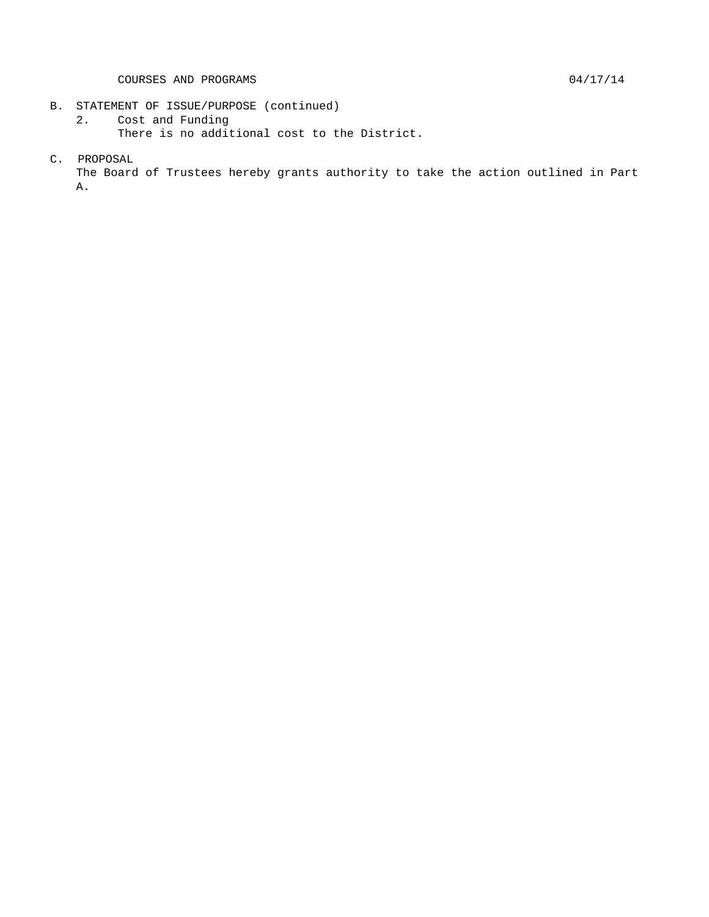B. STATEMENT OF ISSUE/PURPOSE (continued)

2. Cost and Funding

   There is no additional cost to the District.

C. PROPOSAL

The Board of Trustees hereby grants authority to take the action outlined in Part A.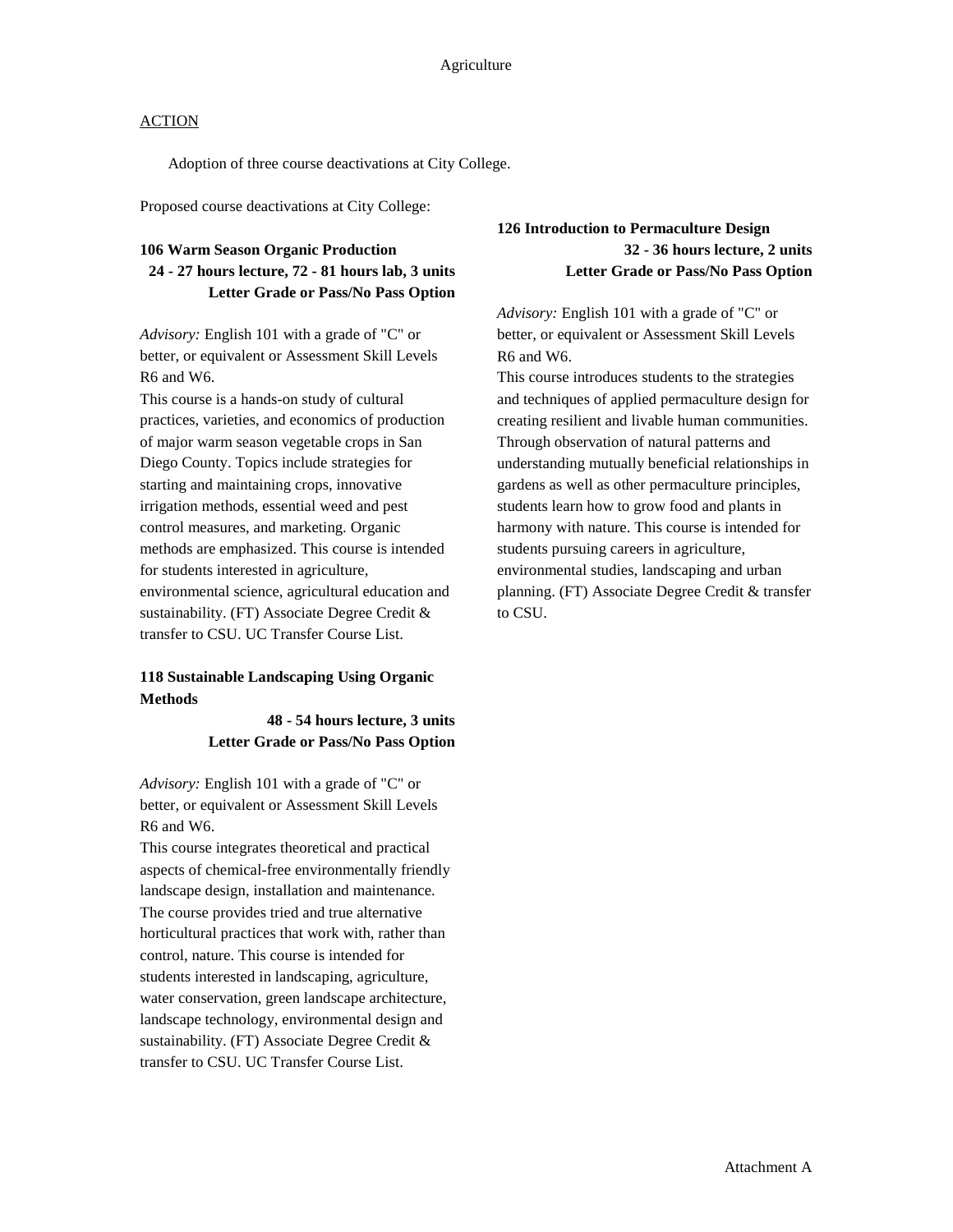Agriculture

ACTION

Adoption of three course deactivations at City College.

Proposed course deactivations at City College:

**106 Warm Season Organic Production**
**24 - 27 hours lecture, 72 - 81 hours lab, 3 units**
**Letter Grade or Pass/No Pass Option**

*Advisory:* English 101 with a grade of "C" or better, or equivalent or Assessment Skill Levels R6 and W6.
This course is a hands-on study of cultural practices, varieties, and economics of production of major warm season vegetable crops in San Diego County. Topics include strategies for starting and maintaining crops, innovative irrigation methods, essential weed and pest control measures, and marketing. Organic methods are emphasized. This course is intended for students interested in agriculture, environmental science, agricultural education and sustainability. (FT) Associate Degree Credit & transfer to CSU. UC Transfer Course List.

**118 Sustainable Landscaping Using Organic Methods**
**48 - 54 hours lecture, 3 units**
**Letter Grade or Pass/No Pass Option**

*Advisory:* English 101 with a grade of "C" or better, or equivalent or Assessment Skill Levels R6 and W6.
This course integrates theoretical and practical aspects of chemical-free environmentally friendly landscape design, installation and maintenance. The course provides tried and true alternative horticultural practices that work with, rather than control, nature. This course is intended for students interested in landscaping, agriculture, water conservation, green landscape architecture, landscape technology, environmental design and sustainability. (FT) Associate Degree Credit & transfer to CSU. UC Transfer Course List.

**126 Introduction to Permaculture Design**
**32 - 36 hours lecture, 2 units**
**Letter Grade or Pass/No Pass Option**

*Advisory:* English 101 with a grade of "C" or better, or equivalent or Assessment Skill Levels R6 and W6.
This course introduces students to the strategies and techniques of applied permaculture design for creating resilient and livable human communities. Through observation of natural patterns and understanding mutually beneficial relationships in gardens as well as other permaculture principles, students learn how to grow food and plants in harmony with nature. This course is intended for students pursuing careers in agriculture, environmental studies, landscaping and urban planning. (FT) Associate Degree Credit & transfer to CSU.

Attachment A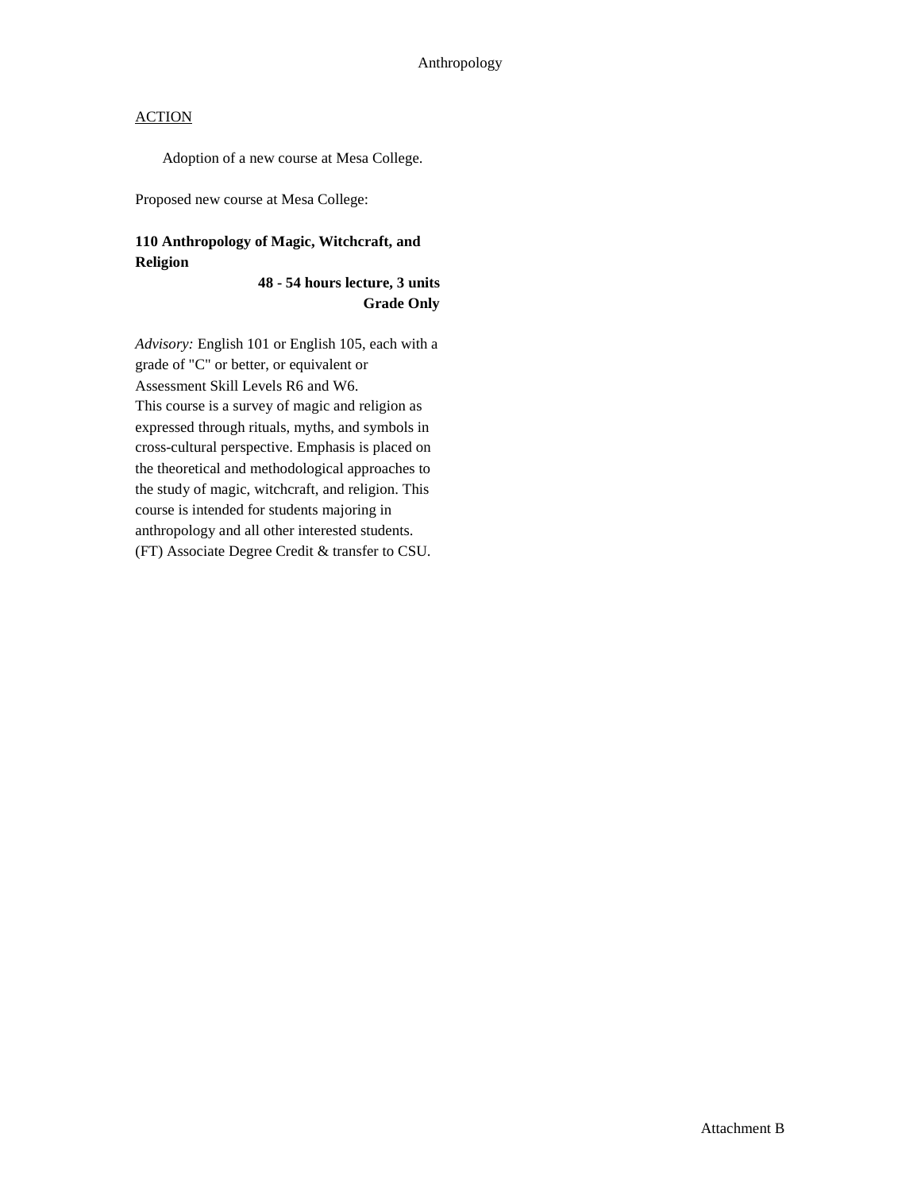Anthropology

ACTION

Adoption of a new course at Mesa College.

Proposed new course at Mesa College:

**110 Anthropology of Magic, Witchcraft, and Religion**

**48 - 54 hours lecture, 3 units**
**Grade Only**

*Advisory:* English 101 or English 105, each with a grade of "C" or better, or equivalent or Assessment Skill Levels R6 and W6.
This course is a survey of magic and religion as expressed through rituals, myths, and symbols in cross-cultural perspective. Emphasis is placed on the theoretical and methodological approaches to the study of magic, witchcraft, and religion. This course is intended for students majoring in anthropology and all other interested students. (FT) Associate Degree Credit & transfer to CSU.

Attachment B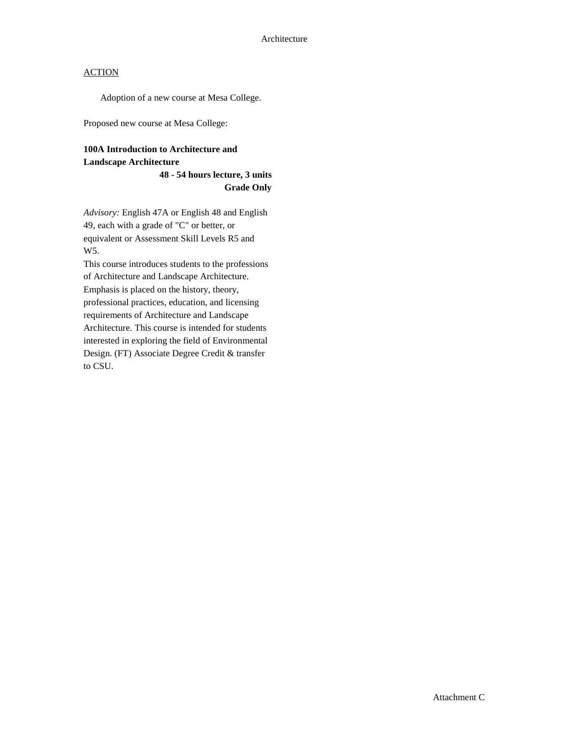Architecture

ACTION

Adoption of a new course at Mesa College.

Proposed new course at Mesa College:

**100A Introduction to Architecture and Landscape Architecture**
**48 - 54 hours lecture, 3 units**
**Grade Only**

*Advisory:* English 47A or English 48 and English 49, each with a grade of "C" or better, or equivalent or Assessment Skill Levels R5 and W5.
This course introduces students to the professions of Architecture and Landscape Architecture. Emphasis is placed on the history, theory, professional practices, education, and licensing requirements of Architecture and Landscape Architecture. This course is intended for students interested in exploring the field of Environmental Design. (FT) Associate Degree Credit & transfer to CSU.

Attachment C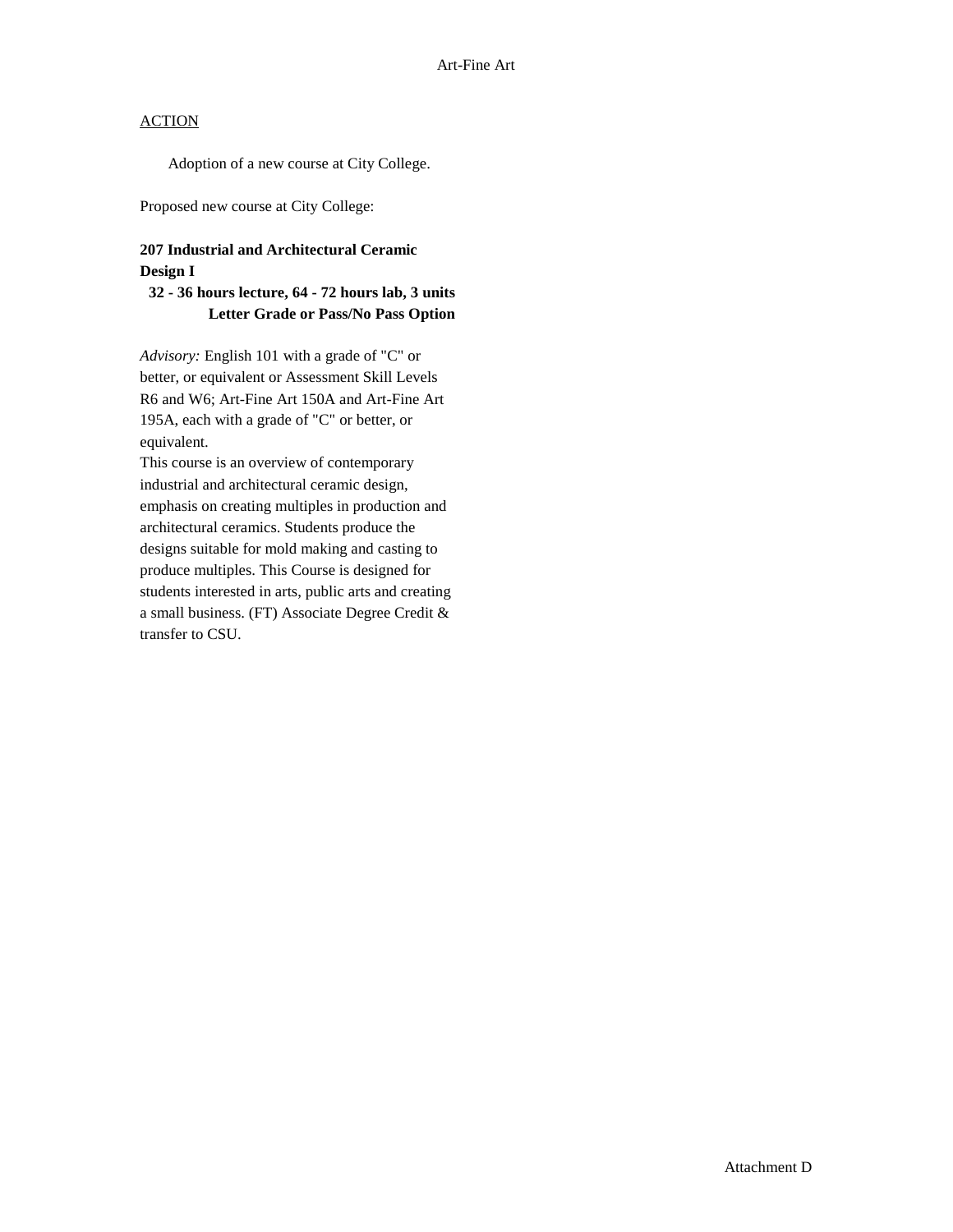Art-Fine Art

ACTION

Adoption of a new course at City College.

Proposed new course at City College:

**207 Industrial and Architectural Ceramic Design I**
**32 - 36 hours lecture, 64 - 72 hours lab, 3 units**
**Letter Grade or Pass/No Pass Option**

*Advisory:* English 101 with a grade of "C" or better, or equivalent or Assessment Skill Levels R6 and W6; Art-Fine Art 150A and Art-Fine Art 195A, each with a grade of "C" or better, or equivalent.
This course is an overview of contemporary industrial and architectural ceramic design, emphasis on creating multiples in production and architectural ceramics. Students produce the designs suitable for mold making and casting to produce multiples. This Course is designed for students interested in arts, public arts and creating a small business. (FT) Associate Degree Credit & transfer to CSU.

Attachment D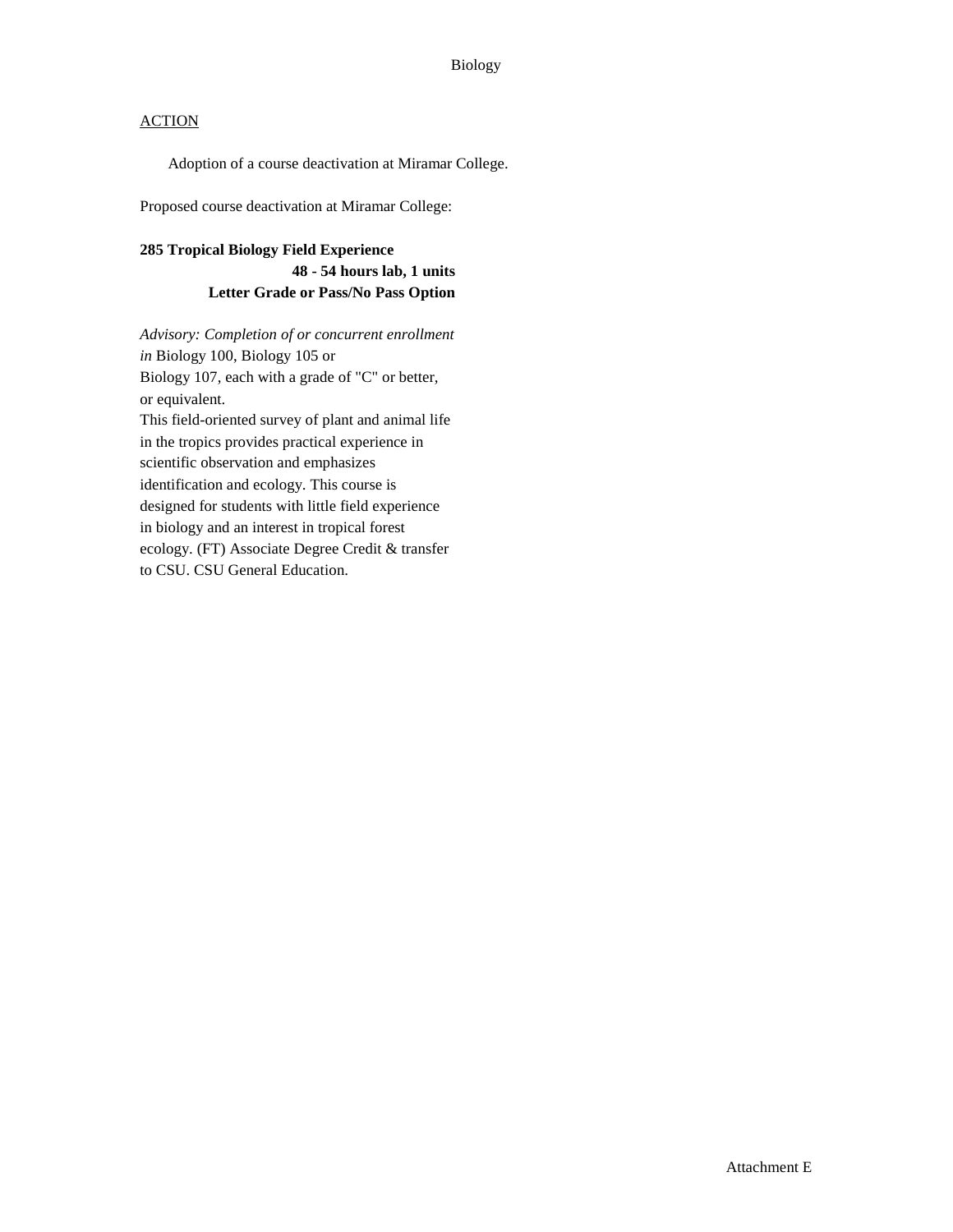Biology

ACTION

Adoption of a course deactivation at Miramar College.

Proposed course deactivation at Miramar College:

**285 Tropical Biology Field Experience**
**48 - 54 hours lab, 1 units**
**Letter Grade or Pass/No Pass Option**

*Advisory: Completion of or concurrent enrollment in* Biology 100, Biology 105 or Biology 107, each with a grade of "C" or better, or equivalent.
This field-oriented survey of plant and animal life in the tropics provides practical experience in scientific observation and emphasizes identification and ecology. This course is designed for students with little field experience in biology and an interest in tropical forest ecology. (FT) Associate Degree Credit & transfer to CSU. CSU General Education.

Attachment E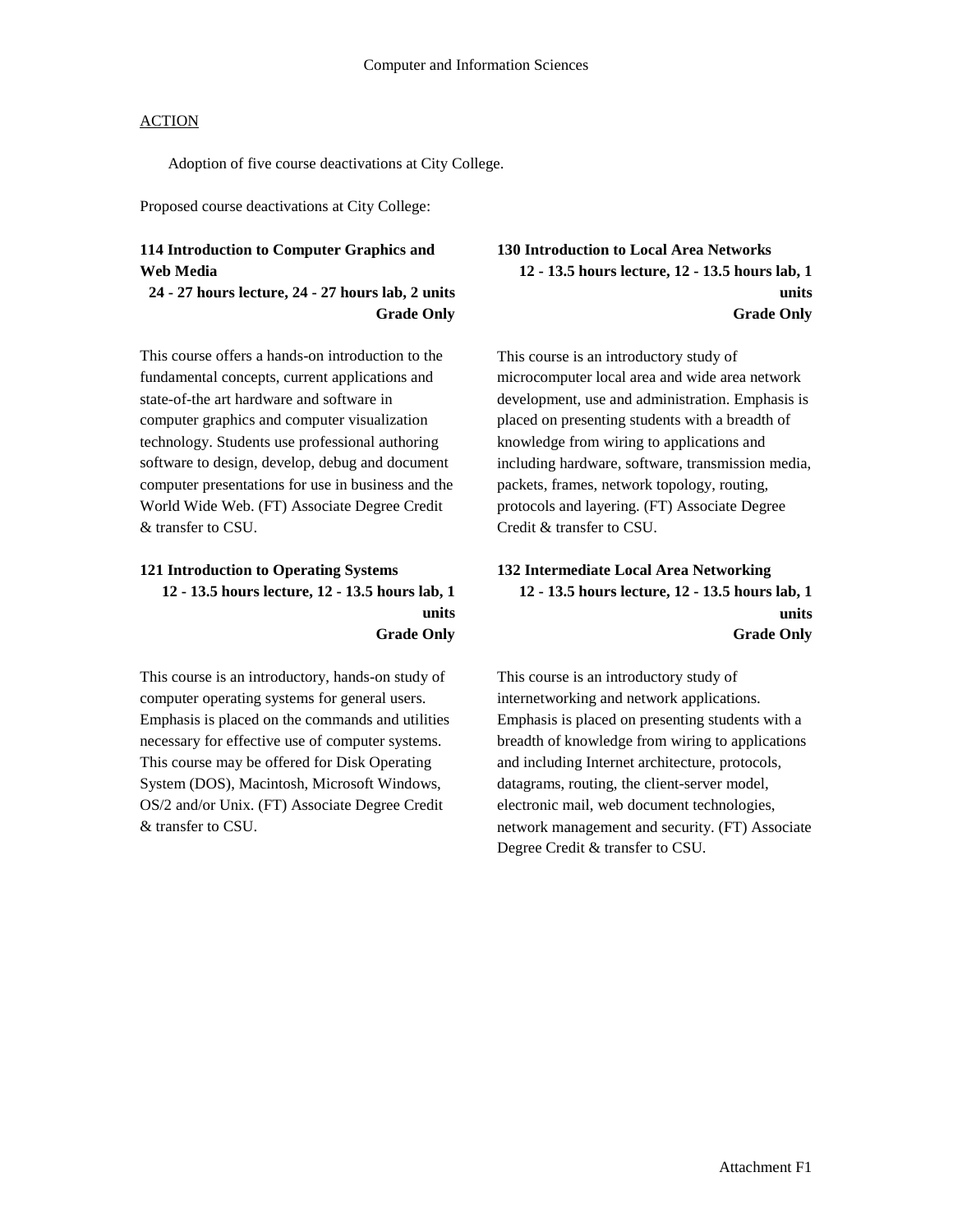Computer and Information Sciences

ACTION

Adoption of five course deactivations at City College.

Proposed course deactivations at City College:

**114 Introduction to Computer Graphics and Web Media**
**24 - 27 hours lecture, 24 - 27 hours lab, 2 units**
**Grade Only**

This course offers a hands-on introduction to the fundamental concepts, current applications and state-of-the art hardware and software in computer graphics and computer visualization technology. Students use professional authoring software to design, develop, debug and document computer presentations for use in business and the World Wide Web. (FT) Associate Degree Credit & transfer to CSU.

**121 Introduction to Operating Systems**
**12 - 13.5 hours lecture, 12 - 13.5 hours lab, 1 units**
**Grade Only**

This course is an introductory, hands-on study of computer operating systems for general users. Emphasis is placed on the commands and utilities necessary for effective use of computer systems. This course may be offered for Disk Operating System (DOS), Macintosh, Microsoft Windows, OS/2 and/or Unix. (FT) Associate Degree Credit & transfer to CSU.

**130 Introduction to Local Area Networks**
**12 - 13.5 hours lecture, 12 - 13.5 hours lab, 1 units**
**Grade Only**

This course is an introductory study of microcomputer local area and wide area network development, use and administration. Emphasis is placed on presenting students with a breadth of knowledge from wiring to applications and including hardware, software, transmission media, packets, frames, network topology, routing, protocols and layering. (FT) Associate Degree Credit & transfer to CSU.

**132 Intermediate Local Area Networking**
**12 - 13.5 hours lecture, 12 - 13.5 hours lab, 1 units**
**Grade Only**

This course is an introductory study of internetworking and network applications. Emphasis is placed on presenting students with a breadth of knowledge from wiring to applications and including Internet architecture, protocols, datagrams, routing, the client-server model, electronic mail, web document technologies, network management and security. (FT) Associate Degree Credit & transfer to CSU.

Attachment F1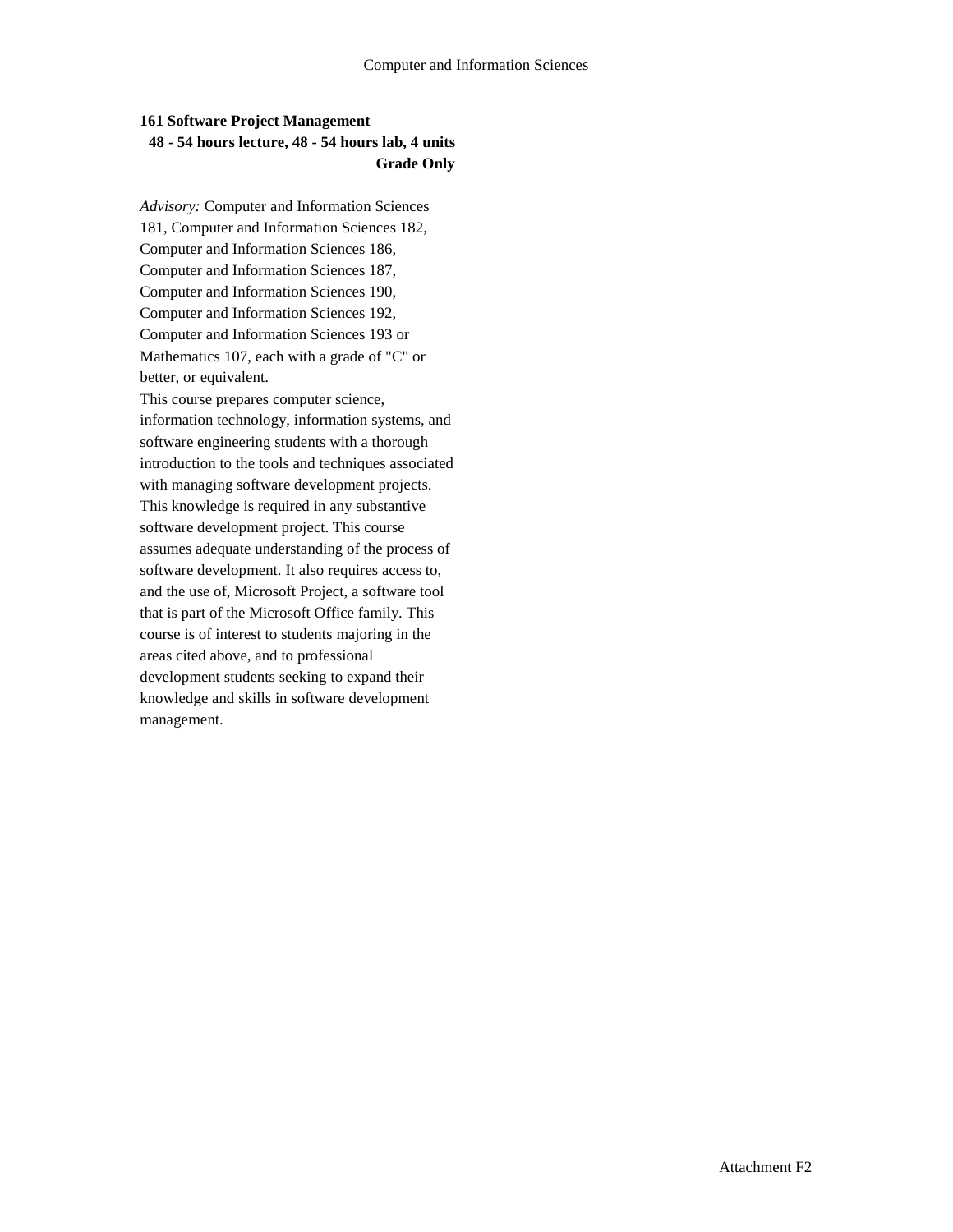**161 Software Project Management**

**48 - 54 hours lecture, 48 - 54 hours lab, 4 units**

**Grade Only**

*Advisory:* Computer and Information Sciences 181, Computer and Information Sciences 182, Computer and Information Sciences 186, Computer and Information Sciences 187, Computer and Information Sciences 190, Computer and Information Sciences 192, Computer and Information Sciences 193 or Mathematics 107, each with a grade of "C" or better, or equivalent.

This course prepares computer science, information technology, information systems, and software engineering students with a thorough introduction to the tools and techniques associated with managing software development projects. This knowledge is required in any substantive software development project. This course assumes adequate understanding of the process of software development. It also requires access to, and the use of, Microsoft Project, a software tool that is part of the Microsoft Office family. This course is of interest to students majoring in the areas cited above, and to professional development students seeking to expand their knowledge and skills in software development management.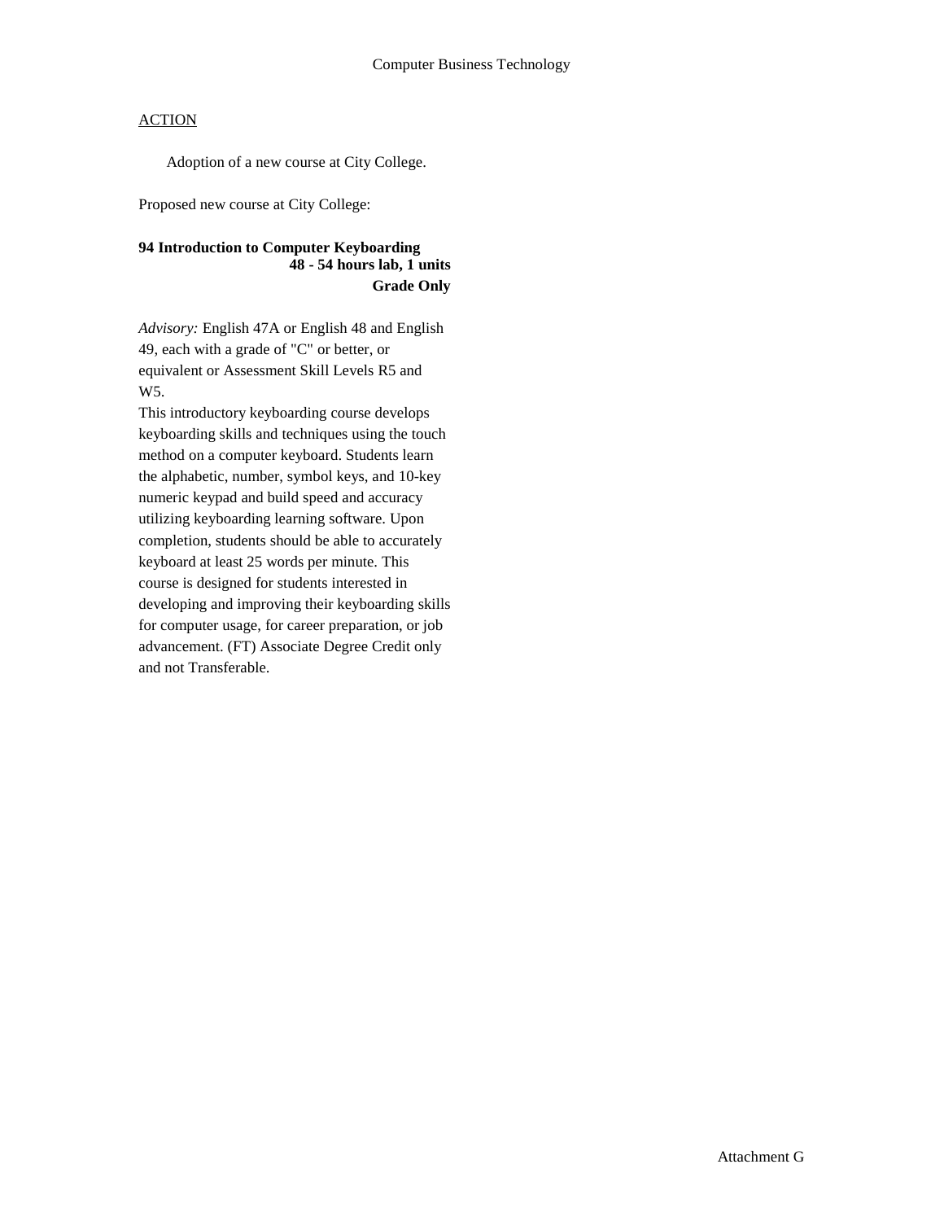Computer Business Technology

ACTION

Adoption of a new course at City College.

Proposed new course at City College:

**94 Introduction to Computer Keyboarding**
**48 - 54 hours lab, 1 units**
**Grade Only**

*Advisory:* English 47A or English 48 and English 49, each with a grade of "C" or better, or equivalent or Assessment Skill Levels R5 and W5.

This introductory keyboarding course develops keyboarding skills and techniques using the touch method on a computer keyboard. Students learn the alphabetic, number, symbol keys, and 10-key numeric keypad and build speed and accuracy utilizing keyboarding learning software. Upon completion, students should be able to accurately keyboard at least 25 words per minute. This course is designed for students interested in developing and improving their keyboarding skills for computer usage, for career preparation, or job advancement. (FT) Associate Degree Credit only and not Transferable.

Attachment G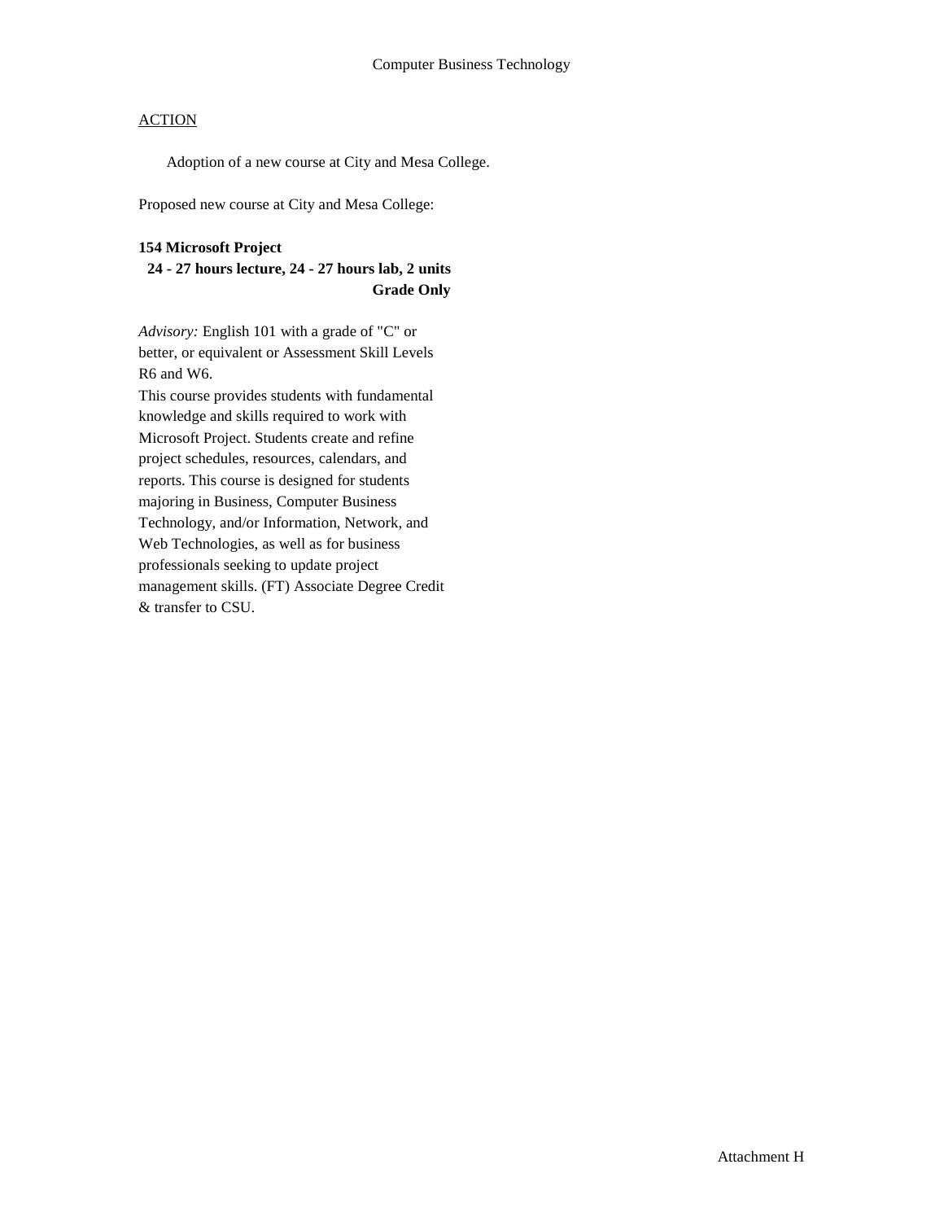Computer Business Technology

ACTION

Adoption of a new course at City and Mesa College.

Proposed new course at City and Mesa College:

**154 Microsoft Project**
**24 - 27 hours lecture, 24 - 27 hours lab, 2 units**
**Grade Only**

*Advisory:* English 101 with a grade of "C" or better, or equivalent or Assessment Skill Levels R6 and W6.
This course provides students with fundamental knowledge and skills required to work with Microsoft Project. Students create and refine project schedules, resources, calendars, and reports. This course is designed for students majoring in Business, Computer Business Technology, and/or Information, Network, and Web Technologies, as well as for business professionals seeking to update project management skills. (FT) Associate Degree Credit & transfer to CSU.

Attachment H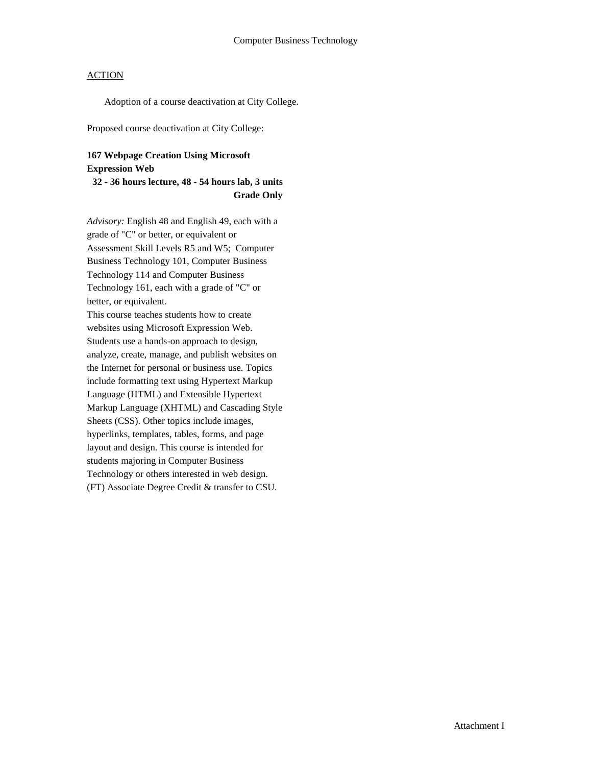Computer Business Technology

ACTION

Adoption of a course deactivation at City College.

Proposed course deactivation at City College:

**167 Webpage Creation Using Microsoft Expression Web**
**32 - 36 hours lecture, 48 - 54 hours lab, 3 units**
**Grade Only**

*Advisory:* English 48 and English 49, each with a grade of "C" or better, or equivalent or Assessment Skill Levels R5 and W5; Computer Business Technology 101, Computer Business Technology 114 and Computer Business Technology 161, each with a grade of "C" or better, or equivalent.
This course teaches students how to create websites using Microsoft Expression Web. Students use a hands-on approach to design, analyze, create, manage, and publish websites on the Internet for personal or business use. Topics include formatting text using Hypertext Markup Language (HTML) and Extensible Hypertext Markup Language (XHTML) and Cascading Style Sheets (CSS). Other topics include images, hyperlinks, templates, tables, forms, and page layout and design. This course is intended for students majoring in Computer Business Technology or others interested in web design. (FT) Associate Degree Credit & transfer to CSU.

Attachment I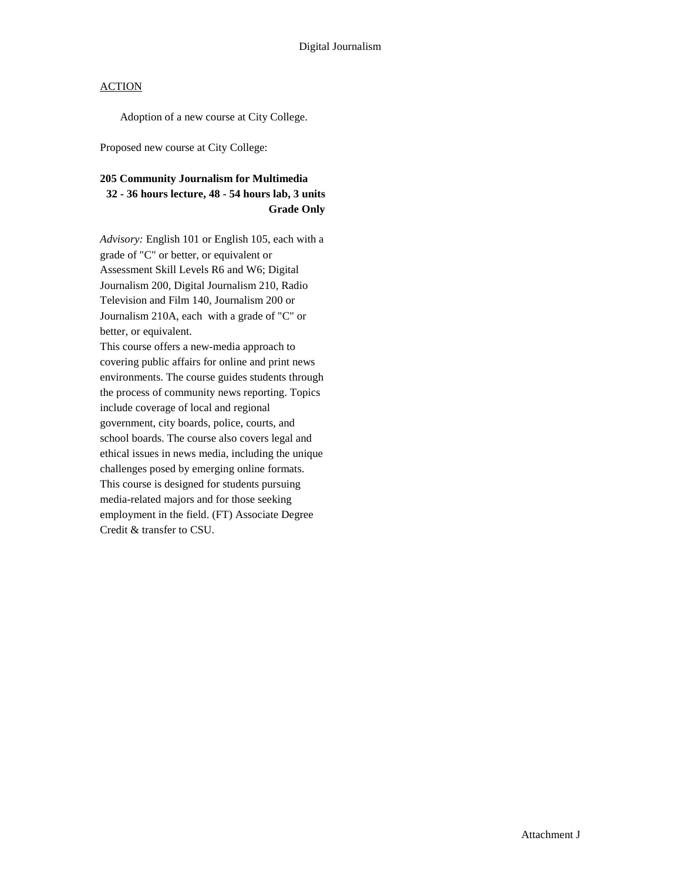Digital Journalism

ACTION

Adoption of a new course at City College.

Proposed new course at City College:

**205 Community Journalism for Multimedia**
**32 - 36 hours lecture, 48 - 54 hours lab, 3 units**
**Grade Only**

*Advisory:* English 101 or English 105, each with a grade of "C" or better, or equivalent or Assessment Skill Levels R6 and W6; Digital Journalism 200, Digital Journalism 210, Radio Television and Film 140, Journalism 200 or Journalism 210A, each with a grade of "C" or better, or equivalent.
This course offers a new-media approach to covering public affairs for online and print news environments. The course guides students through the process of community news reporting. Topics include coverage of local and regional government, city boards, police, courts, and school boards. The course also covers legal and ethical issues in news media, including the unique challenges posed by emerging online formats. This course is designed for students pursuing media-related majors and for those seeking employment in the field. (FT) Associate Degree Credit & transfer to CSU.

Attachment J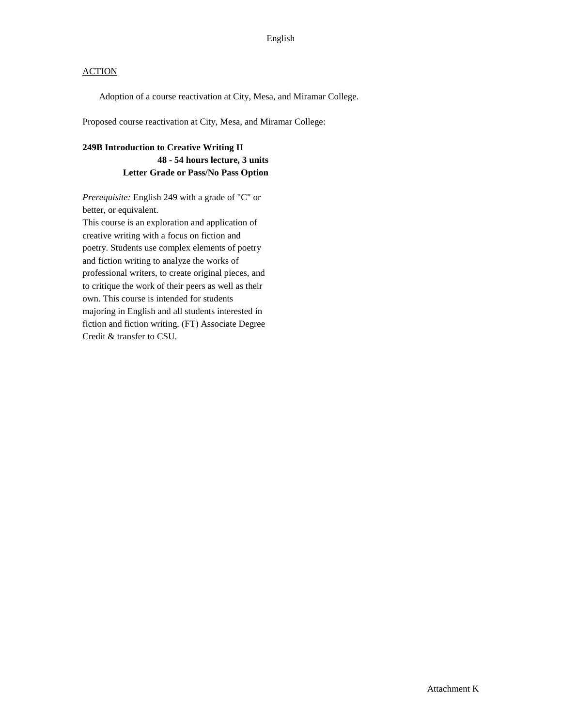## ACTION

Adoption of a course reactivation at City, Mesa, and Miramar College.

Proposed course reactivation at City, Mesa, and Miramar College:

**249B Introduction to Creative Writing II**
**48 - 54 hours lecture, 3 units**
**Letter Grade or Pass/No Pass Option**

*Prerequisite:* English 249 with a grade of "C" or better, or equivalent.
This course is an exploration and application of creative writing with a focus on fiction and poetry. Students use complex elements of poetry and fiction writing to analyze the works of professional writers, to create original pieces, and to critique the work of their peers as well as their own. This course is intended for students majoring in English and all students interested in fiction and fiction writing. (FT) Associate Degree Credit & transfer to CSU.

Attachment K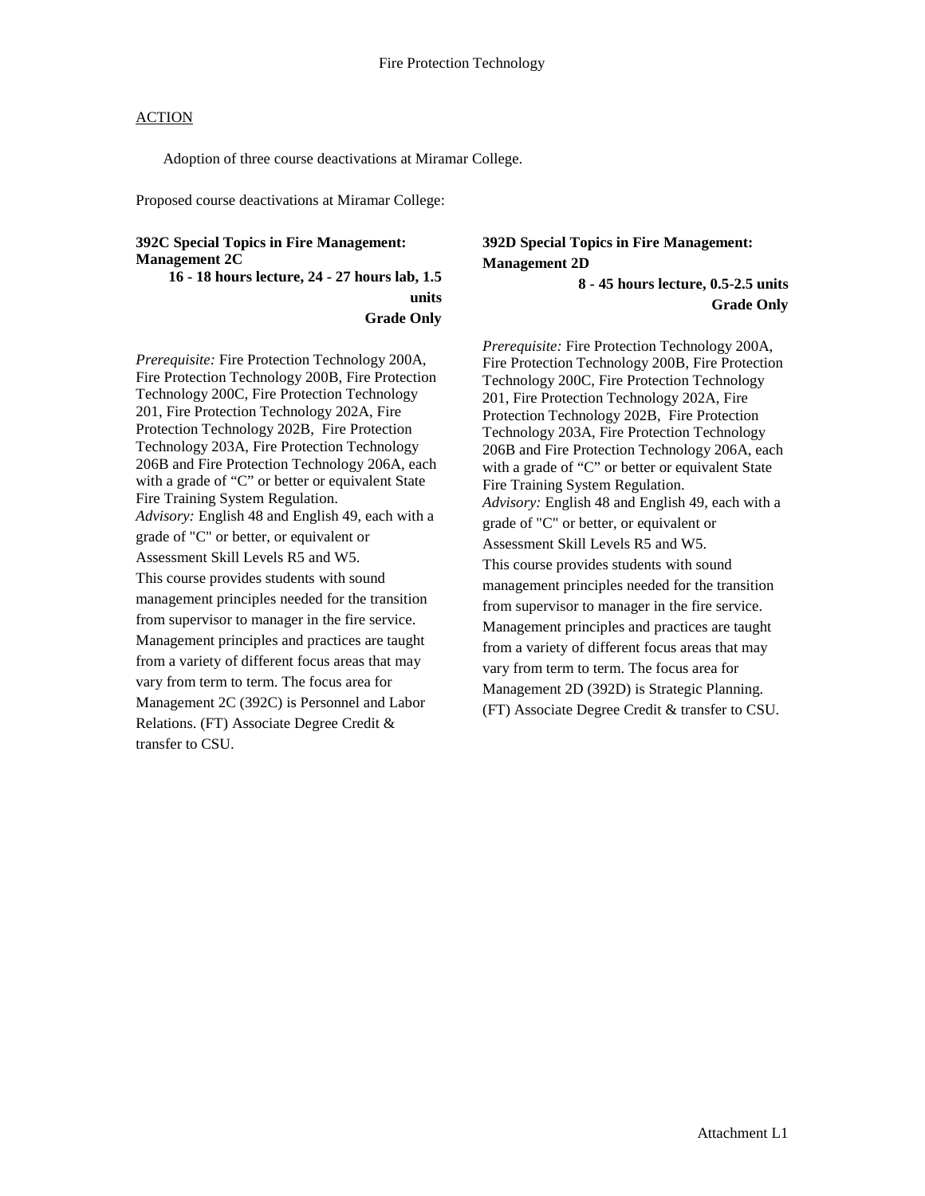Fire Protection Technology

<u>ACTION</u>

Adoption of three course deactivations at Miramar College.

Proposed course deactivations at Miramar College:

**392C Special Topics in Fire Management: Management 2C**

**16 - 18 hours lecture, 24 - 27 hours lab, 1.5 units**

**Grade Only**

*Prerequisite:* Fire Protection Technology 200A, Fire Protection Technology 200B, Fire Protection Technology 200C, Fire Protection Technology 201, Fire Protection Technology 202A, Fire Protection Technology 202B, Fire Protection Technology 203A, Fire Protection Technology 206B and Fire Protection Technology 206A, each with a grade of "C" or better or equivalent State Fire Training System Regulation.
*Advisory:* English 48 and English 49, each with a grade of "C" or better, or equivalent or Assessment Skill Levels R5 and W5.
This course provides students with sound management principles needed for the transition from supervisor to manager in the fire service. Management principles and practices are taught from a variety of different focus areas that may vary from term to term. The focus area for Management 2C (392C) is Personnel and Labor Relations. (FT) Associate Degree Credit & transfer to CSU.

**392D Special Topics in Fire Management: Management 2D**

**8 - 45 hours lecture, 0.5-2.5 units**

**Grade Only**

*Prerequisite:* Fire Protection Technology 200A, Fire Protection Technology 200B, Fire Protection Technology 200C, Fire Protection Technology 201, Fire Protection Technology 202A, Fire Protection Technology 202B, Fire Protection Technology 203A, Fire Protection Technology 206B and Fire Protection Technology 206A, each with a grade of "C" or better or equivalent State Fire Training System Regulation.
*Advisory:* English 48 and English 49, each with a grade of "C" or better, or equivalent or Assessment Skill Levels R5 and W5.
This course provides students with sound management principles needed for the transition from supervisor to manager in the fire service. Management principles and practices are taught from a variety of different focus areas that may vary from term to term. The focus area for Management 2D (392D) is Strategic Planning. (FT) Associate Degree Credit & transfer to CSU.

Attachment L1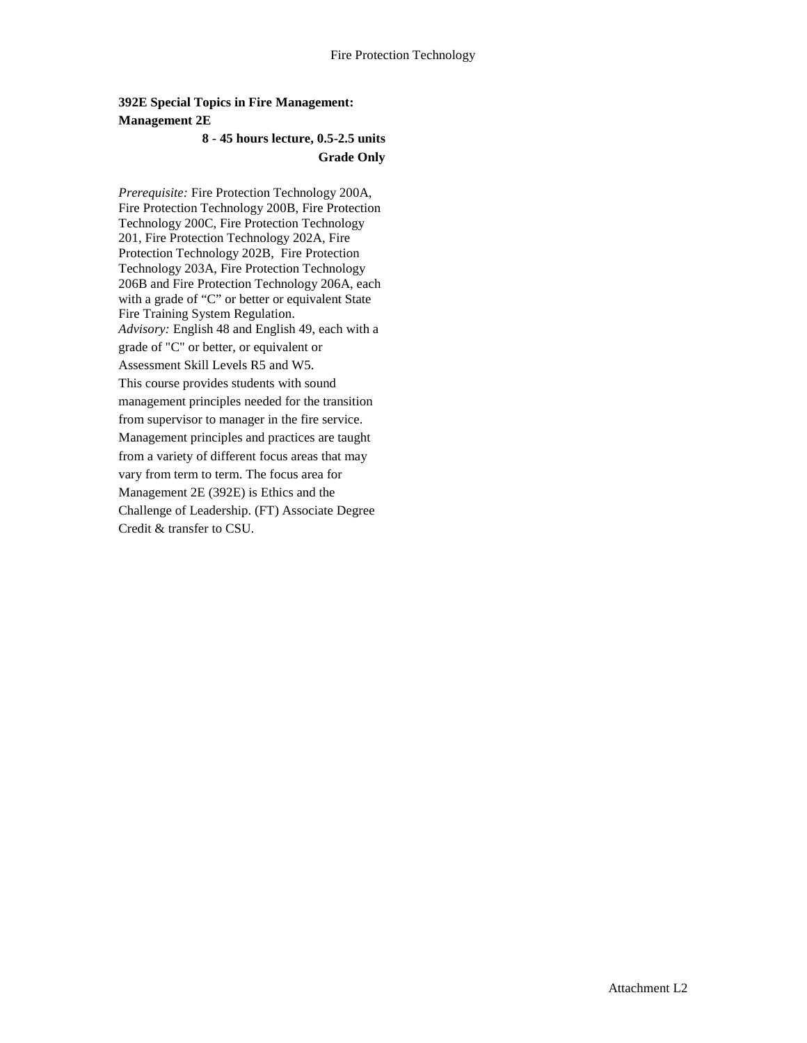**392E Special Topics in Fire Management: Management 2E**

**8 - 45 hours lecture, 0.5-2.5 units**

**Grade Only**

*Prerequisite:* Fire Protection Technology 200A, Fire Protection Technology 200B, Fire Protection Technology 200C, Fire Protection Technology 201, Fire Protection Technology 202A, Fire Protection Technology 202B, Fire Protection Technology 203A, Fire Protection Technology 206B and Fire Protection Technology 206A, each with a grade of "C" or better or equivalent State Fire Training System Regulation.
*Advisory:* English 48 and English 49, each with a grade of "C" or better, or equivalent or Assessment Skill Levels R5 and W5.
This course provides students with sound management principles needed for the transition from supervisor to manager in the fire service. Management principles and practices are taught from a variety of different focus areas that may vary from term to term. The focus area for Management 2E (392E) is Ethics and the Challenge of Leadership. (FT) Associate Degree Credit & transfer to CSU.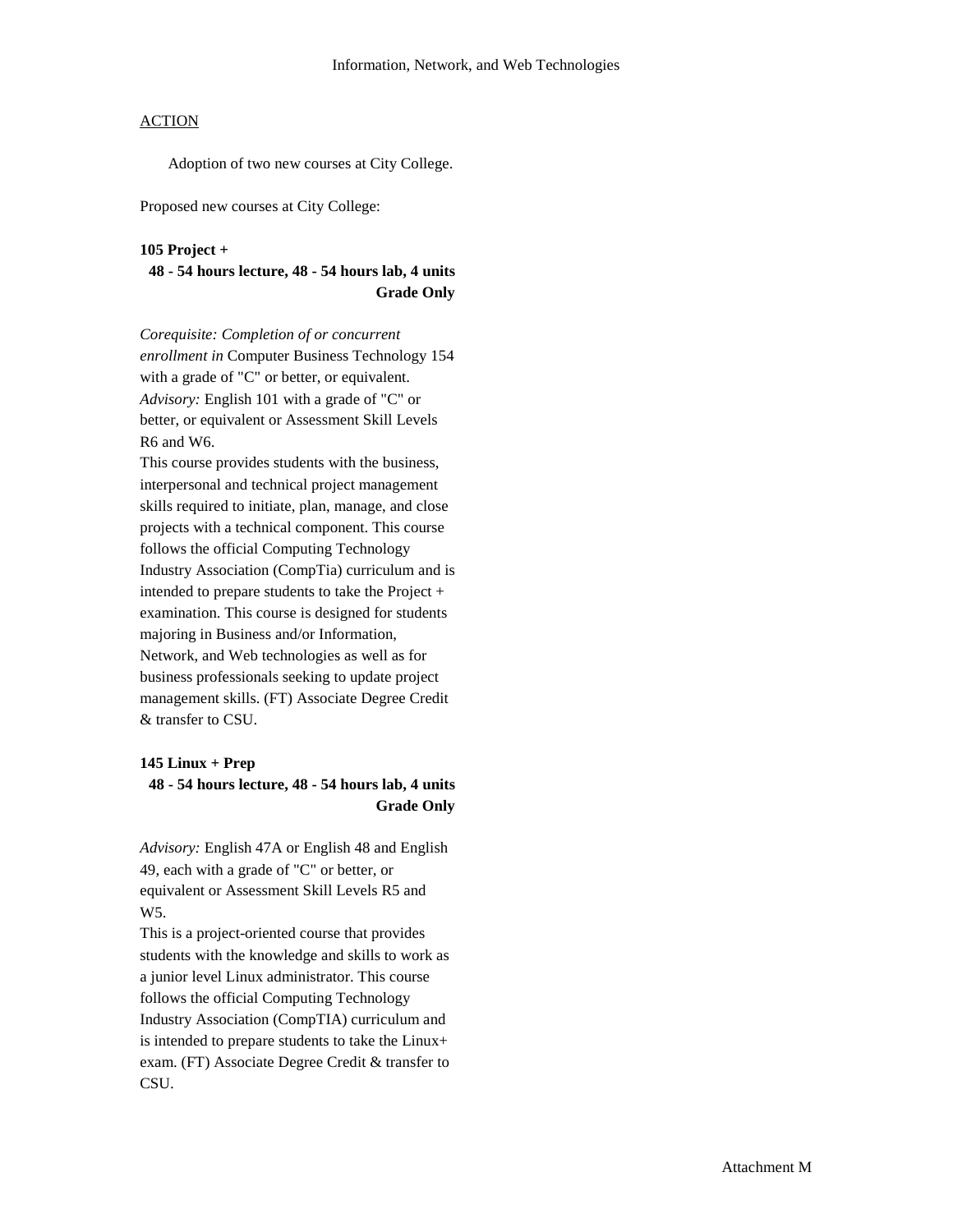## Information, Network, and Web Technologies

ACTION

Adoption of two new courses at City College.

Proposed new courses at City College:

**105 Project +**
**48 - 54 hours lecture, 48 - 54 hours lab, 4 units**
**Grade Only**

*Corequisite: Completion of or concurrent enrollment in* Computer Business Technology 154 with a grade of "C" or better, or equivalent.
*Advisory:* English 101 with a grade of "C" or better, or equivalent or Assessment Skill Levels R6 and W6.
This course provides students with the business, interpersonal and technical project management skills required to initiate, plan, manage, and close projects with a technical component. This course follows the official Computing Technology Industry Association (CompTia) curriculum and is intended to prepare students to take the Project + examination. This course is designed for students majoring in Business and/or Information, Network, and Web technologies as well as for business professionals seeking to update project management skills. (FT) Associate Degree Credit & transfer to CSU.

**145 Linux + Prep**
**48 - 54 hours lecture, 48 - 54 hours lab, 4 units**
**Grade Only**

*Advisory:* English 47A or English 48 and English 49, each with a grade of "C" or better, or equivalent or Assessment Skill Levels R5 and W5.
This is a project-oriented course that provides students with the knowledge and skills to work as a junior level Linux administrator. This course follows the official Computing Technology Industry Association (CompTIA) curriculum and is intended to prepare students to take the Linux+ exam. (FT) Associate Degree Credit & transfer to CSU.

Attachment M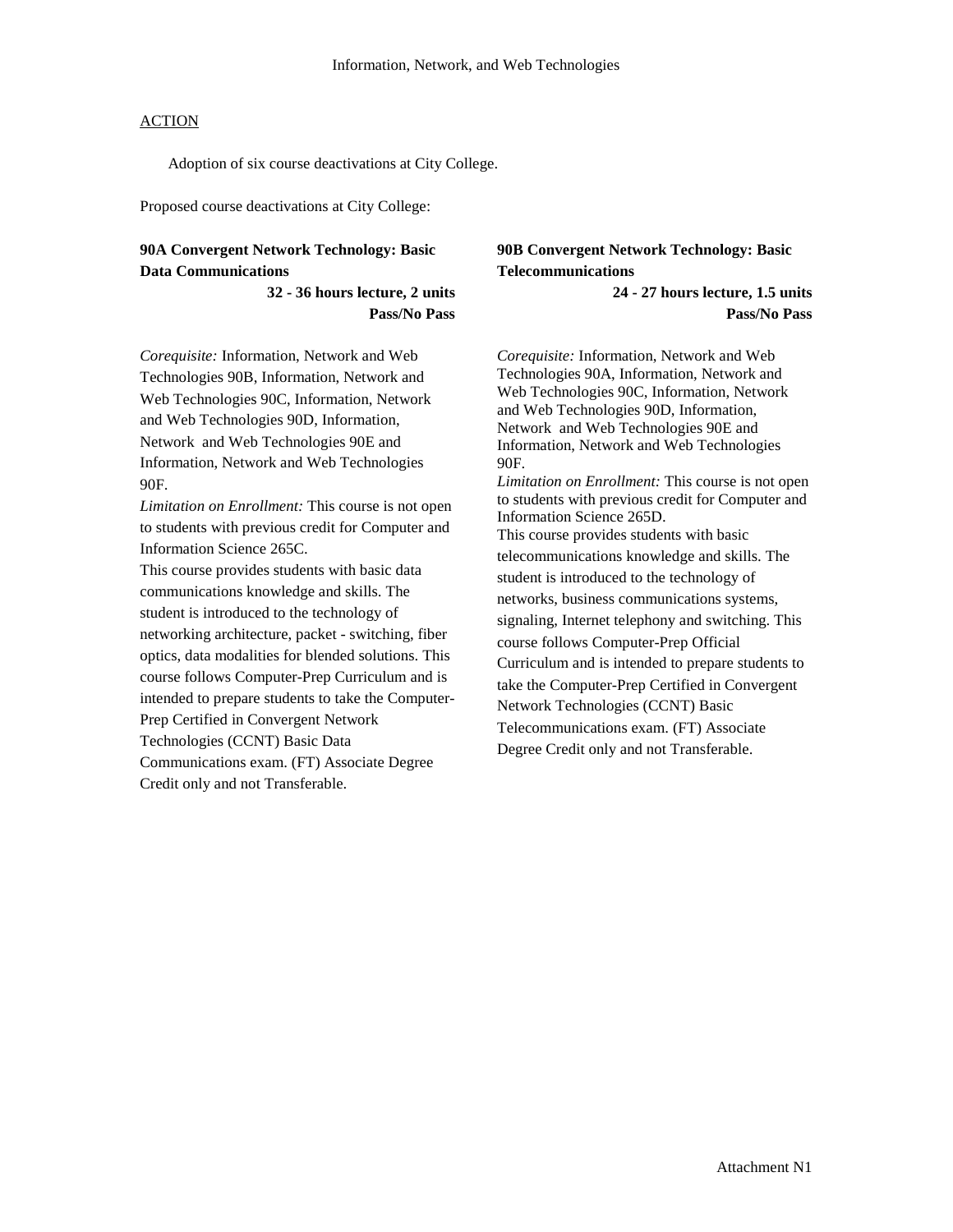ACTION

Adoption of six course deactivations at City College.

Proposed course deactivations at City College:

**90A Convergent Network Technology: Basic Data Communications**
**32 - 36 hours lecture, 2 units**
**Pass/No Pass**

*Corequisite:* Information, Network and Web Technologies 90B, Information, Network and Web Technologies 90C, Information, Network and Web Technologies 90D, Information, Network and Web Technologies 90E and Information, Network and Web Technologies 90F.
*Limitation on Enrollment:* This course is not open to students with previous credit for Computer and Information Science 265C.
This course provides students with basic data communications knowledge and skills. The student is introduced to the technology of networking architecture, packet - switching, fiber optics, data modalities for blended solutions. This course follows Computer-Prep Curriculum and is intended to prepare students to take the Computer-Prep Certified in Convergent Network Technologies (CCNT) Basic Data Communications exam. (FT) Associate Degree Credit only and not Transferable.

**90B Convergent Network Technology: Basic Telecommunications**
**24 - 27 hours lecture, 1.5 units**
**Pass/No Pass**

*Corequisite:* Information, Network and Web Technologies 90A, Information, Network and Web Technologies 90C, Information, Network and Web Technologies 90D, Information, Network and Web Technologies 90E and Information, Network and Web Technologies 90F.
*Limitation on Enrollment:* This course is not open to students with previous credit for Computer and Information Science 265D.
This course provides students with basic telecommunications knowledge and skills. The student is introduced to the technology of networks, business communications systems, signaling, Internet telephony and switching. This course follows Computer-Prep Official Curriculum and is intended to prepare students to take the Computer-Prep Certified in Convergent Network Technologies (CCNT) Basic Telecommunications exam. (FT) Associate Degree Credit only and not Transferable.

Attachment N1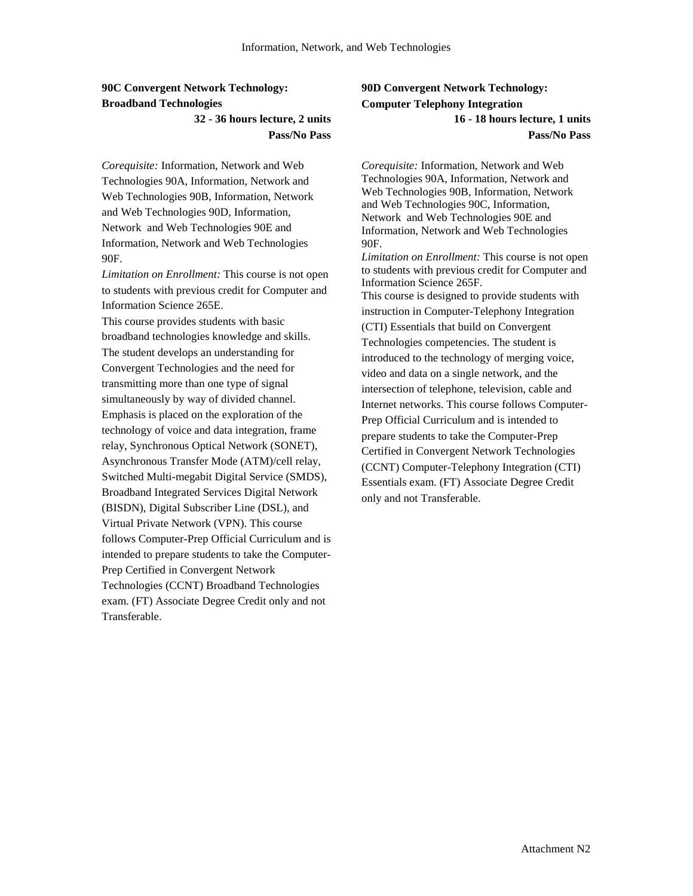### 90C Convergent Network Technology: Broadband Technologies

**32 - 36 hours lecture, 2 units**
**Pass/No Pass**

*Corequisite:* Information, Network and Web Technologies 90A, Information, Network and Web Technologies 90B, Information, Network and Web Technologies 90D, Information, Network and Web Technologies 90E and Information, Network and Web Technologies 90F.
*Limitation on Enrollment:* This course is not open to students with previous credit for Computer and Information Science 265E.
This course provides students with basic broadband technologies knowledge and skills. The student develops an understanding for Convergent Technologies and the need for transmitting more than one type of signal simultaneously by way of divided channel. Emphasis is placed on the exploration of the technology of voice and data integration, frame relay, Synchronous Optical Network (SONET), Asynchronous Transfer Mode (ATM)/cell relay, Switched Multi-megabit Digital Service (SMDS), Broadband Integrated Services Digital Network (BISDN), Digital Subscriber Line (DSL), and Virtual Private Network (VPN). This course follows Computer-Prep Official Curriculum and is intended to prepare students to take the Computer-Prep Certified in Convergent Network Technologies (CCNT) Broadband Technologies exam. (FT) Associate Degree Credit only and not Transferable.

### 90D Convergent Network Technology: Computer Telephony Integration

**16 - 18 hours lecture, 1 units**
**Pass/No Pass**

*Corequisite:* Information, Network and Web Technologies 90A, Information, Network and Web Technologies 90B, Information, Network and Web Technologies 90C, Information, Network and Web Technologies 90E and Information, Network and Web Technologies 90F.
*Limitation on Enrollment:* This course is not open to students with previous credit for Computer and Information Science 265F.
This course is designed to provide students with instruction in Computer-Telephony Integration (CTI) Essentials that build on Convergent Technologies competencies. The student is introduced to the technology of merging voice, video and data on a single network, and the intersection of telephone, television, cable and Internet networks. This course follows Computer-Prep Official Curriculum and is intended to prepare students to take the Computer-Prep Certified in Convergent Network Technologies (CCNT) Computer-Telephony Integration (CTI) Essentials exam. (FT) Associate Degree Credit only and not Transferable.

Attachment N2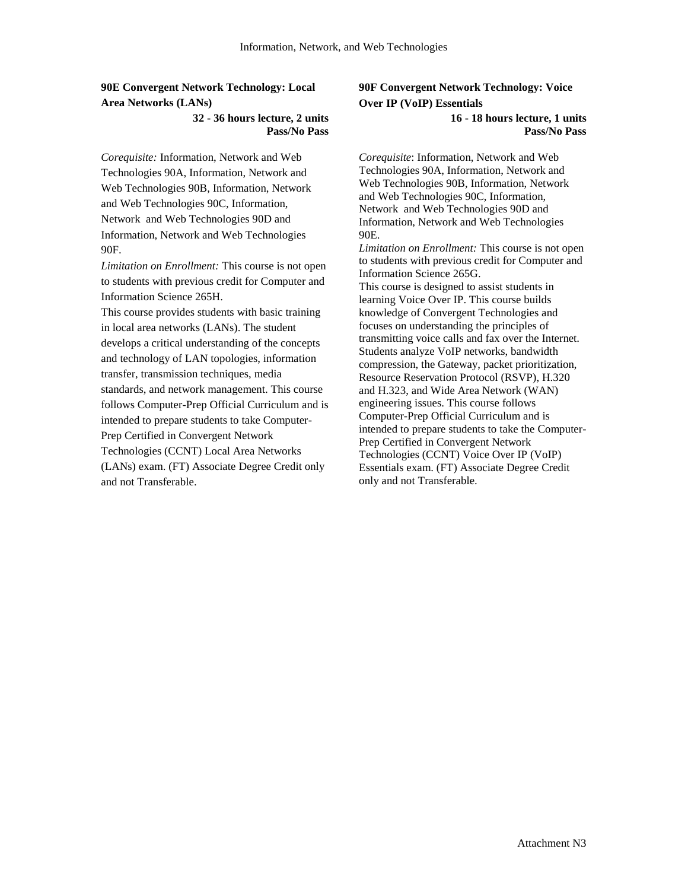**90E Convergent Network Technology: Local Area Networks (LANs)**

**32 - 36 hours lecture, 2 units**
**Pass/No Pass**

*Corequisite:* Information, Network and Web Technologies 90A, Information, Network and Web Technologies 90B, Information, Network and Web Technologies 90C, Information, Network and Web Technologies 90D and Information, Network and Web Technologies 90F.

*Limitation on Enrollment:* This course is not open to students with previous credit for Computer and Information Science 265H.

This course provides students with basic training in local area networks (LANs). The student develops a critical understanding of the concepts and technology of LAN topologies, information transfer, transmission techniques, media standards, and network management. This course follows Computer-Prep Official Curriculum and is intended to prepare students to take Computer-Prep Certified in Convergent Network Technologies (CCNT) Local Area Networks (LANs) exam. (FT) Associate Degree Credit only and not Transferable.

**90F Convergent Network Technology: Voice Over IP (VoIP) Essentials**

**16 - 18 hours lecture, 1 units**
**Pass/No Pass**

*Corequisite*: Information, Network and Web Technologies 90A, Information, Network and Web Technologies 90B, Information, Network and Web Technologies 90C, Information, Network and Web Technologies 90D and Information, Network and Web Technologies 90E.

*Limitation on Enrollment:* This course is not open to students with previous credit for Computer and Information Science 265G.

This course is designed to assist students in learning Voice Over IP. This course builds knowledge of Convergent Technologies and focuses on understanding the principles of transmitting voice calls and fax over the Internet. Students analyze VoIP networks, bandwidth compression, the Gateway, packet prioritization, Resource Reservation Protocol (RSVP), H.320 and H.323, and Wide Area Network (WAN) engineering issues. This course follows Computer-Prep Official Curriculum and is intended to prepare students to take the Computer-Prep Certified in Convergent Network Technologies (CCNT) Voice Over IP (VoIP) Essentials exam. (FT) Associate Degree Credit only and not Transferable.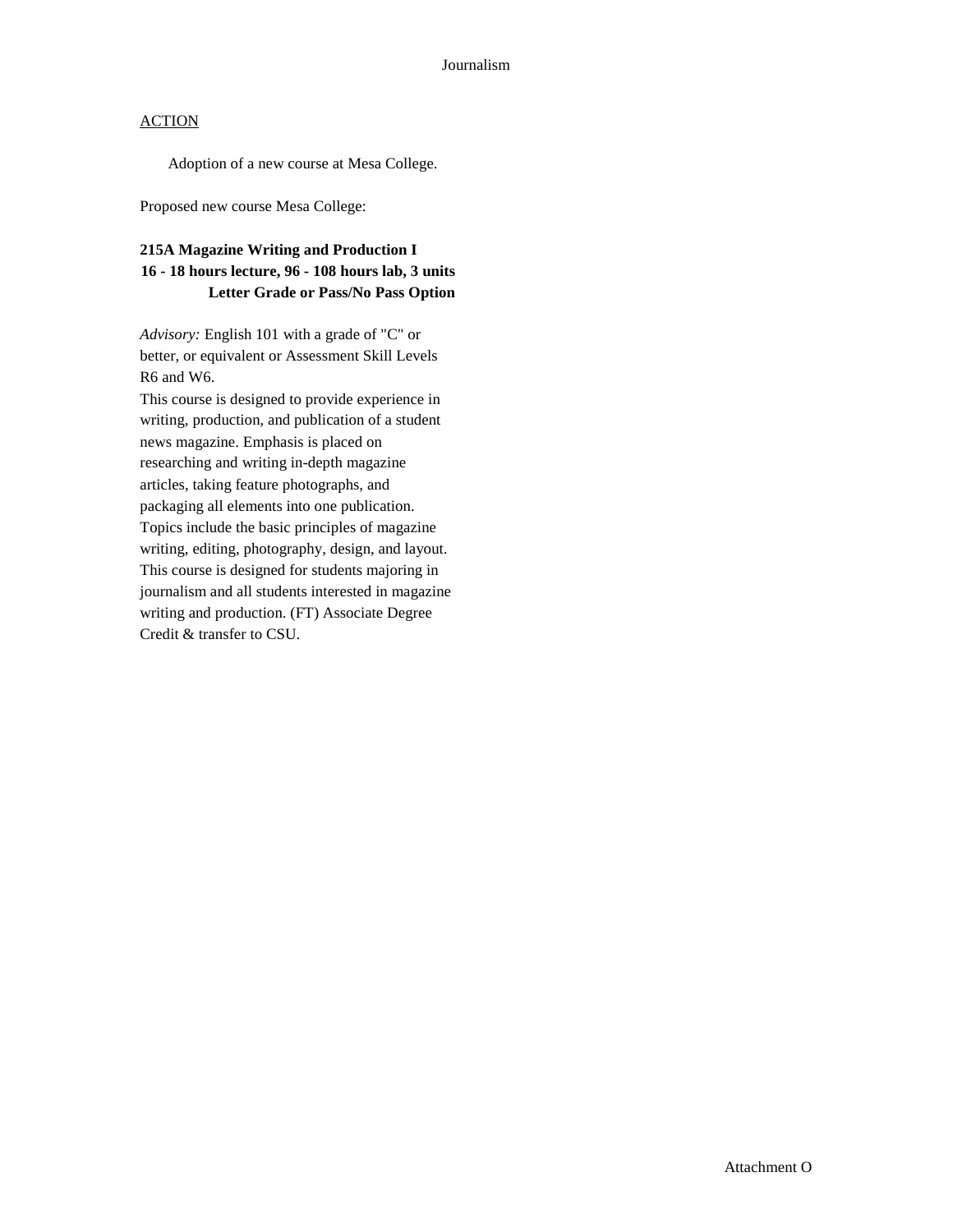ACTION

Adoption of a new course at Mesa College.

Proposed new course Mesa College:

**215A Magazine Writing and Production I**
**16 - 18 hours lecture, 96 - 108 hours lab, 3 units**
**Letter Grade or Pass/No Pass Option**

*Advisory:* English 101 with a grade of "C" or better, or equivalent or Assessment Skill Levels R6 and W6.

This course is designed to provide experience in writing, production, and publication of a student news magazine. Emphasis is placed on researching and writing in-depth magazine articles, taking feature photographs, and packaging all elements into one publication. Topics include the basic principles of magazine writing, editing, photography, design, and layout. This course is designed for students majoring in journalism and all students interested in magazine writing and production. (FT) Associate Degree Credit & transfer to CSU.

Attachment O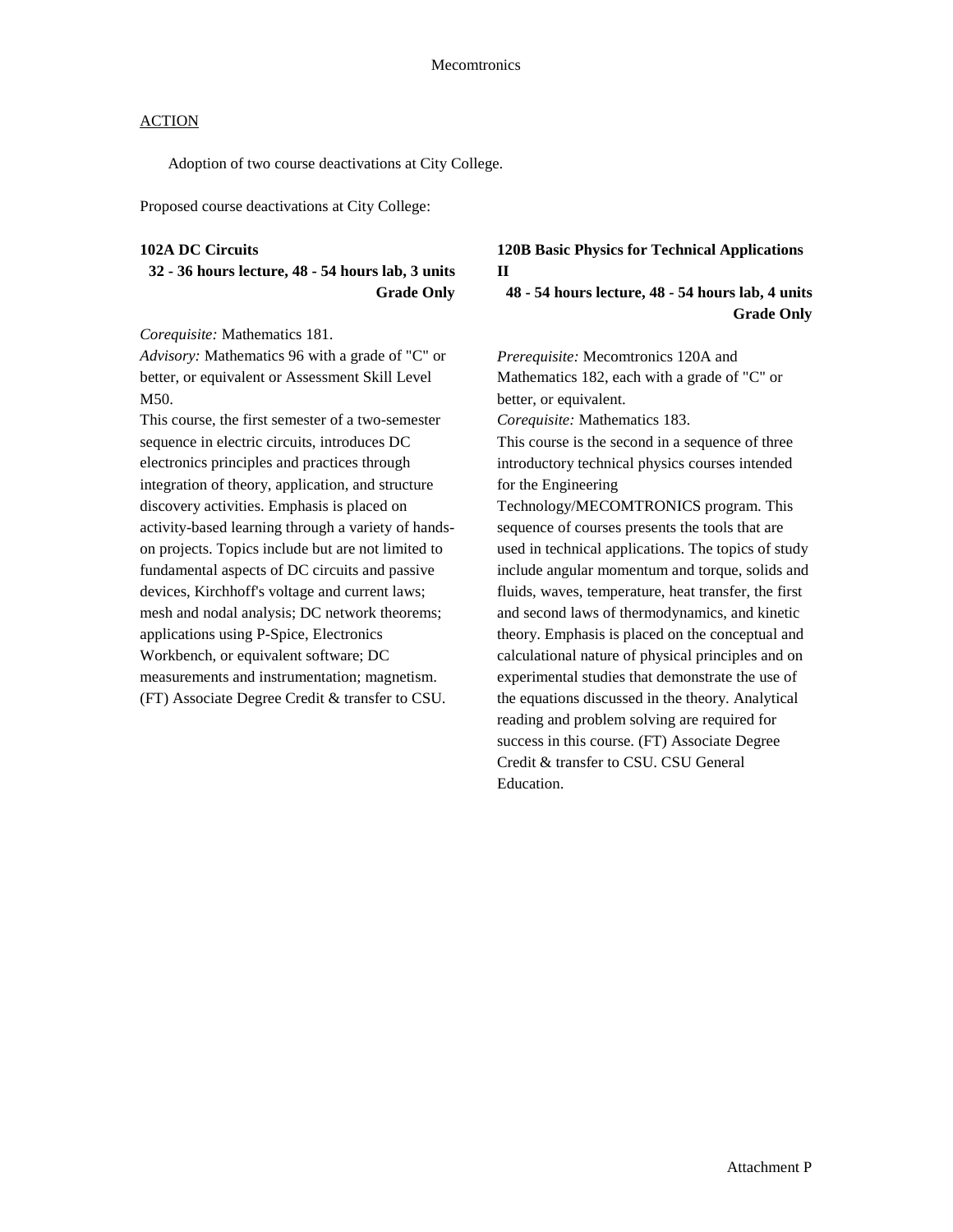Mecomtronics

ACTION

Adoption of two course deactivations at City College.

Proposed course deactivations at City College:

**102A DC Circuits**
**32 - 36 hours lecture, 48 - 54 hours lab, 3 units**
**Grade Only**

*Corequisite:* Mathematics 181.
*Advisory:* Mathematics 96 with a grade of "C" or better, or equivalent or Assessment Skill Level M50.
This course, the first semester of a two-semester sequence in electric circuits, introduces DC electronics principles and practices through integration of theory, application, and structure discovery activities. Emphasis is placed on activity-based learning through a variety of hands-on projects. Topics include but are not limited to fundamental aspects of DC circuits and passive devices, Kirchhoff's voltage and current laws; mesh and nodal analysis; DC network theorems; applications using P-Spice, Electronics Workbench, or equivalent software; DC measurements and instrumentation; magnetism. (FT) Associate Degree Credit & transfer to CSU.

**120B Basic Physics for Technical Applications II**
**48 - 54 hours lecture, 48 - 54 hours lab, 4 units**
**Grade Only**

*Prerequisite:* Mecomtronics 120A and Mathematics 182, each with a grade of "C" or better, or equivalent.
*Corequisite:* Mathematics 183.
This course is the second in a sequence of three introductory technical physics courses intended for the Engineering Technology/MECOMTRONICS program. This sequence of courses presents the tools that are used in technical applications. The topics of study include angular momentum and torque, solids and fluids, waves, temperature, heat transfer, the first and second laws of thermodynamics, and kinetic theory. Emphasis is placed on the conceptual and calculational nature of physical principles and on experimental studies that demonstrate the use of the equations discussed in the theory. Analytical reading and problem solving are required for success in this course. (FT) Associate Degree Credit & transfer to CSU. CSU General Education.

Attachment P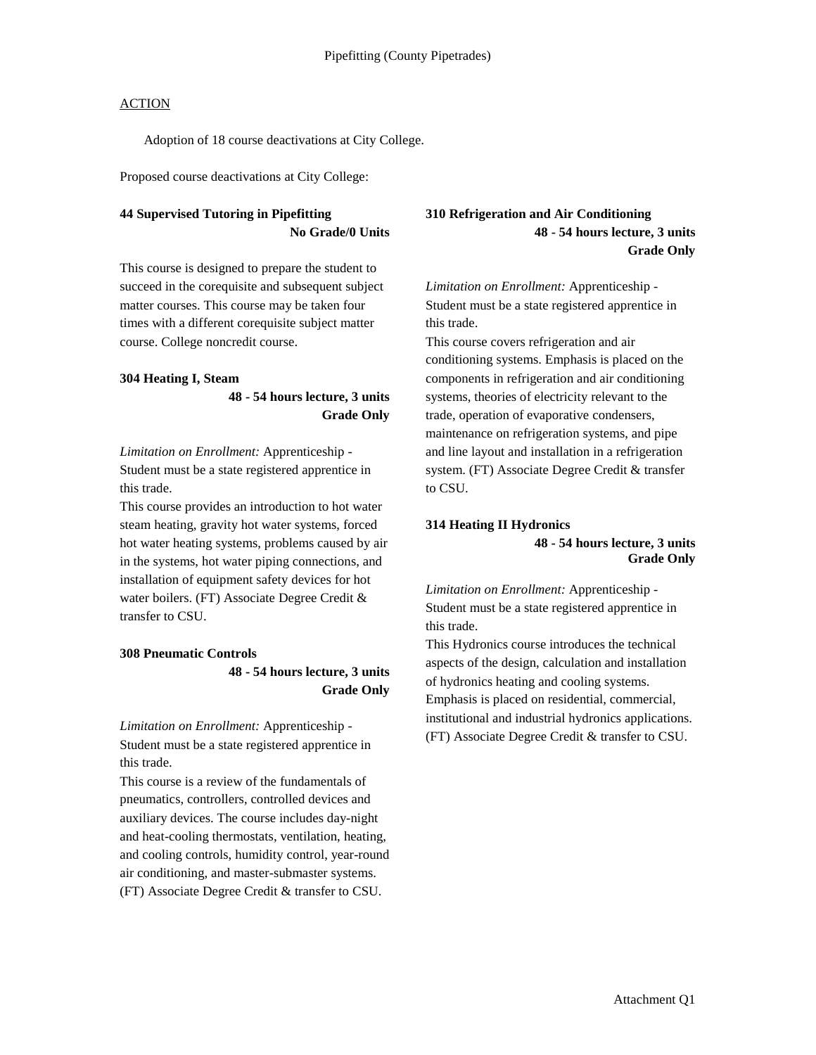Pipefitting (County Pipetrades)

ACTION

Adoption of 18 course deactivations at City College.

Proposed course deactivations at City College:

**44 Supervised Tutoring in Pipefitting**
**No Grade/0 Units**

This course is designed to prepare the student to succeed in the corequisite and subsequent subject matter courses. This course may be taken four times with a different corequisite subject matter course. College noncredit course.

**304 Heating I, Steam**
**48 - 54 hours lecture, 3 units**
**Grade Only**

*Limitation on Enrollment:* Apprenticeship - Student must be a state registered apprentice in this trade.
This course provides an introduction to hot water steam heating, gravity hot water systems, forced hot water heating systems, problems caused by air in the systems, hot water piping connections, and installation of equipment safety devices for hot water boilers. (FT) Associate Degree Credit & transfer to CSU.

**308 Pneumatic Controls**
**48 - 54 hours lecture, 3 units**
**Grade Only**

*Limitation on Enrollment:* Apprenticeship - Student must be a state registered apprentice in this trade.
This course is a review of the fundamentals of pneumatics, controllers, controlled devices and auxiliary devices. The course includes day-night and heat-cooling thermostats, ventilation, heating, and cooling controls, humidity control, year-round air conditioning, and master-submaster systems. (FT) Associate Degree Credit & transfer to CSU.

**310 Refrigeration and Air Conditioning**
**48 - 54 hours lecture, 3 units**
**Grade Only**

*Limitation on Enrollment:* Apprenticeship - Student must be a state registered apprentice in this trade.
This course covers refrigeration and air conditioning systems. Emphasis is placed on the components in refrigeration and air conditioning systems, theories of electricity relevant to the trade, operation of evaporative condensers, maintenance on refrigeration systems, and pipe and line layout and installation in a refrigeration system. (FT) Associate Degree Credit & transfer to CSU.

**314 Heating II Hydronics**
**48 - 54 hours lecture, 3 units**
**Grade Only**

*Limitation on Enrollment:* Apprenticeship - Student must be a state registered apprentice in this trade.
This Hydronics course introduces the technical aspects of the design, calculation and installation of hydronics heating and cooling systems. Emphasis is placed on residential, commercial, institutional and industrial hydronics applications. (FT) Associate Degree Credit & transfer to CSU.

Attachment Q1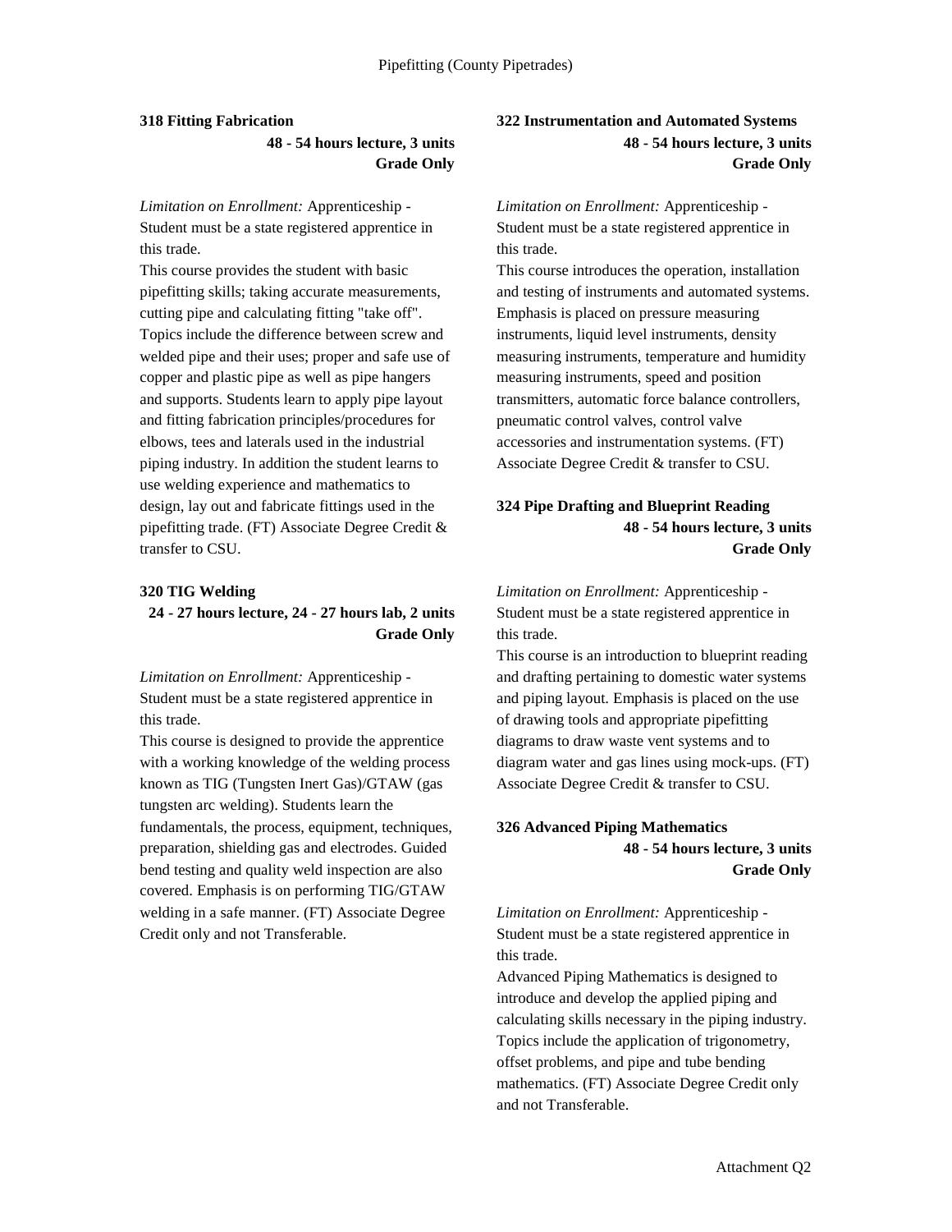### 318 Fitting Fabrication

**48 - 54 hours lecture, 3 units**
**Grade Only**

*Limitation on Enrollment:* Apprenticeship - Student must be a state registered apprentice in this trade.
This course provides the student with basic pipefitting skills; taking accurate measurements, cutting pipe and calculating fitting "take off". Topics include the difference between screw and welded pipe and their uses; proper and safe use of copper and plastic pipe as well as pipe hangers and supports. Students learn to apply pipe layout and fitting fabrication principles/procedures for elbows, tees and laterals used in the industrial piping industry. In addition the student learns to use welding experience and mathematics to design, lay out and fabricate fittings used in the pipefitting trade. (FT) Associate Degree Credit & transfer to CSU.

### 320 TIG Welding

**24 - 27 hours lecture, 24 - 27 hours lab, 2 units**
**Grade Only**

*Limitation on Enrollment:* Apprenticeship - Student must be a state registered apprentice in this trade.
This course is designed to provide the apprentice with a working knowledge of the welding process known as TIG (Tungsten Inert Gas)/GTAW (gas tungsten arc welding). Students learn the fundamentals, the process, equipment, techniques, preparation, shielding gas and electrodes. Guided bend testing and quality weld inspection are also covered. Emphasis is on performing TIG/GTAW welding in a safe manner. (FT) Associate Degree Credit only and not Transferable.

### 322 Instrumentation and Automated Systems

**48 - 54 hours lecture, 3 units**
**Grade Only**

*Limitation on Enrollment:* Apprenticeship - Student must be a state registered apprentice in this trade.
This course introduces the operation, installation and testing of instruments and automated systems. Emphasis is placed on pressure measuring instruments, liquid level instruments, density measuring instruments, temperature and humidity measuring instruments, speed and position transmitters, automatic force balance controllers, pneumatic control valves, control valve accessories and instrumentation systems. (FT) Associate Degree Credit & transfer to CSU.

### 324 Pipe Drafting and Blueprint Reading

**48 - 54 hours lecture, 3 units**
**Grade Only**

*Limitation on Enrollment:* Apprenticeship - Student must be a state registered apprentice in this trade.
This course is an introduction to blueprint reading and drafting pertaining to domestic water systems and piping layout. Emphasis is placed on the use of drawing tools and appropriate pipefitting diagrams to draw waste vent systems and to diagram water and gas lines using mock-ups. (FT) Associate Degree Credit & transfer to CSU.

### 326 Advanced Piping Mathematics

**48 - 54 hours lecture, 3 units**
**Grade Only**

*Limitation on Enrollment:* Apprenticeship - Student must be a state registered apprentice in this trade.
Advanced Piping Mathematics is designed to introduce and develop the applied piping and calculating skills necessary in the piping industry. Topics include the application of trigonometry, offset problems, and pipe and tube bending mathematics. (FT) Associate Degree Credit only and not Transferable.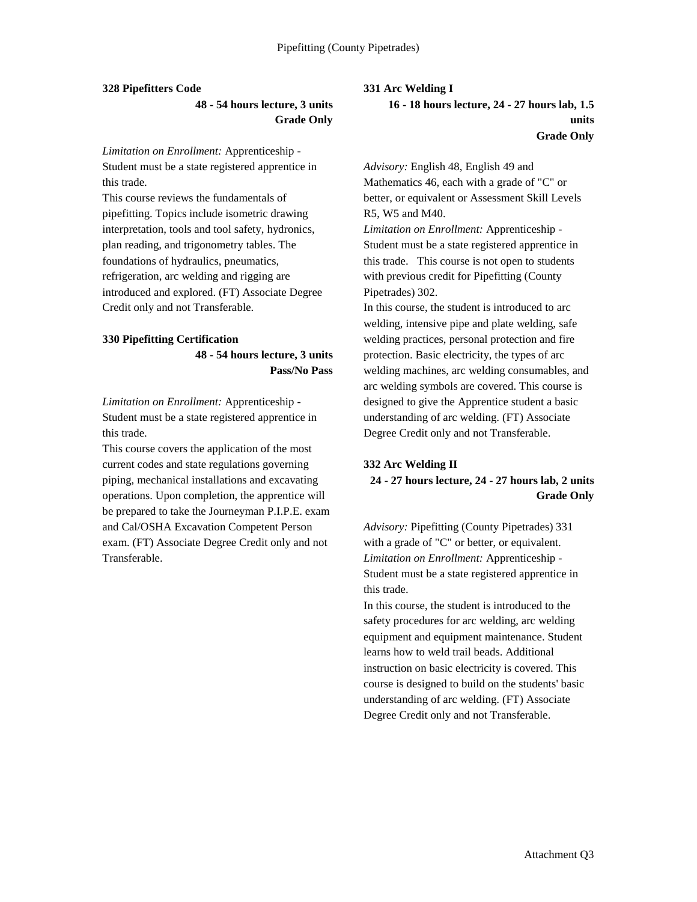### 328 Pipefitters Code

**48 - 54 hours lecture, 3 units**
**Grade Only**

*Limitation on Enrollment:* Apprenticeship - Student must be a state registered apprentice in this trade.
This course reviews the fundamentals of pipefitting. Topics include isometric drawing interpretation, tools and tool safety, hydronics, plan reading, and trigonometry tables. The foundations of hydraulics, pneumatics, refrigeration, arc welding and rigging are introduced and explored. (FT) Associate Degree Credit only and not Transferable.

### 330 Pipefitting Certification

**48 - 54 hours lecture, 3 units**
**Pass/No Pass**

*Limitation on Enrollment:* Apprenticeship - Student must be a state registered apprentice in this trade.
This course covers the application of the most current codes and state regulations governing piping, mechanical installations and excavating operations. Upon completion, the apprentice will be prepared to take the Journeyman P.I.P.E. exam and Cal/OSHA Excavation Competent Person exam. (FT) Associate Degree Credit only and not Transferable.

### 331 Arc Welding I

**16 - 18 hours lecture, 24 - 27 hours lab, 1.5 units**
**Grade Only**

*Advisory:* English 48, English 49 and Mathematics 46, each with a grade of "C" or better, or equivalent or Assessment Skill Levels R5, W5 and M40.
*Limitation on Enrollment:* Apprenticeship - Student must be a state registered apprentice in this trade. This course is not open to students with previous credit for Pipefitting (County Pipetrades) 302.
In this course, the student is introduced to arc welding, intensive pipe and plate welding, safe welding practices, personal protection and fire protection. Basic electricity, the types of arc welding machines, arc welding consumables, and arc welding symbols are covered. This course is designed to give the Apprentice student a basic understanding of arc welding. (FT) Associate Degree Credit only and not Transferable.

### 332 Arc Welding II

**24 - 27 hours lecture, 24 - 27 hours lab, 2 units**
**Grade Only**

*Advisory:* Pipefitting (County Pipetrades) 331 with a grade of "C" or better, or equivalent.
*Limitation on Enrollment:* Apprenticeship - Student must be a state registered apprentice in this trade.
In this course, the student is introduced to the safety procedures for arc welding, arc welding equipment and equipment maintenance. Student learns how to weld trail beads. Additional instruction on basic electricity is covered. This course is designed to build on the students' basic understanding of arc welding. (FT) Associate Degree Credit only and not Transferable.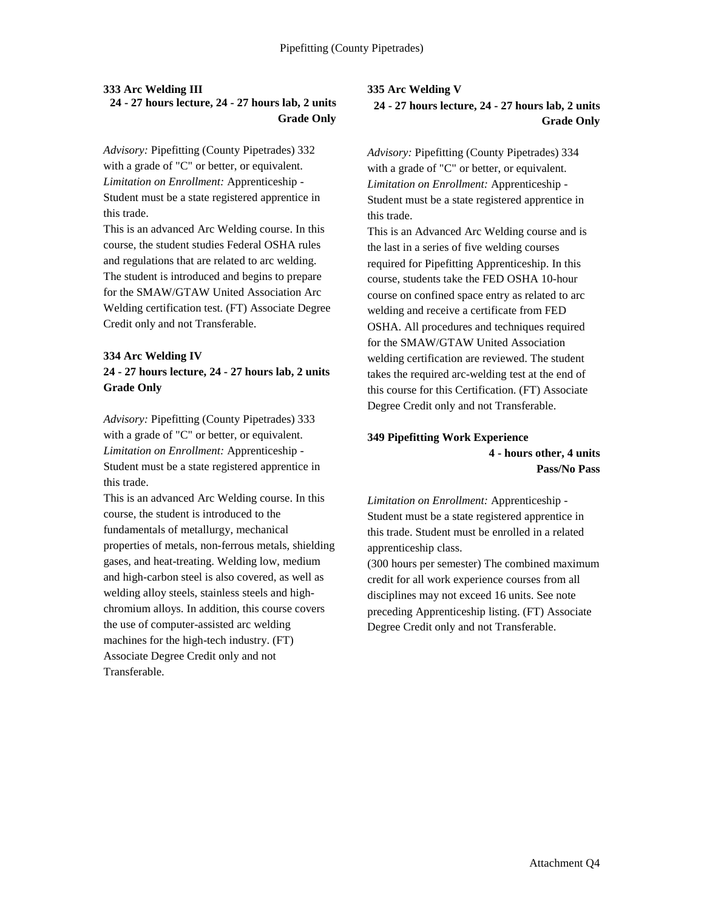**333 Arc Welding III**
**24 - 27 hours lecture, 24 - 27 hours lab, 2 units**
**Grade Only**

*Advisory:* Pipefitting (County Pipetrades) 332 with a grade of "C" or better, or equivalent.
*Limitation on Enrollment:* Apprenticeship - Student must be a state registered apprentice in this trade.
This is an advanced Arc Welding course. In this course, the student studies Federal OSHA rules and regulations that are related to arc welding. The student is introduced and begins to prepare for the SMAW/GTAW United Association Arc Welding certification test. (FT) Associate Degree Credit only and not Transferable.

**334 Arc Welding IV**
**24 - 27 hours lecture, 24 - 27 hours lab, 2 units**
**Grade Only**

*Advisory:* Pipefitting (County Pipetrades) 333 with a grade of "C" or better, or equivalent.
*Limitation on Enrollment:* Apprenticeship - Student must be a state registered apprentice in this trade.
This is an advanced Arc Welding course. In this course, the student is introduced to the fundamentals of metallurgy, mechanical properties of metals, non-ferrous metals, shielding gases, and heat-treating. Welding low, medium and high-carbon steel is also covered, as well as welding alloy steels, stainless steels and high-chromium alloys. In addition, this course covers the use of computer-assisted arc welding machines for the high-tech industry. (FT) Associate Degree Credit only and not Transferable.

**335 Arc Welding V**
**24 - 27 hours lecture, 24 - 27 hours lab, 2 units**
**Grade Only**

*Advisory:* Pipefitting (County Pipetrades) 334 with a grade of "C" or better, or equivalent.
*Limitation on Enrollment:* Apprenticeship - Student must be a state registered apprentice in this trade.
This is an Advanced Arc Welding course and is the last in a series of five welding courses required for Pipefitting Apprenticeship. In this course, students take the FED OSHA 10-hour course on confined space entry as related to arc welding and receive a certificate from FED OSHA. All procedures and techniques required for the SMAW/GTAW United Association welding certification are reviewed. The student takes the required arc-welding test at the end of this course for this Certification. (FT) Associate Degree Credit only and not Transferable.

**349 Pipefitting Work Experience**
**4 - hours other, 4 units**
**Pass/No Pass**

*Limitation on Enrollment:* Apprenticeship - Student must be a state registered apprentice in this trade. Student must be enrolled in a related apprenticeship class.
(300 hours per semester) The combined maximum credit for all work experience courses from all disciplines may not exceed 16 units. See note preceding Apprenticeship listing. (FT) Associate Degree Credit only and not Transferable.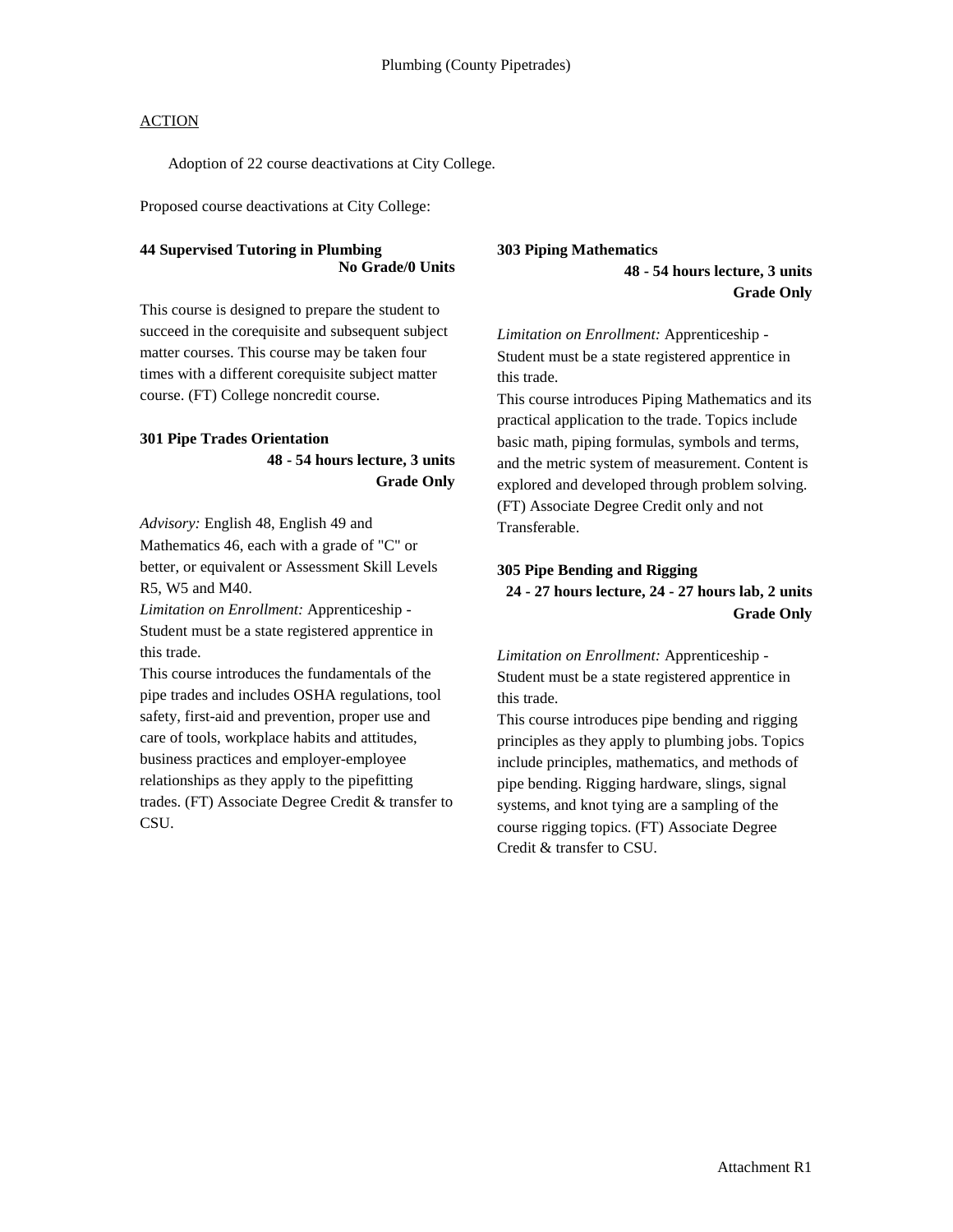## Plumbing (County Pipetrades)

ACTION

Adoption of 22 course deactivations at City College.

Proposed course deactivations at City College:

**44 Supervised Tutoring in Plumbing**
**No Grade/0 Units**

This course is designed to prepare the student to succeed in the corequisite and subsequent subject matter courses. This course may be taken four times with a different corequisite subject matter course. (FT) College noncredit course.

**301 Pipe Trades Orientation**
**48 - 54 hours lecture, 3 units**
**Grade Only**

*Advisory:* English 48, English 49 and Mathematics 46, each with a grade of "C" or better, or equivalent or Assessment Skill Levels R5, W5 and M40.
*Limitation on Enrollment:* Apprenticeship - Student must be a state registered apprentice in this trade.
This course introduces the fundamentals of the pipe trades and includes OSHA regulations, tool safety, first-aid and prevention, proper use and care of tools, workplace habits and attitudes, business practices and employer-employee relationships as they apply to the pipefitting trades. (FT) Associate Degree Credit & transfer to CSU.

**303 Piping Mathematics**
**48 - 54 hours lecture, 3 units**
**Grade Only**

*Limitation on Enrollment:* Apprenticeship - Student must be a state registered apprentice in this trade.
This course introduces Piping Mathematics and its practical application to the trade. Topics include basic math, piping formulas, symbols and terms, and the metric system of measurement. Content is explored and developed through problem solving. (FT) Associate Degree Credit only and not Transferable.

**305 Pipe Bending and Rigging**
**24 - 27 hours lecture, 24 - 27 hours lab, 2 units**
**Grade Only**

*Limitation on Enrollment:* Apprenticeship - Student must be a state registered apprentice in this trade.
This course introduces pipe bending and rigging principles as they apply to plumbing jobs. Topics include principles, mathematics, and methods of pipe bending. Rigging hardware, slings, signal systems, and knot tying are a sampling of the course rigging topics. (FT) Associate Degree Credit & transfer to CSU.

Attachment R1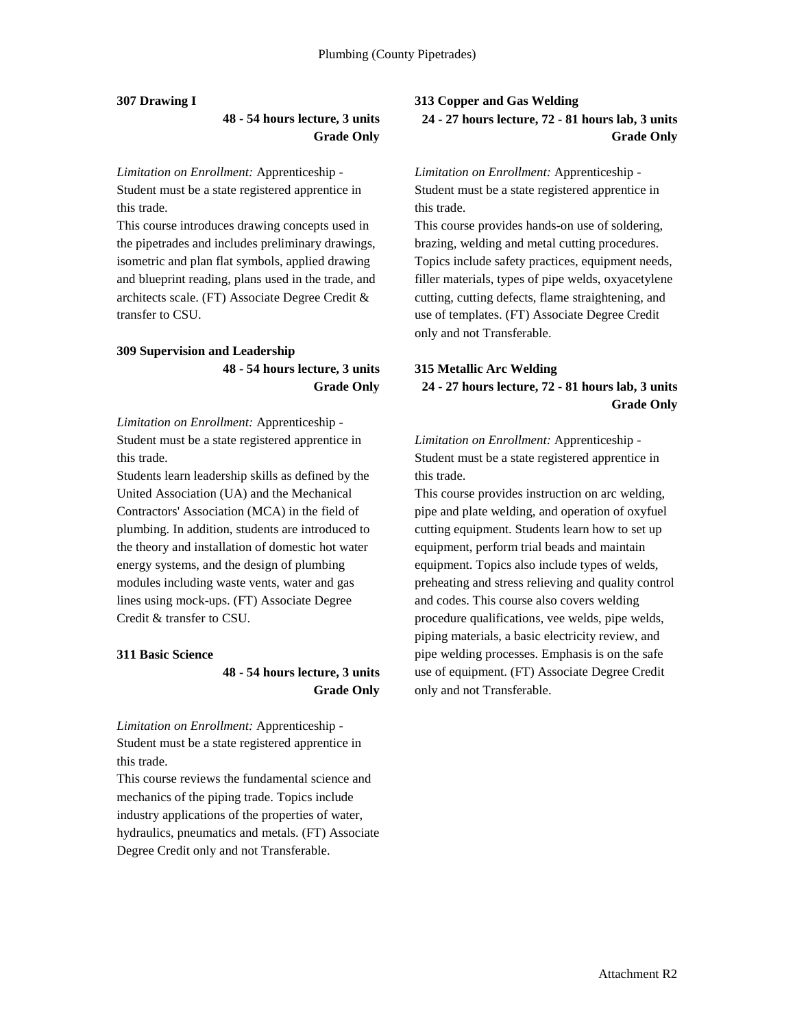**307 Drawing I**

**48 - 54 hours lecture, 3 units**
**Grade Only**

*Limitation on Enrollment:* Apprenticeship - Student must be a state registered apprentice in this trade.
This course introduces drawing concepts used in the pipetrades and includes preliminary drawings, isometric and plan flat symbols, applied drawing and blueprint reading, plans used in the trade, and architects scale. (FT) Associate Degree Credit & transfer to CSU.

**309 Supervision and Leadership**

**48 - 54 hours lecture, 3 units**
**Grade Only**

*Limitation on Enrollment:* Apprenticeship - Student must be a state registered apprentice in this trade.
Students learn leadership skills as defined by the United Association (UA) and the Mechanical Contractors' Association (MCA) in the field of plumbing. In addition, students are introduced to the theory and installation of domestic hot water energy systems, and the design of plumbing modules including waste vents, water and gas lines using mock-ups. (FT) Associate Degree Credit & transfer to CSU.

**311 Basic Science**

**48 - 54 hours lecture, 3 units**
**Grade Only**

*Limitation on Enrollment:* Apprenticeship - Student must be a state registered apprentice in this trade.
This course reviews the fundamental science and mechanics of the piping trade. Topics include industry applications of the properties of water, hydraulics, pneumatics and metals. (FT) Associate Degree Credit only and not Transferable.

**313 Copper and Gas Welding**

**24 - 27 hours lecture, 72 - 81 hours lab, 3 units**
**Grade Only**

*Limitation on Enrollment:* Apprenticeship - Student must be a state registered apprentice in this trade.
This course provides hands-on use of soldering, brazing, welding and metal cutting procedures. Topics include safety practices, equipment needs, filler materials, types of pipe welds, oxyacetylene cutting, cutting defects, flame straightening, and use of templates. (FT) Associate Degree Credit only and not Transferable.

**315 Metallic Arc Welding**

**24 - 27 hours lecture, 72 - 81 hours lab, 3 units**
**Grade Only**

*Limitation on Enrollment:* Apprenticeship - Student must be a state registered apprentice in this trade.
This course provides instruction on arc welding, pipe and plate welding, and operation of oxyfuel cutting equipment. Students learn how to set up equipment, perform trial beads and maintain equipment. Topics also include types of welds, preheating and stress relieving and quality control and codes. This course also covers welding procedure qualifications, vee welds, pipe welds, piping materials, a basic electricity review, and pipe welding processes. Emphasis is on the safe use of equipment. (FT) Associate Degree Credit only and not Transferable.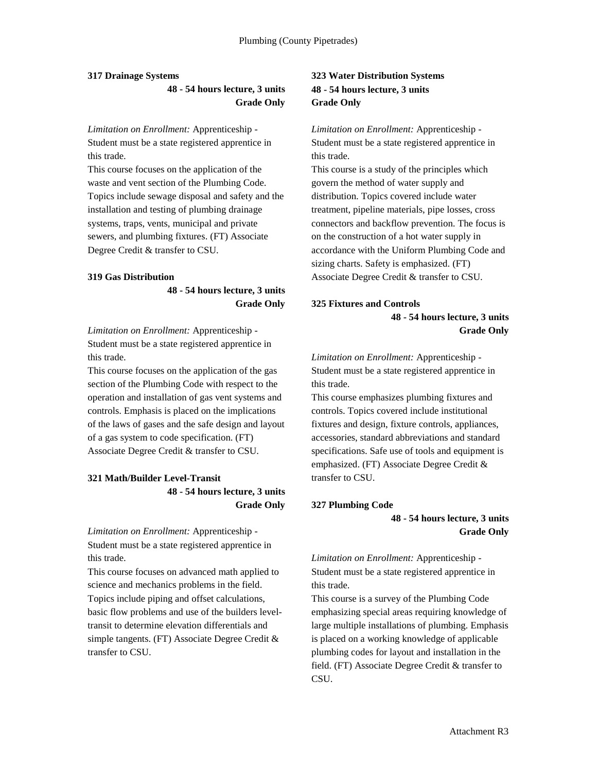# Plumbing (County Pipetrades)

**317 Drainage Systems**
**48 - 54 hours lecture, 3 units**
**Grade Only**

*Limitation on Enrollment:* Apprenticeship - Student must be a state registered apprentice in this trade.
This course focuses on the application of the waste and vent section of the Plumbing Code. Topics include sewage disposal and safety and the installation and testing of plumbing drainage systems, traps, vents, municipal and private sewers, and plumbing fixtures. (FT) Associate Degree Credit & transfer to CSU.

**319 Gas Distribution**
**48 - 54 hours lecture, 3 units**
**Grade Only**

*Limitation on Enrollment:* Apprenticeship - Student must be a state registered apprentice in this trade.
This course focuses on the application of the gas section of the Plumbing Code with respect to the operation and installation of gas vent systems and controls. Emphasis is placed on the implications of the laws of gases and the safe design and layout of a gas system to code specification. (FT) Associate Degree Credit & transfer to CSU.

**321 Math/Builder Level-Transit**
**48 - 54 hours lecture, 3 units**
**Grade Only**

*Limitation on Enrollment:* Apprenticeship - Student must be a state registered apprentice in this trade.
This course focuses on advanced math applied to science and mechanics problems in the field. Topics include piping and offset calculations, basic flow problems and use of the builders level-transit to determine elevation differentials and simple tangents. (FT) Associate Degree Credit & transfer to CSU.

**323 Water Distribution Systems**
**48 - 54 hours lecture, 3 units**
**Grade Only**

*Limitation on Enrollment:* Apprenticeship - Student must be a state registered apprentice in this trade.
This course is a study of the principles which govern the method of water supply and distribution. Topics covered include water treatment, pipeline materials, pipe losses, cross connectors and backflow prevention. The focus is on the construction of a hot water supply in accordance with the Uniform Plumbing Code and sizing charts. Safety is emphasized. (FT) Associate Degree Credit & transfer to CSU.

**325 Fixtures and Controls**
**48 - 54 hours lecture, 3 units**
**Grade Only**

*Limitation on Enrollment:* Apprenticeship - Student must be a state registered apprentice in this trade.
This course emphasizes plumbing fixtures and controls. Topics covered include institutional fixtures and design, fixture controls, appliances, accessories, standard abbreviations and standard specifications. Safe use of tools and equipment is emphasized. (FT) Associate Degree Credit & transfer to CSU.

**327 Plumbing Code**
**48 - 54 hours lecture, 3 units**
**Grade Only**

*Limitation on Enrollment:* Apprenticeship - Student must be a state registered apprentice in this trade.
This course is a survey of the Plumbing Code emphasizing special areas requiring knowledge of large multiple installations of plumbing. Emphasis is placed on a working knowledge of applicable plumbing codes for layout and installation in the field. (FT) Associate Degree Credit & transfer to CSU.

Attachment R3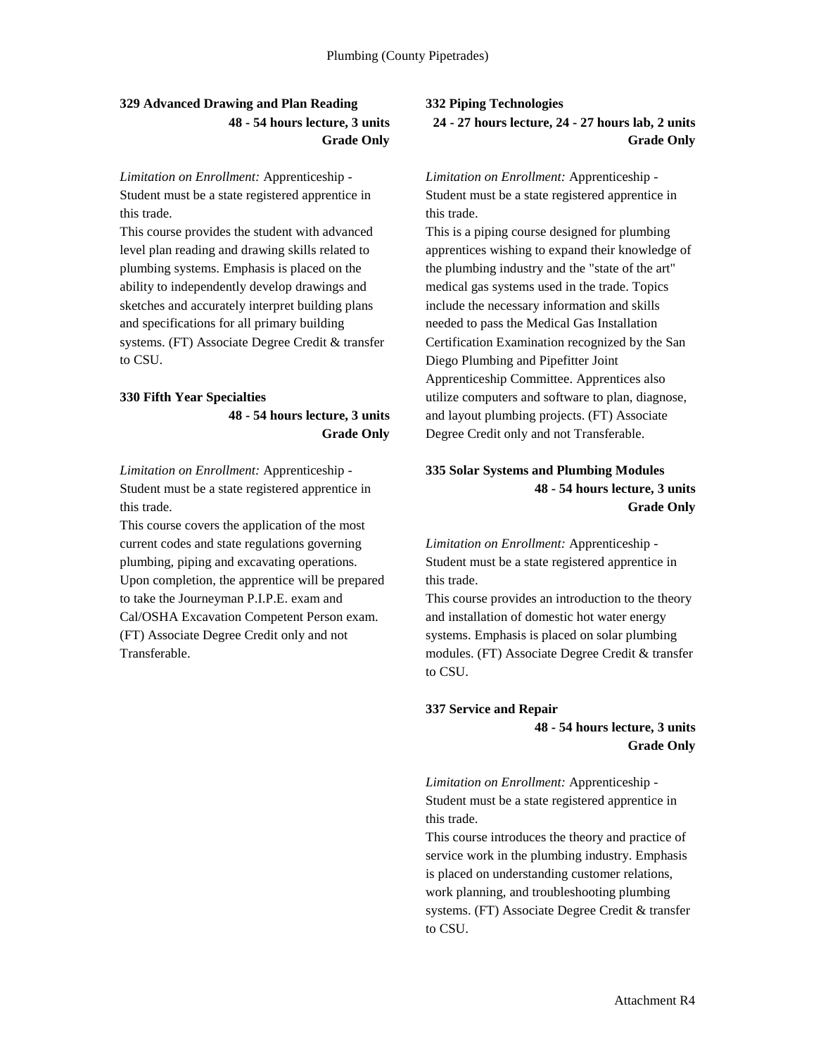### 329 Advanced Drawing and Plan Reading

**48 - 54 hours lecture, 3 units**
**Grade Only**

*Limitation on Enrollment:* Apprenticeship - Student must be a state registered apprentice in this trade.

This course provides the student with advanced level plan reading and drawing skills related to plumbing systems. Emphasis is placed on the ability to independently develop drawings and sketches and accurately interpret building plans and specifications for all primary building systems. (FT) Associate Degree Credit & transfer to CSU.

### 330 Fifth Year Specialties

**48 - 54 hours lecture, 3 units**
**Grade Only**

*Limitation on Enrollment:* Apprenticeship - Student must be a state registered apprentice in this trade.

This course covers the application of the most current codes and state regulations governing plumbing, piping and excavating operations. Upon completion, the apprentice will be prepared to take the Journeyman P.I.P.E. exam and Cal/OSHA Excavation Competent Person exam. (FT) Associate Degree Credit only and not Transferable.

### 332 Piping Technologies

**24 - 27 hours lecture, 24 - 27 hours lab, 2 units**
**Grade Only**

*Limitation on Enrollment:* Apprenticeship - Student must be a state registered apprentice in this trade.

This is a piping course designed for plumbing apprentices wishing to expand their knowledge of the plumbing industry and the "state of the art" medical gas systems used in the trade. Topics include the necessary information and skills needed to pass the Medical Gas Installation Certification Examination recognized by the San Diego Plumbing and Pipefitter Joint Apprenticeship Committee. Apprentices also utilize computers and software to plan, diagnose, and layout plumbing projects. (FT) Associate Degree Credit only and not Transferable.

### 335 Solar Systems and Plumbing Modules

**48 - 54 hours lecture, 3 units**
**Grade Only**

*Limitation on Enrollment:* Apprenticeship - Student must be a state registered apprentice in this trade.

This course provides an introduction to the theory and installation of domestic hot water energy systems. Emphasis is placed on solar plumbing modules. (FT) Associate Degree Credit & transfer to CSU.

### 337 Service and Repair

**48 - 54 hours lecture, 3 units**
**Grade Only**

*Limitation on Enrollment:* Apprenticeship - Student must be a state registered apprentice in this trade.

This course introduces the theory and practice of service work in the plumbing industry. Emphasis is placed on understanding customer relations, work planning, and troubleshooting plumbing systems. (FT) Associate Degree Credit & transfer to CSU.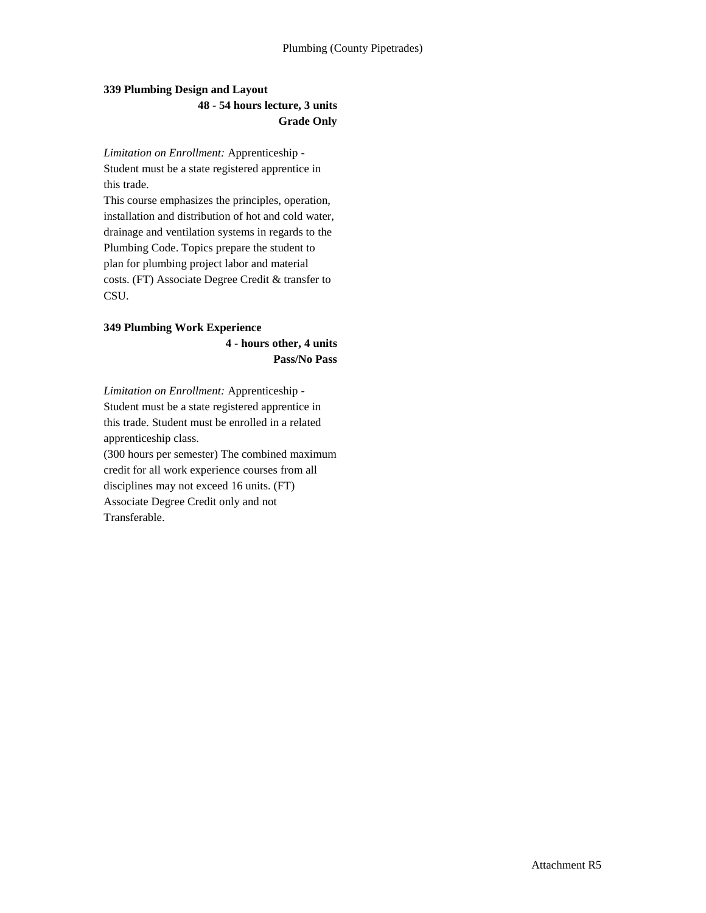# Plumbing (County Pipetrades)

### 339 Plumbing Design and Layout

**48 - 54 hours lecture, 3 units**
**Grade Only**

*Limitation on Enrollment:* Apprenticeship - Student must be a state registered apprentice in this trade.

This course emphasizes the principles, operation, installation and distribution of hot and cold water, drainage and ventilation systems in regards to the Plumbing Code. Topics prepare the student to plan for plumbing project labor and material costs. (FT) Associate Degree Credit & transfer to CSU.

### 349 Plumbing Work Experience

**4 - hours other, 4 units**
**Pass/No Pass**

*Limitation on Enrollment:* Apprenticeship - Student must be a state registered apprentice in this trade. Student must be enrolled in a related apprenticeship class.

(300 hours per semester) The combined maximum credit for all work experience courses from all disciplines may not exceed 16 units. (FT) Associate Degree Credit only and not Transferable.

Attachment R5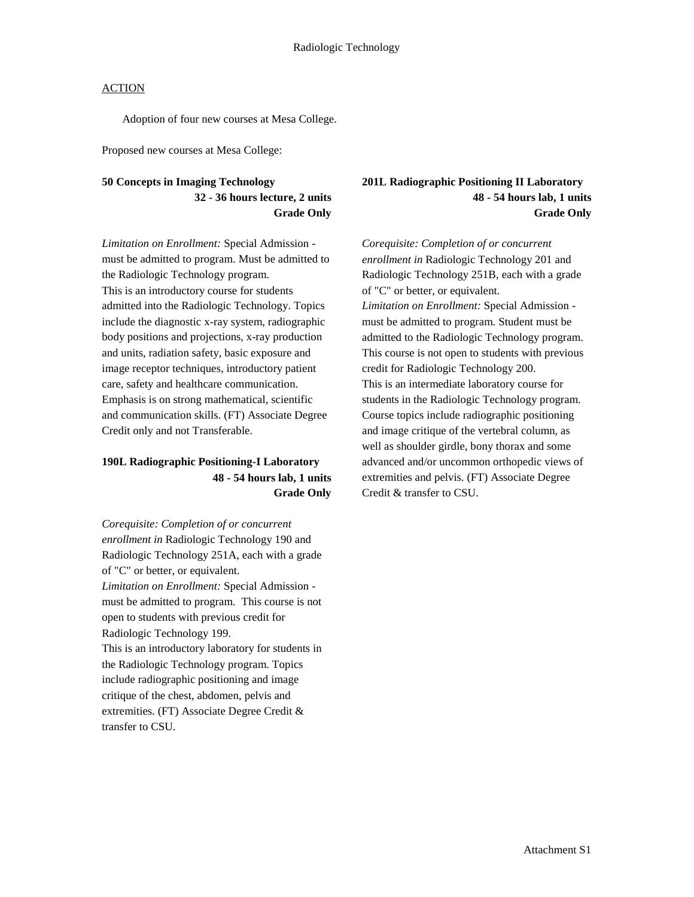# Radiologic Technology

ACTION

Adoption of four new courses at Mesa College.

Proposed new courses at Mesa College:

**50 Concepts in Imaging Technology**
**32 - 36 hours lecture, 2 units**
**Grade Only**

*Limitation on Enrollment:* Special Admission - must be admitted to program. Must be admitted to the Radiologic Technology program.
This is an introductory course for students admitted into the Radiologic Technology. Topics include the diagnostic x-ray system, radiographic body positions and projections, x-ray production and units, radiation safety, basic exposure and image receptor techniques, introductory patient care, safety and healthcare communication. Emphasis is on strong mathematical, scientific and communication skills. (FT) Associate Degree Credit only and not Transferable.

**190L Radiographic Positioning-I Laboratory**
**48 - 54 hours lab, 1 units**
**Grade Only**

*Corequisite: Completion of or concurrent enrollment in* Radiologic Technology 190 and Radiologic Technology 251A, each with a grade of "C" or better, or equivalent.
*Limitation on Enrollment:* Special Admission - must be admitted to program. This course is not open to students with previous credit for Radiologic Technology 199.
This is an introductory laboratory for students in the Radiologic Technology program. Topics include radiographic positioning and image critique of the chest, abdomen, pelvis and extremities. (FT) Associate Degree Credit & transfer to CSU.

**201L Radiographic Positioning II Laboratory**
**48 - 54 hours lab, 1 units**
**Grade Only**

*Corequisite: Completion of or concurrent enrollment in* Radiologic Technology 201 and Radiologic Technology 251B, each with a grade of "C" or better, or equivalent.
*Limitation on Enrollment:* Special Admission - must be admitted to program. Student must be admitted to the Radiologic Technology program. This course is not open to students with previous credit for Radiologic Technology 200.
This is an intermediate laboratory course for students in the Radiologic Technology program. Course topics include radiographic positioning and image critique of the vertebral column, as well as shoulder girdle, bony thorax and some advanced and/or uncommon orthopedic views of extremities and pelvis. (FT) Associate Degree Credit & transfer to CSU.

Attachment S1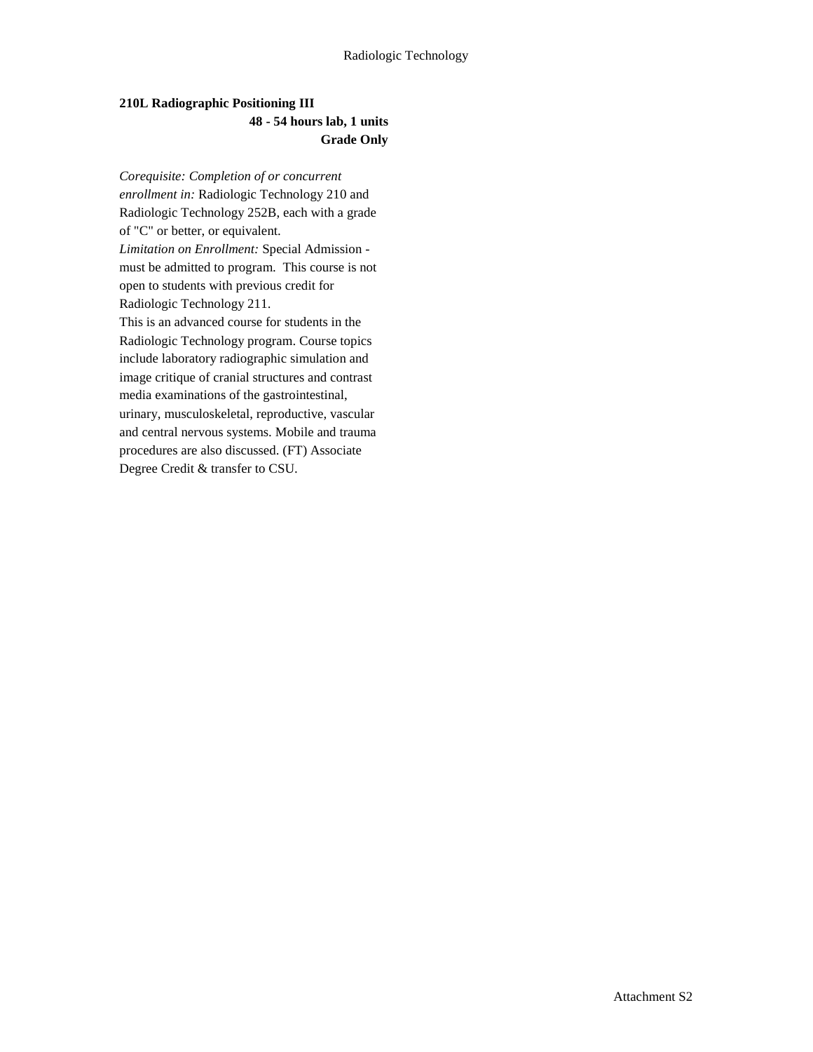**210L Radiographic Positioning III**

**48 - 54 hours lab, 1 units**

**Grade Only**

*Corequisite: Completion of or concurrent enrollment in:* Radiologic Technology 210 and Radiologic Technology 252B, each with a grade of "C" or better, or equivalent.

*Limitation on Enrollment:* Special Admission - must be admitted to program. This course is not open to students with previous credit for Radiologic Technology 211.

This is an advanced course for students in the Radiologic Technology program. Course topics include laboratory radiographic simulation and image critique of cranial structures and contrast media examinations of the gastrointestinal, urinary, musculoskeletal, reproductive, vascular and central nervous systems. Mobile and trauma procedures are also discussed. (FT) Associate Degree Credit & transfer to CSU.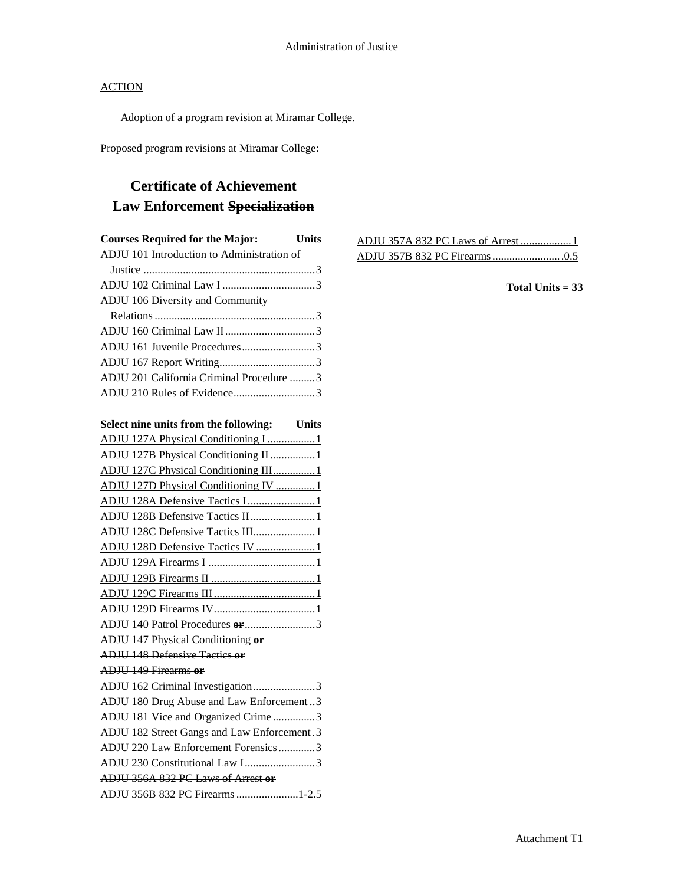Administration of Justice

ACTION

Adoption of a program revision at Miramar College.

Proposed program revisions at Miramar College:

# Certificate of Achievement
# Law Enforcement ~~Specialization~~

| Courses Required for the Major: | Units |
|---|---|
| ADJU 101 Introduction to Administration of Justice | 3 |
| ADJU 102 Criminal Law I | 3 |
| ADJU 106 Diversity and Community Relations | 3 |
| ADJU 160 Criminal Law II | 3 |
| ADJU 161 Juvenile Procedures | 3 |
| ADJU 167 Report Writing | 3 |
| ADJU 201 California Criminal Procedure | 3 |
| ADJU 210 Rules of Evidence | 3 |

| Select nine units from the following: | Units |
|---|---|
| <u>ADJU 127A Physical Conditioning I</u> | <u>1</u> |
| <u>ADJU 127B Physical Conditioning II</u> | <u>1</u> |
| <u>ADJU 127C Physical Conditioning III</u> | <u>1</u> |
| <u>ADJU 127D Physical Conditioning IV</u> | <u>1</u> |
| <u>ADJU 128A Defensive Tactics I</u> | <u>1</u> |
| <u>ADJU 128B Defensive Tactics II</u> | <u>1</u> |
| <u>ADJU 128C Defensive Tactics III</u> | <u>1</u> |
| <u>ADJU 128D Defensive Tactics IV</u> | <u>1</u> |
| <u>ADJU 129A Firearms I</u> | <u>1</u> |
| <u>ADJU 129B Firearms II</u> | <u>1</u> |
| <u>ADJU 129C Firearms III</u> | <u>1</u> |
| <u>ADJU 129D Firearms IV</u> | <u>1</u> |
| ADJU 140 Patrol Procedures ~~**or**~~ | 3 |
| ~~ADJU 147 Physical Conditioning **or**~~ | |
| ~~ADJU 148 Defensive Tactics **or**~~ | |
| ~~ADJU 149 Firearms **or**~~ | |
| ADJU 162 Criminal Investigation | 3 |
| ADJU 180 Drug Abuse and Law Enforcement | 3 |
| ADJU 181 Vice and Organized Crime | 3 |
| ADJU 182 Street Gangs and Law Enforcement | 3 |
| ADJU 220 Law Enforcement Forensics | 3 |
| ADJU 230 Constitutional Law I | 3 |
| ~~ADJU 356A 832 PC Laws of Arrest **or**~~ | |
| ~~ADJU 356B 832 PC Firearms~~ | ~~1-2.5~~ |
| <u>ADJU 357A 832 PC Laws of Arrest</u> | <u>1</u> |
| <u>ADJU 357B 832 PC Firearms</u> | <u>0.5</u> |

**Total Units = 33**

Attachment T1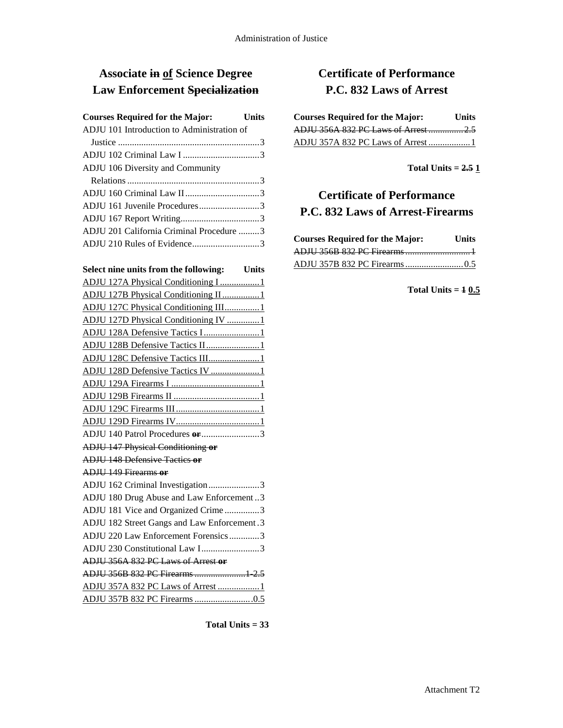## Associate ~~in~~ <u>of</u> Science Degree Law Enforcement ~~Specialization~~

| Courses Required for the Major: | Units |
|---|---|
| ADJU 101 Introduction to Administration of Justice | 3 |
| ADJU 102 Criminal Law I | 3 |
| ADJU 106 Diversity and Community Relations | 3 |
| ADJU 160 Criminal Law II | 3 |
| ADJU 161 Juvenile Procedures | 3 |
| ADJU 167 Report Writing | 3 |
| ADJU 201 California Criminal Procedure | 3 |
| ADJU 210 Rules of Evidence | 3 |

| Select nine units from the following: | Units |
|---|---|
| <u>ADJU 127A Physical Conditioning I</u> | <u>1</u> |
| <u>ADJU 127B Physical Conditioning II</u> | <u>1</u> |
| <u>ADJU 127C Physical Conditioning III</u> | <u>1</u> |
| <u>ADJU 127D Physical Conditioning IV</u> | <u>1</u> |
| <u>ADJU 128A Defensive Tactics I</u> | <u>1</u> |
| <u>ADJU 128B Defensive Tactics II</u> | <u>1</u> |
| <u>ADJU 128C Defensive Tactics III</u> | <u>1</u> |
| <u>ADJU 128D Defensive Tactics IV</u> | <u>1</u> |
| <u>ADJU 129A Firearms I</u> | <u>1</u> |
| <u>ADJU 129B Firearms II</u> | <u>1</u> |
| <u>ADJU 129C Firearms III</u> | <u>1</u> |
| <u>ADJU 129D Firearms IV</u> | <u>1</u> |
| ADJU 140 Patrol Procedures ~~**or**~~ | 3 |
| ~~ADJU 147 Physical Conditioning **or**~~ | |
| ~~ADJU 148 Defensive Tactics **or**~~ | |
| ~~ADJU 149 Firearms **or**~~ | |
| ADJU 162 Criminal Investigation | 3 |
| ADJU 180 Drug Abuse and Law Enforcement | 3 |
| ADJU 181 Vice and Organized Crime | 3 |
| ADJU 182 Street Gangs and Law Enforcement | 3 |
| ADJU 220 Law Enforcement Forensics | 3 |
| ADJU 230 Constitutional Law I | 3 |
| ~~ADJU 356A 832 PC Laws of Arrest **or**~~ | |
| ~~ADJU 356B 832 PC Firearms~~ | ~~1-2.5~~ |
| <u>ADJU 357A 832 PC Laws of Arrest</u> | <u>1</u> |
| <u>ADJU 357B 832 PC Firearms</u> | <u>0.5</u> |

**Total Units = 33**

## Certificate of Performance P.C. 832 Laws of Arrest

| Courses Required for the Major: | Units |
|---|---|
| ~~ADJU 356A 832 PC Laws of Arrest~~ | ~~2.5~~ |
| <u>ADJU 357A 832 PC Laws of Arrest</u> | <u>1</u> |

**Total Units = ~~2.5~~ <u>1</u>**

## Certificate of Performance P.C. 832 Laws of Arrest-Firearms

| Courses Required for the Major: | Units |
|---|---|
| ~~ADJU 356B 832 PC Firearms~~ | ~~1~~ |
| <u>ADJU 357B 832 PC Firearms</u> | <u>0.5</u> |

**Total Units = ~~1~~ <u>0.5</u>**

Attachment T2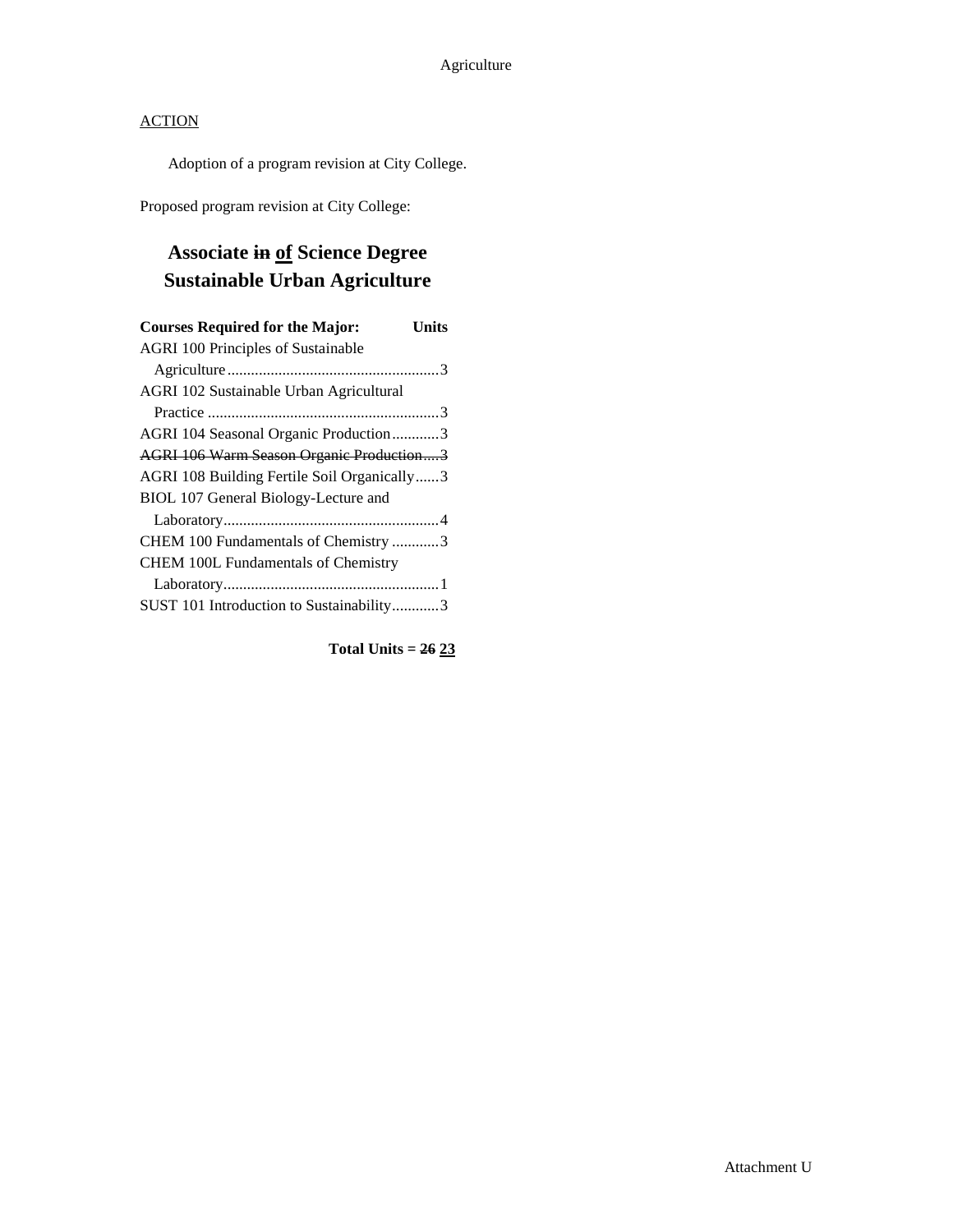Agriculture

ACTION

Adoption of a program revision at City College.

Proposed program revision at City College:

## Associate ~~in~~ **<u>of</u>** Science Degree Sustainable Urban Agriculture

| Courses Required for the Major: | Units |
|---|---|
| AGRI 100 Principles of Sustainable Agriculture | 3 |
| AGRI 102 Sustainable Urban Agricultural Practice | 3 |
| AGRI 104 Seasonal Organic Production | 3 |
| ~~AGRI 106 Warm Season Organic Production~~ | ~~3~~ |
| AGRI 108 Building Fertile Soil Organically | 3 |
| BIOL 107 General Biology-Lecture and Laboratory | 4 |
| CHEM 100 Fundamentals of Chemistry | 3 |
| CHEM 100L Fundamentals of Chemistry Laboratory | 1 |
| SUST 101 Introduction to Sustainability | 3 |

**Total Units = ~~26~~ <u>23</u>**

Attachment U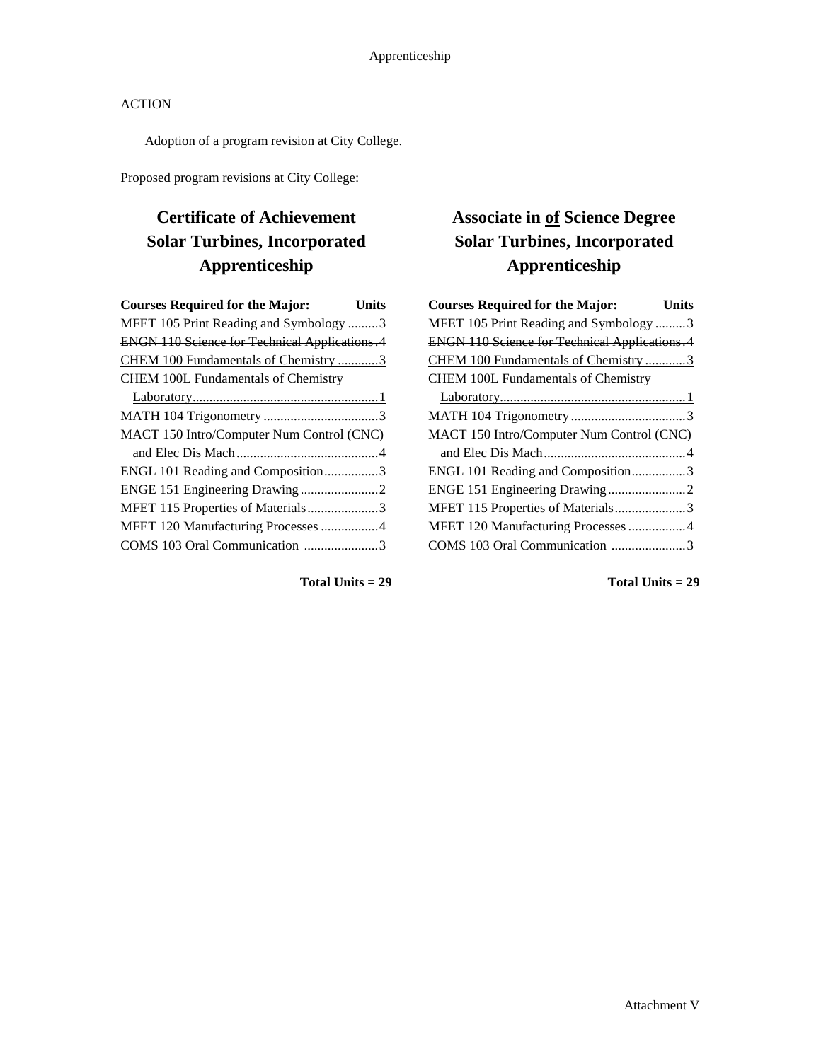ACTION

Adoption of a program revision at City College.

Proposed program revisions at City College:

## Certificate of Achievement
## Solar Turbines, Incorporated
## Apprenticeship

| Courses Required for the Major: | Units |
|---|---|
| MFET 105 Print Reading and Symbology | 3 |
| ~~ENGN 110 Science for Technical Applications~~ | ~~4~~ |
| <u>CHEM 100 Fundamentals of Chemistry</u> | <u>3</u> |
| <u>CHEM 100L Fundamentals of Chemistry Laboratory</u> | <u>1</u> |
| MATH 104 Trigonometry | 3 |
| MACT 150 Intro/Computer Num Control (CNC) and Elec Dis Mach | 4 |
| ENGL 101 Reading and Composition | 3 |
| ENGE 151 Engineering Drawing | 2 |
| MFET 115 Properties of Materials | 3 |
| MFET 120 Manufacturing Processes | 4 |
| COMS 103 Oral Communication | 3 |

**Total Units = 29**

## Associate ~~in~~ <u>of</u> Science Degree
## Solar Turbines, Incorporated
## Apprenticeship

| Courses Required for the Major: | Units |
|---|---|
| MFET 105 Print Reading and Symbology | 3 |
| ~~ENGN 110 Science for Technical Applications~~ | ~~4~~ |
| <u>CHEM 100 Fundamentals of Chemistry</u> | <u>3</u> |
| <u>CHEM 100L Fundamentals of Chemistry Laboratory</u> | <u>1</u> |
| MATH 104 Trigonometry | 3 |
| MACT 150 Intro/Computer Num Control (CNC) and Elec Dis Mach | 4 |
| ENGL 101 Reading and Composition | 3 |
| ENGE 151 Engineering Drawing | 2 |
| MFET 115 Properties of Materials | 3 |
| MFET 120 Manufacturing Processes | 4 |
| COMS 103 Oral Communication | 3 |

**Total Units = 29**

Attachment V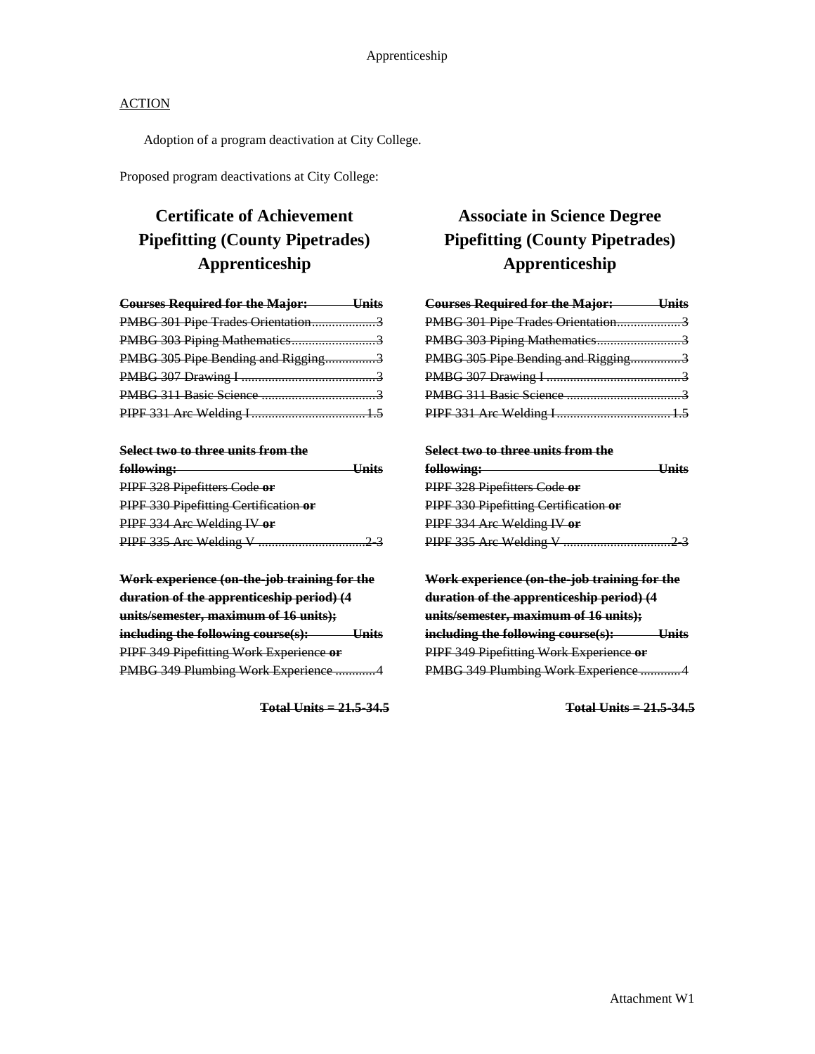Apprenticeship

<u>ACTION</u>

Adoption of a program deactivation at City College.

Proposed program deactivations at City College:

## Certificate of Achievement Pipefitting (County Pipetrades) Apprenticeship

| ~~**Courses Required for the Major:**~~ | ~~**Units**~~ |
|---|---|
| ~~PMBG 301 Pipe Trades Orientation~~ | ~~3~~ |
| ~~PMBG 303 Piping Mathematics~~ | ~~3~~ |
| ~~PMBG 305 Pipe Bending and Rigging~~ | ~~3~~ |
| ~~PMBG 307 Drawing I~~ | ~~3~~ |
| ~~PMBG 311 Basic Science~~ | ~~3~~ |
| ~~PIPF 331 Arc Welding I~~ | ~~1.5~~ |

| ~~**Select two to three units from the following:**~~ | ~~**Units**~~ |
|---|---|
| ~~PIPF 328 Pipefitters Code **or**~~ | |
| ~~PIPF 330 Pipefitting Certification **or**~~ | |
| ~~PIPF 334 Arc Welding IV **or**~~ | |
| ~~PIPF 335 Arc Welding V~~ | ~~2-3~~ |

| ~~**Work experience (on-the-job training for the duration of the apprenticeship period) (4 units/semester, maximum of 16 units); including the following course(s):**~~ | ~~**Units**~~ |
|---|---|
| ~~PIPF 349 Pipefitting Work Experience **or**~~ | |
| ~~PMBG 349 Plumbing Work Experience~~ | ~~4~~ |

~~**Total Units = 21.5-34.5**~~

## Associate in Science Degree Pipefitting (County Pipetrades) Apprenticeship

| ~~**Courses Required for the Major:**~~ | ~~**Units**~~ |
|---|---|
| ~~PMBG 301 Pipe Trades Orientation~~ | ~~3~~ |
| ~~PMBG 303 Piping Mathematics~~ | ~~3~~ |
| ~~PMBG 305 Pipe Bending and Rigging~~ | ~~3~~ |
| ~~PMBG 307 Drawing I~~ | ~~3~~ |
| ~~PMBG 311 Basic Science~~ | ~~3~~ |
| ~~PIPF 331 Arc Welding I~~ | ~~1.5~~ |

| ~~**Select two to three units from the following:**~~ | ~~**Units**~~ |
|---|---|
| ~~PIPF 328 Pipefitters Code **or**~~ | |
| ~~PIPF 330 Pipefitting Certification **or**~~ | |
| ~~PIPF 334 Arc Welding IV **or**~~ | |
| ~~PIPF 335 Arc Welding V~~ | ~~2-3~~ |

| ~~**Work experience (on-the-job training for the duration of the apprenticeship period) (4 units/semester, maximum of 16 units); including the following course(s):**~~ | ~~**Units**~~ |
|---|---|
| ~~PIPF 349 Pipefitting Work Experience **or**~~ | |
| ~~PMBG 349 Plumbing Work Experience~~ | ~~4~~ |

~~**Total Units = 21.5-34.5**~~

Attachment W1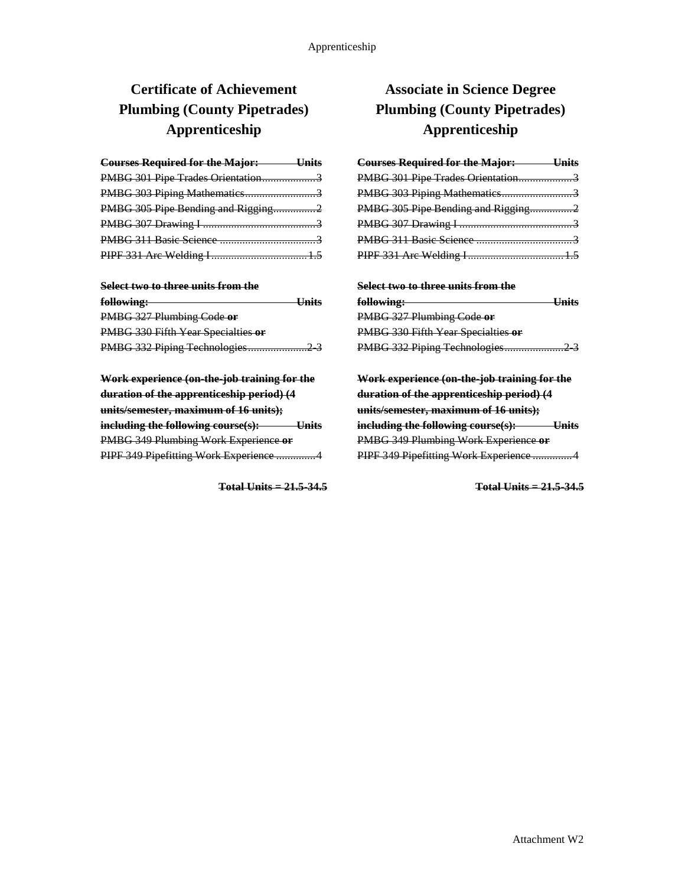## Certificate of Achievement Plumbing (County Pipetrades) Apprenticeship

~~**Courses Required for the Major: Units**~~
~~PMBG 301 Pipe Trades Orientation....................3~~
~~PMBG 303 Piping Mathematics.........................3~~
~~PMBG 305 Pipe Bending and Rigging...............2~~
~~PMBG 307 Drawing I ........................................3~~
~~PMBG 311 Basic Science ..................................3~~
~~PIPF 331 Arc Welding I..................................1.5~~

~~**Select two to three units from the following: Units**~~
~~PMBG 327 Plumbing Code **or**~~
~~PMBG 330 Fifth Year Specialties **or**~~
~~PMBG 332 Piping Technologies.....................2-3~~

~~**Work experience (on-the-job training for the duration of the apprenticeship period) (4 units/semester, maximum of 16 units); including the following course(s): Units**~~
~~PMBG 349 Plumbing Work Experience **or**~~
~~PIPF 349 Pipefitting Work Experience ..............4~~

~~**Total Units = 21.5-34.5**~~

## Associate in Science Degree Plumbing (County Pipetrades) Apprenticeship

~~**Courses Required for the Major: Units**~~
~~PMBG 301 Pipe Trades Orientation....................3~~
~~PMBG 303 Piping Mathematics.........................3~~
~~PMBG 305 Pipe Bending and Rigging...............2~~
~~PMBG 307 Drawing I ........................................3~~
~~PMBG 311 Basic Science ..................................3~~
~~PIPF 331 Arc Welding I..................................1.5~~

~~**Select two to three units from the following: Units**~~
~~PMBG 327 Plumbing Code **or**~~
~~PMBG 330 Fifth Year Specialties **or**~~
~~PMBG 332 Piping Technologies.....................2-3~~

~~**Work experience (on-the-job training for the duration of the apprenticeship period) (4 units/semester, maximum of 16 units); including the following course(s): Units**~~
~~PMBG 349 Plumbing Work Experience **or**~~
~~PIPF 349 Pipefitting Work Experience ..............4~~

~~**Total Units = 21.5-34.5**~~

Attachment W2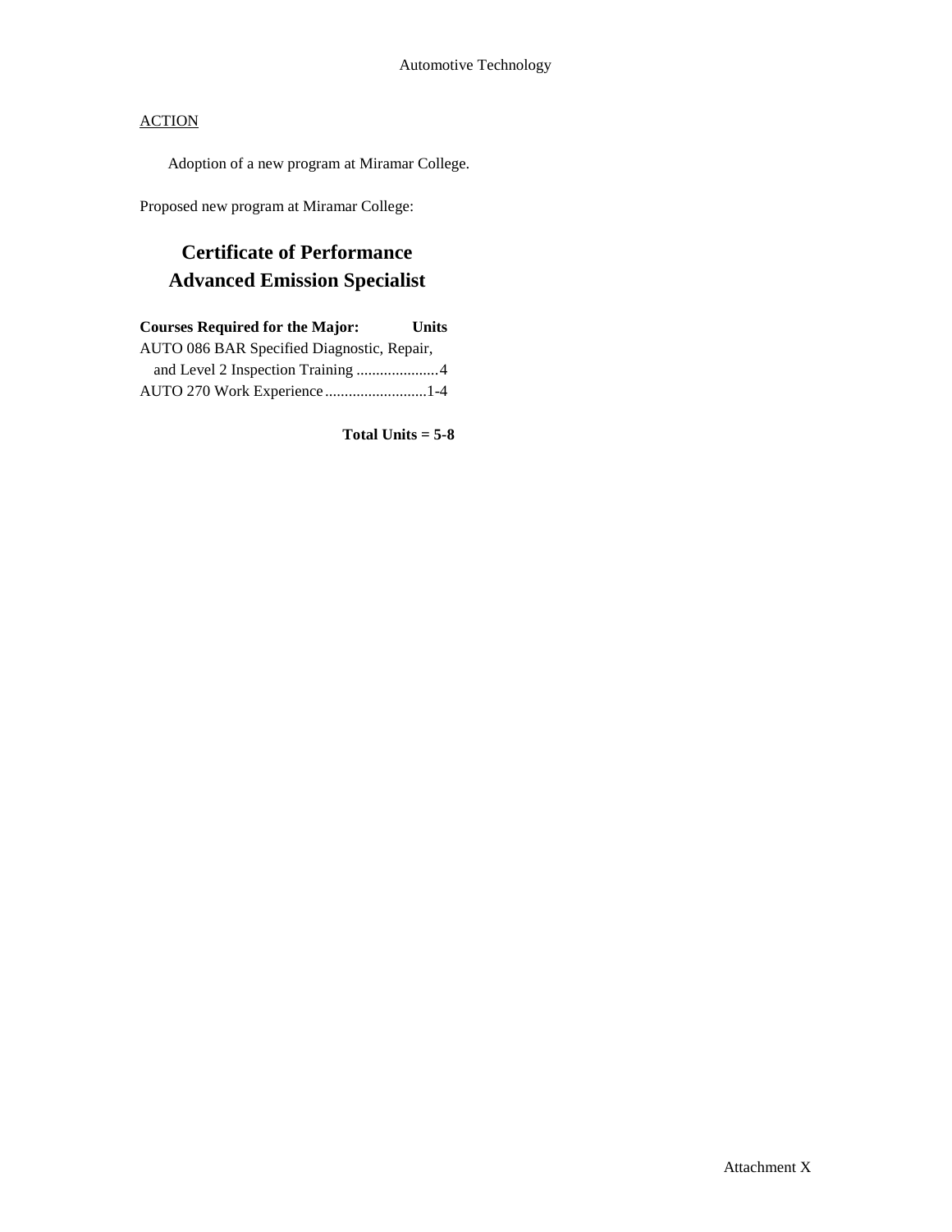Automotive Technology

ACTION

Adoption of a new program at Miramar College.

Proposed new program at Miramar College:

## Certificate of Performance
## Advanced Emission Specialist

| Courses Required for the Major: | Units |
|---|---|
| AUTO 086 BAR Specified Diagnostic, Repair, and Level 2 Inspection Training | 4 |
| AUTO 270 Work Experience | 1-4 |

**Total Units = 5-8**

Attachment X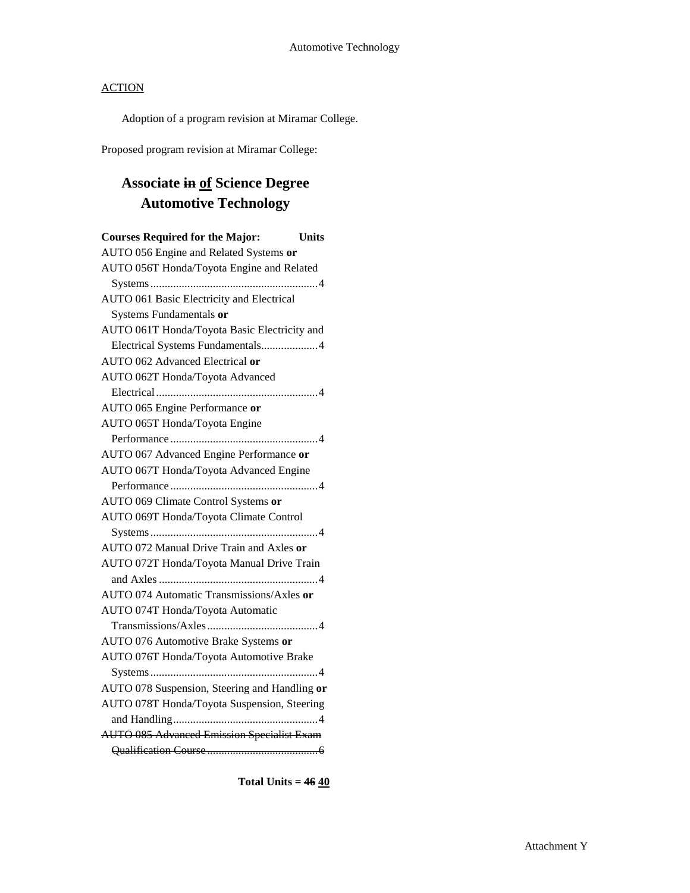## ACTION

Adoption of a program revision at Miramar College.

Proposed program revision at Miramar College:

# Associate ~~in~~ <u>of</u> Science Degree Automotive Technology

| Courses Required for the Major: | Units |
|---|---|
| AUTO 056 Engine and Related Systems **or** AUTO 056T Honda/Toyota Engine and Related Systems | 4 |
| AUTO 061 Basic Electricity and Electrical Systems Fundamentals **or** AUTO 061T Honda/Toyota Basic Electricity and Electrical Systems Fundamentals | 4 |
| AUTO 062 Advanced Electrical **or** AUTO 062T Honda/Toyota Advanced Electrical | 4 |
| AUTO 065 Engine Performance **or** AUTO 065T Honda/Toyota Engine Performance | 4 |
| AUTO 067 Advanced Engine Performance **or** AUTO 067T Honda/Toyota Advanced Engine Performance | 4 |
| AUTO 069 Climate Control Systems **or** AUTO 069T Honda/Toyota Climate Control Systems | 4 |
| AUTO 072 Manual Drive Train and Axles **or** AUTO 072T Honda/Toyota Manual Drive Train and Axles | 4 |
| AUTO 074 Automatic Transmissions/Axles **or** AUTO 074T Honda/Toyota Automatic Transmissions/Axles | 4 |
| AUTO 076 Automotive Brake Systems **or** AUTO 076T Honda/Toyota Automotive Brake Systems | 4 |
| AUTO 078 Suspension, Steering and Handling **or** AUTO 078T Honda/Toyota Suspension, Steering and Handling | 4 |
| ~~AUTO 085 Advanced Emission Specialist Exam Qualification Course~~ | ~~6~~ |

**Total Units = ~~46~~ <u>40</u>**

Attachment Y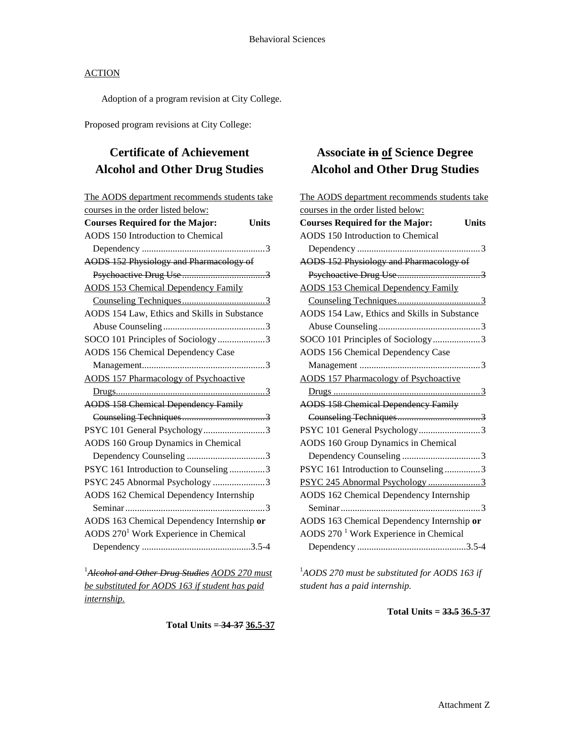Behavioral Sciences

ACTION

Adoption of a program revision at City College.

Proposed program revisions at City College:

## Certificate of Achievement
## Alcohol and Other Drug Studies

<u>The AODS department recommends students take courses in the order listed below:</u>

| Courses Required for the Major: | Units |
|---|---|
| AODS 150 Introduction to Chemical Dependency | 3 |
| ~~AODS 152 Physiology and Pharmacology of Psychoactive Drug Use~~ | ~~3~~ |
| <u>AODS 153 Chemical Dependency Family Counseling Techniques</u> | <u>3</u> |
| AODS 154 Law, Ethics and Skills in Substance Abuse Counseling | 3 |
| SOCO 101 Principles of Sociology | 3 |
| AODS 156 Chemical Dependency Case Management | 3 |
| <u>AODS 157 Pharmacology of Psychoactive Drugs</u> | <u>3</u> |
| ~~AODS 158 Chemical Dependency Family Counseling Techniques~~ | ~~3~~ |
| PSYC 101 General Psychology | 3 |
| AODS 160 Group Dynamics in Chemical Dependency Counseling | 3 |
| PSYC 161 Introduction to Counseling | 3 |
| PSYC 245 Abnormal Psychology | 3 |
| AODS 162 Chemical Dependency Internship Seminar | 3 |
| AODS 163 Chemical Dependency Internship **or** AODS 270[1] Work Experience in Chemical Dependency | 3.5-4 |

[1]*~~Alcohol and Other Drug Studies~~* *<u>AODS 270 must be substituted for AODS 163 if student has paid internship.</u>*

**Total Units = ~~34-37~~ <u>36.5-37</u>**

## Associate ~~in~~ <u>of</u> Science Degree
## Alcohol and Other Drug Studies

<u>The AODS department recommends students take courses in the order listed below:</u>

| Courses Required for the Major: | Units |
|---|---|
| AODS 150 Introduction to Chemical Dependency | 3 |
| ~~AODS 152 Physiology and Pharmacology of Psychoactive Drug Use~~ | ~~3~~ |
| <u>AODS 153 Chemical Dependency Family Counseling Techniques</u> | <u>3</u> |
| AODS 154 Law, Ethics and Skills in Substance Abuse Counseling | 3 |
| SOCO 101 Principles of Sociology | 3 |
| AODS 156 Chemical Dependency Case Management | 3 |
| <u>AODS 157 Pharmacology of Psychoactive Drugs</u> | <u>3</u> |
| ~~AODS 158 Chemical Dependency Family Counseling Techniques~~ | ~~3~~ |
| PSYC 101 General Psychology | 3 |
| AODS 160 Group Dynamics in Chemical Dependency Counseling | 3 |
| PSYC 161 Introduction to Counseling | 3 |
| <u>PSYC 245 Abnormal Psychology</u> | <u>3</u> |
| AODS 162 Chemical Dependency Internship Seminar | 3 |
| AODS 163 Chemical Dependency Internship **or** AODS 270 [1] Work Experience in Chemical Dependency | 3.5-4 |

[1]*AODS 270 must be substituted for AODS 163 if student has a paid internship.*

**Total Units = ~~33.5~~ <u>36.5-37</u>**

Attachment Z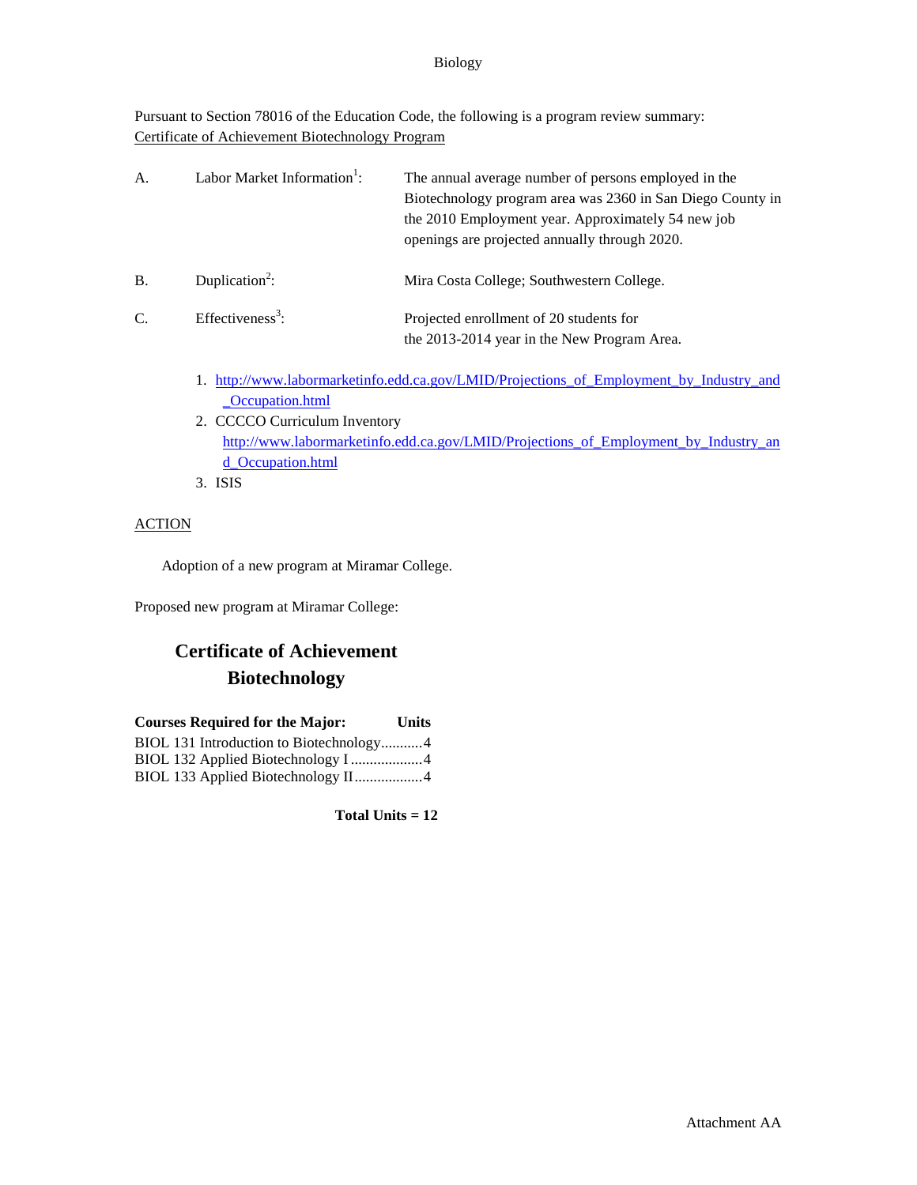Biology

Pursuant to Section 78016 of the Education Code, the following is a program review summary:
Certificate of Achievement Biotechnology Program

| | | |
|---|---|---|
| A. | Labor Market Information[1]: | The annual average number of persons employed in the Biotechnology program area was 2360 in San Diego County in the 2010 Employment year. Approximately 54 new job openings are projected annually through 2020. |
| B. | Duplication[2]: | Mira Costa College; Southwestern College. |
| C. | Effectiveness[3]: | Projected enrollment of 20 students for the 2013-2014 year in the New Program Area. |

1. http://www.labormarketinfo.edd.ca.gov/LMID/Projections_of_Employment_by_Industry_and_Occupation.html
2. CCCCO Curriculum Inventory
   http://www.labormarketinfo.edd.ca.gov/LMID/Projections_of_Employment_by_Industry_and_Occupation.html
3. ISIS

ACTION

Adoption of a new program at Miramar College.

Proposed new program at Miramar College:

## Certificate of Achievement
## Biotechnology

| **Courses Required for the Major:** | **Units** |
|---|---|
| BIOL 131 Introduction to Biotechnology | 4 |
| BIOL 132 Applied Biotechnology I | 4 |
| BIOL 133 Applied Biotechnology II | 4 |

**Total Units = 12**

Attachment AA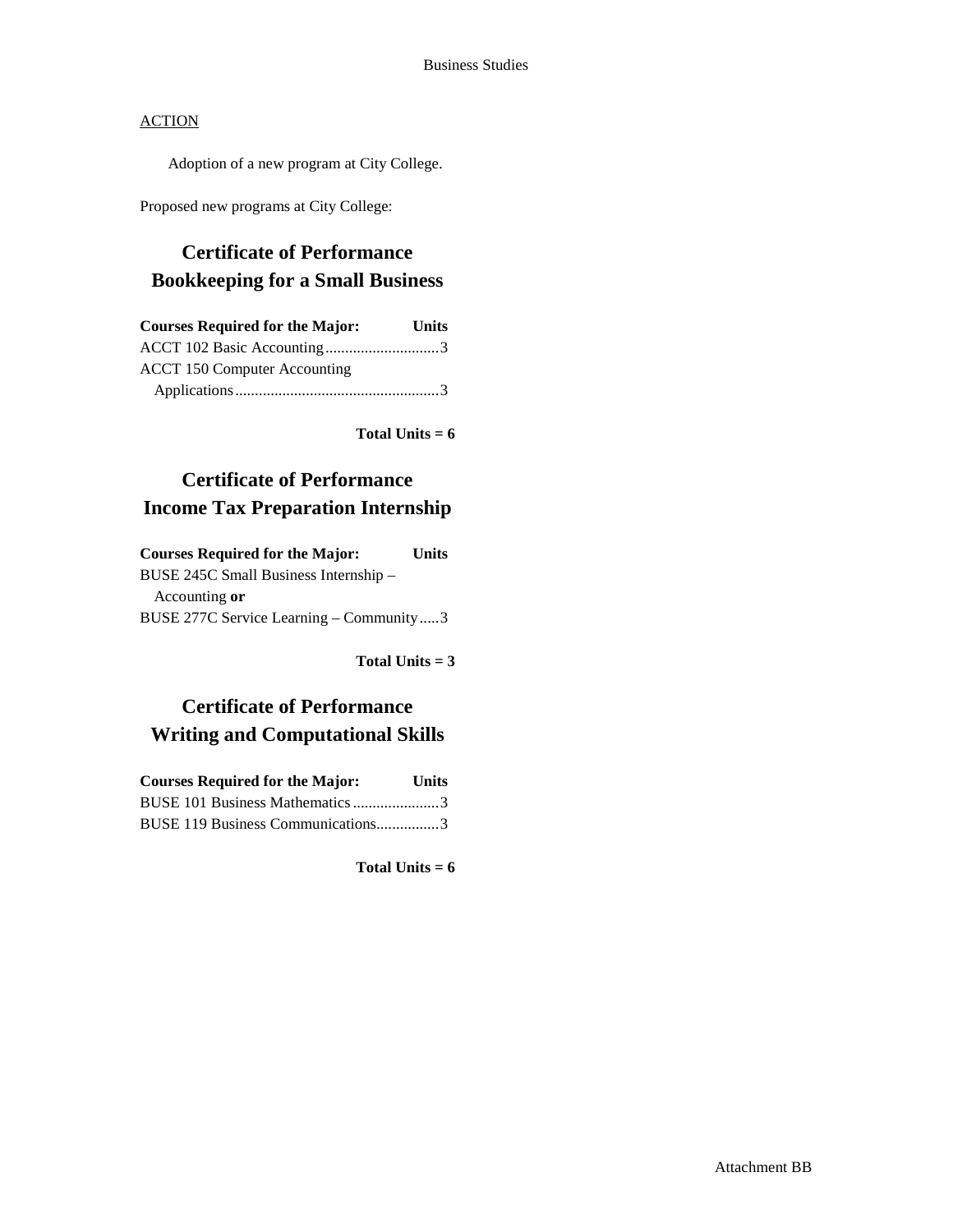Business Studies

<u>ACTION</u>

Adoption of a new program at City College.

Proposed new programs at City College:

## Certificate of Performance
## Bookkeeping for a Small Business

| Courses Required for the Major: | Units |
|---|---|
| ACCT 102 Basic Accounting | 3 |
| ACCT 150 Computer Accounting Applications | 3 |

**Total Units = 6**

## Certificate of Performance
## Income Tax Preparation Internship

| Courses Required for the Major: | Units |
|---|---|
| BUSE 245C Small Business Internship – Accounting **or** BUSE 277C Service Learning – Community | 3 |

**Total Units = 3**

## Certificate of Performance
## Writing and Computational Skills

| Courses Required for the Major: | Units |
|---|---|
| BUSE 101 Business Mathematics | 3 |
| BUSE 119 Business Communications | 3 |

**Total Units = 6**

Attachment BB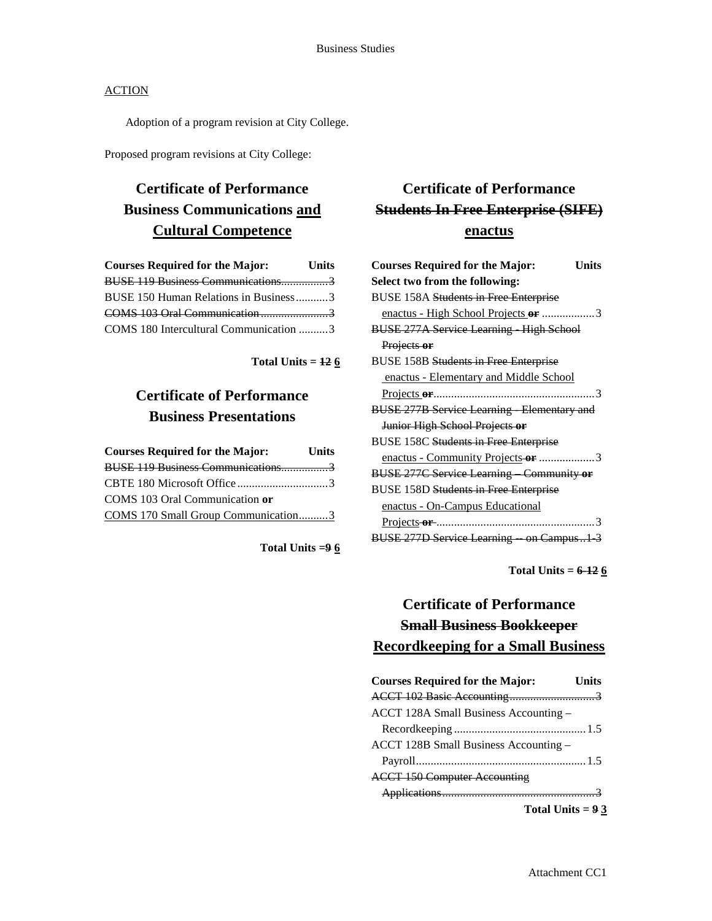ACTION

Adoption of a program revision at City College.

Proposed program revisions at City College:

## Certificate of Performance Business Communications <u>and Cultural Competence</u>

| Courses Required for the Major: | Units |
|---|---|
| ~~BUSE 119 Business Communications~~ | ~~3~~ |
| BUSE 150 Human Relations in Business | 3 |
| ~~COMS 103 Oral Communication~~ | ~~3~~ |
| COMS 180 Intercultural Communication | 3 |

**Total Units = ~~12~~ <u>6</u>**

## Certificate of Performance Business Presentations

| Courses Required for the Major: | Units |
|---|---|
| ~~BUSE 119 Business Communications~~ | ~~3~~ |
| CBTE 180 Microsoft Office | 3 |
| COMS 103 Oral Communication **or** <u>COMS 170 Small Group Communication</u> | 3 |

**Total Units = ~~9~~ <u>6</u>**

## Certificate of Performance ~~Students In Free Enterprise (SIFE)~~ <u>enactus</u>

| Courses Required for the Major: | Units |
|---|---|
| **Select two from the following:** | |
| BUSE 158A ~~Students in Free Enterprise~~ <u>enactus - High School Projects</u> ~~**or**~~ | 3 |
| ~~BUSE 277A Service Learning - High School Projects **or**~~ | |
| BUSE 158B ~~Students in Free Enterprise~~ <u>enactus - Elementary and Middle School Projects</u> ~~**or**~~ | 3 |
| ~~BUSE 277B Service Learning - Elementary and Junior High School Projects **or**~~ | |
| BUSE 158C ~~Students in Free Enterprise~~ <u>enactus - Community Projects</u> ~~**or**~~ | 3 |
| ~~BUSE 277C Service Learning – Community **or**~~ | |
| BUSE 158D ~~Students in Free Enterprise~~ <u>enactus - On-Campus Educational Projects</u> ~~**or**~~ | 3 |
| ~~BUSE 277D Service Learning -- on Campus~~ | ~~1-3~~ |

**Total Units = ~~6-12~~ <u>6</u>**

## Certificate of Performance ~~Small Business Bookkeeper~~ <u>Recordkeeping for a Small Business</u>

| Courses Required for the Major: | Units |
|---|---|
| ~~ACCT 102 Basic Accounting~~ | ~~3~~ |
| ACCT 128A Small Business Accounting – Recordkeeping | 1.5 |
| ACCT 128B Small Business Accounting – Payroll | 1.5 |
| ~~ACCT 150 Computer Accounting Applications~~ | ~~3~~ |

**Total Units = ~~9~~ <u>3</u>**

Attachment CC1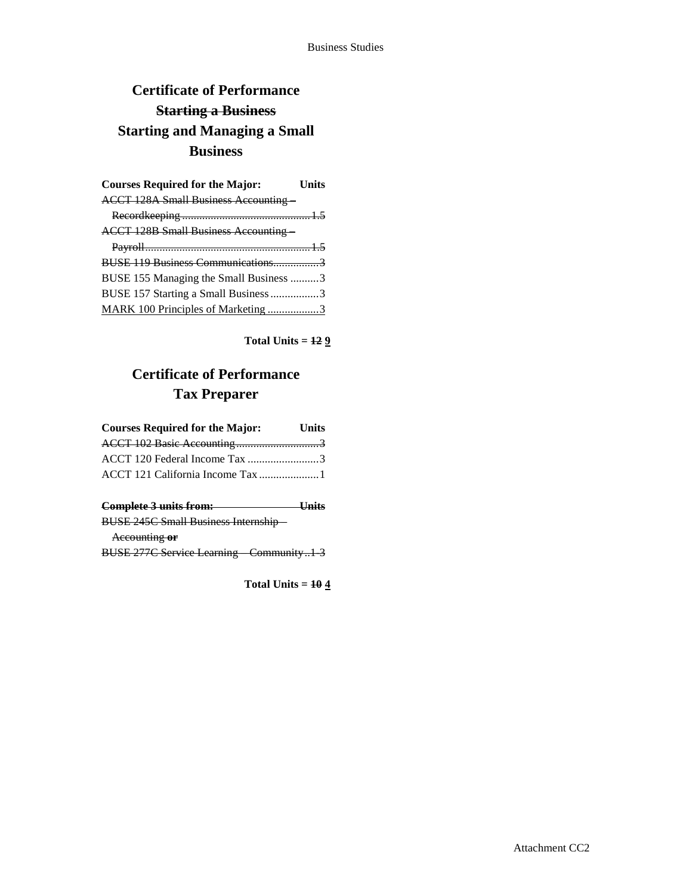## Certificate of Performance

## ~~Starting a Business~~

## Starting and Managing a Small Business

| Courses Required for the Major: | Units |
|---|---|
| ~~ACCT 128A Small Business Accounting – Recordkeeping~~ | ~~1.5~~ |
| ~~ACCT 128B Small Business Accounting – Payroll~~ | ~~1.5~~ |
| ~~BUSE 119 Business Communications~~ | ~~3~~ |
| BUSE 155 Managing the Small Business | 3 |
| BUSE 157 Starting a Small Business | 3 |
| <u>MARK 100 Principles of Marketing</u> | <u>3</u> |

**Total Units = ~~12~~ <u>9</u>**

## Certificate of Performance

## Tax Preparer

| Courses Required for the Major: | Units |
|---|---|
| ~~ACCT 102 Basic Accounting~~ | ~~3~~ |
| ACCT 120 Federal Income Tax | 3 |
| ACCT 121 California Income Tax | 1 |

| ~~Complete 3 units from:~~ | ~~Units~~ |
|---|---|
| ~~BUSE 245C Small Business Internship – Accounting **or**~~ | |
| ~~BUSE 277C Service Learning – Community~~ | ~~1-3~~ |

**Total Units = ~~10~~ <u>4</u>**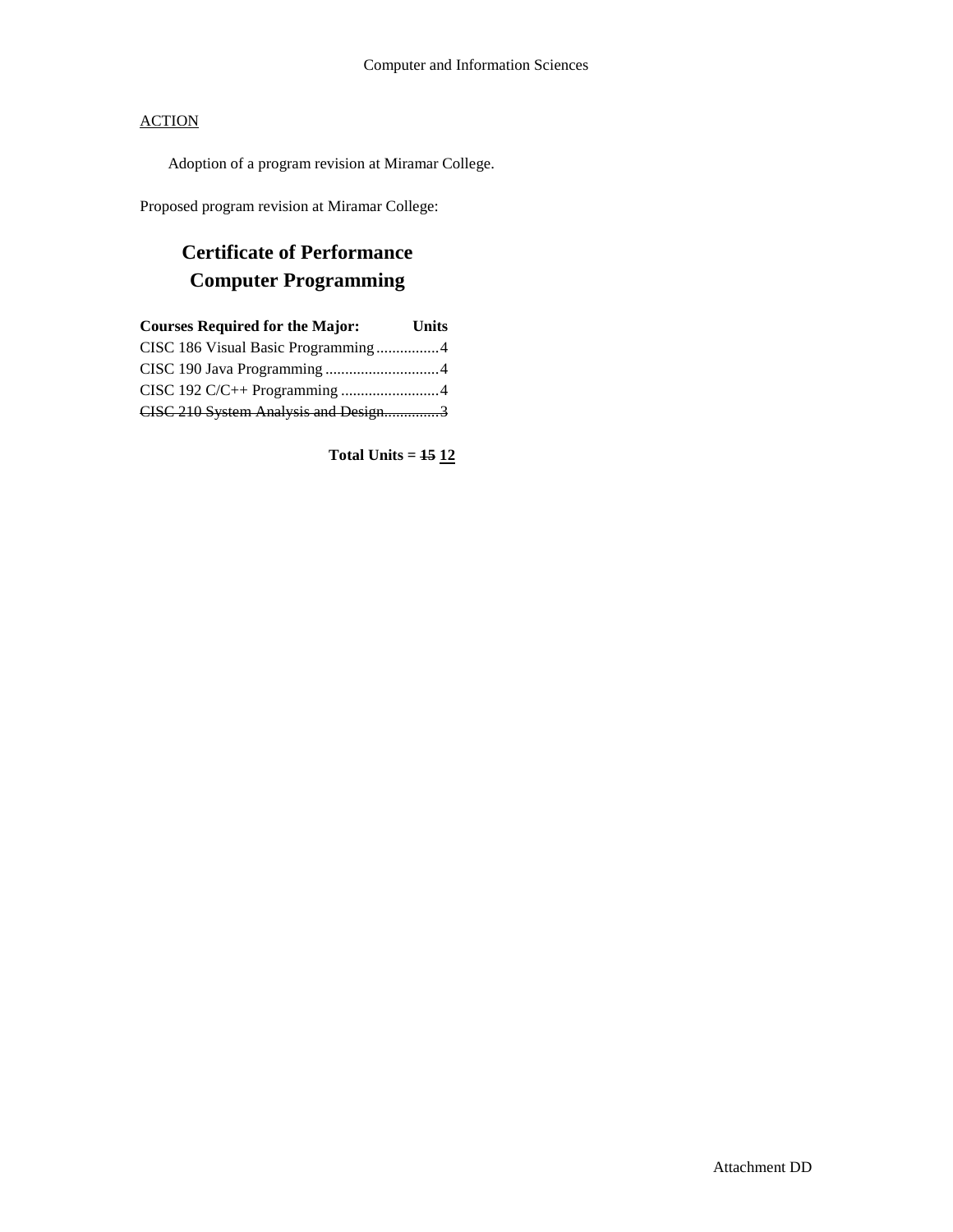Computer and Information Sciences

ACTION

Adoption of a program revision at Miramar College.

Proposed program revision at Miramar College:

## Certificate of Performance
## Computer Programming

| Courses Required for the Major: | Units |
|---|---|
| CISC 186 Visual Basic Programming | 4 |
| CISC 190 Java Programming | 4 |
| CISC 192 C/C++ Programming | 4 |
| ~~CISC 210 System Analysis and Design~~ | ~~3~~ |

**Total Units = ~~15~~ <u>12</u>**

Attachment DD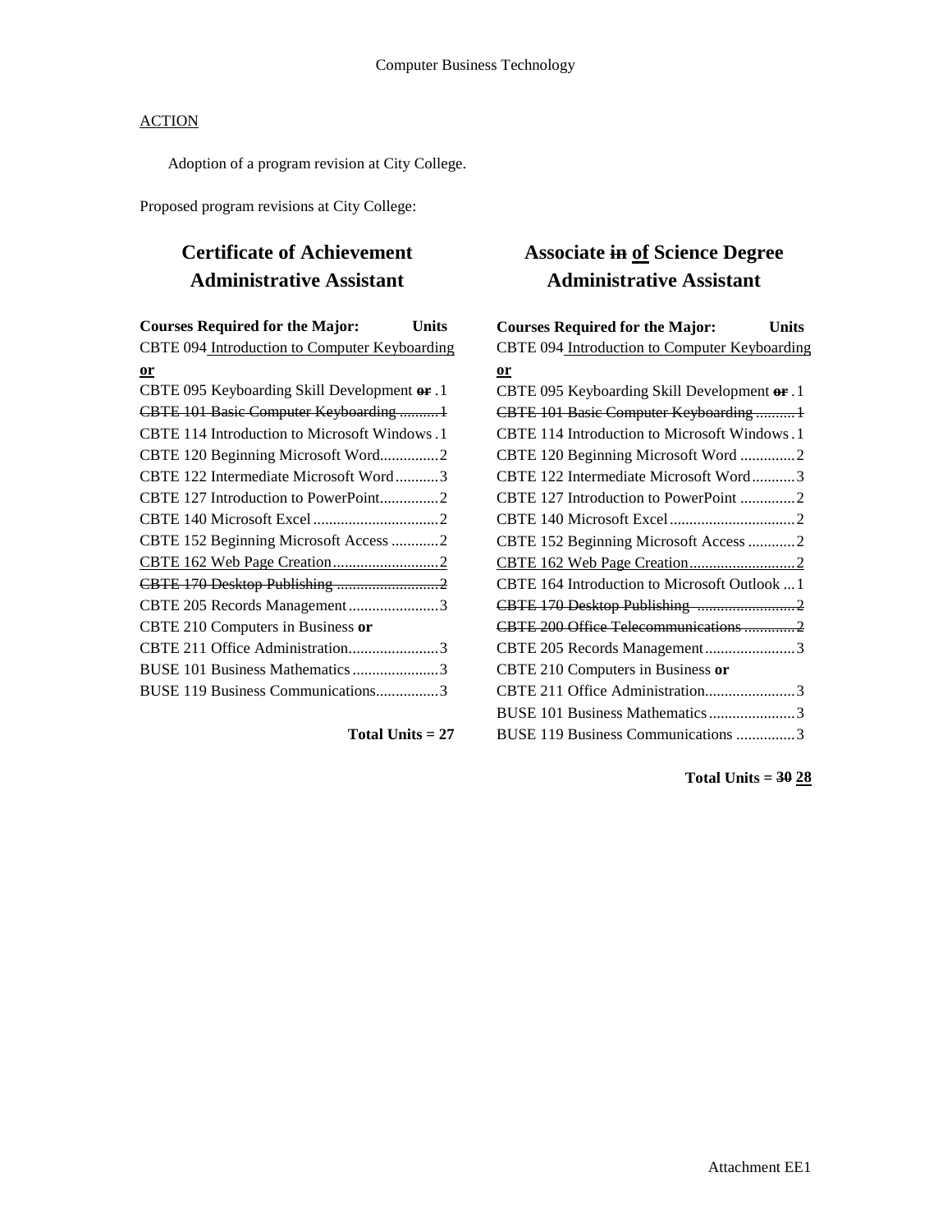Computer Business Technology

ACTION

Adoption of a program revision at City College.

Proposed program revisions at City College:

## Certificate of Achievement
## Administrative Assistant

| Courses Required for the Major: | Units |
|---|---|
| CBTE 094 <u>Introduction to Computer Keyboarding</u> **<u>or</u>** | |
| CBTE 095 Keyboarding Skill Development ~~**or**~~ | 1 |
| ~~CBTE 101 Basic Computer Keyboarding~~ | ~~1~~ |
| CBTE 114 Introduction to Microsoft Windows | 1 |
| CBTE 120 Beginning Microsoft Word | 2 |
| CBTE 122 Intermediate Microsoft Word | 3 |
| CBTE 127 Introduction to PowerPoint | 2 |
| CBTE 140 Microsoft Excel | 2 |
| CBTE 152 Beginning Microsoft Access | 2 |
| <u>CBTE 162 Web Page Creation</u> | <u>2</u> |
| ~~CBTE 170 Desktop Publishing~~ | ~~2~~ |
| CBTE 205 Records Management | 3 |
| CBTE 210 Computers in Business **or** | |
| CBTE 211 Office Administration | 3 |
| BUSE 101 Business Mathematics | 3 |
| BUSE 119 Business Communications | 3 |

**Total Units = 27**

## Associate ~~in~~ <u>of</u> Science Degree
## Administrative Assistant

| Courses Required for the Major: | Units |
|---|---|
| CBTE 094 <u>Introduction to Computer Keyboarding</u> **<u>or</u>** | |
| CBTE 095 Keyboarding Skill Development ~~**or**~~ | 1 |
| ~~CBTE 101 Basic Computer Keyboarding~~ | ~~1~~ |
| CBTE 114 Introduction to Microsoft Windows | 1 |
| CBTE 120 Beginning Microsoft Word | 2 |
| CBTE 122 Intermediate Microsoft Word | 3 |
| CBTE 127 Introduction to PowerPoint | 2 |
| CBTE 140 Microsoft Excel | 2 |
| CBTE 152 Beginning Microsoft Access | 2 |
| <u>CBTE 162 Web Page Creation</u> | <u>2</u> |
| CBTE 164 Introduction to Microsoft Outlook | 1 |
| ~~CBTE 170 Desktop Publishing~~ | ~~2~~ |
| ~~CBTE 200 Office Telecommunications~~ | ~~2~~ |
| CBTE 205 Records Management | 3 |
| CBTE 210 Computers in Business **or** | |
| CBTE 211 Office Administration | 3 |
| BUSE 101 Business Mathematics | 3 |
| BUSE 119 Business Communications | 3 |

**Total Units = ~~30~~ <u>28</u>**

Attachment EE1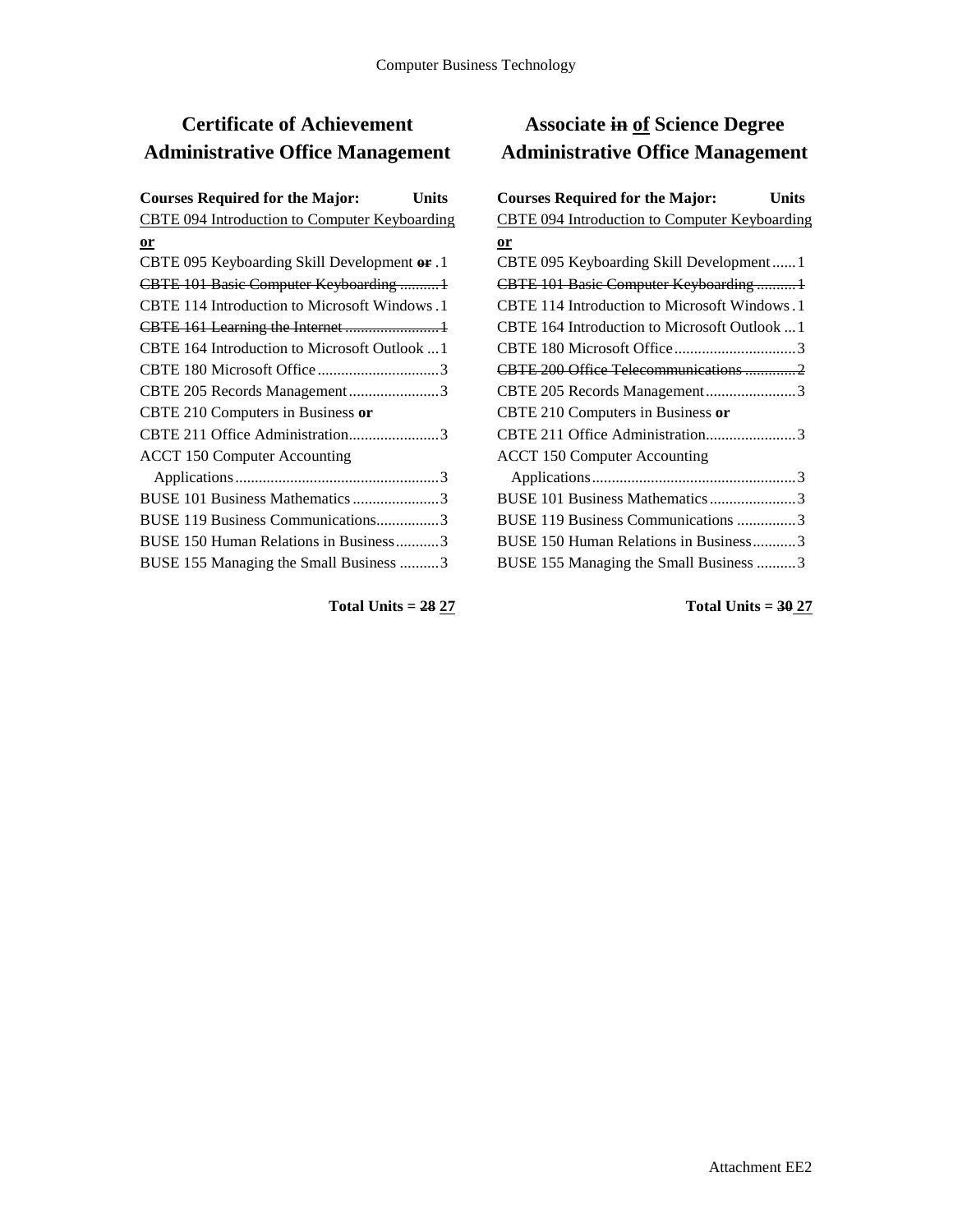## Certificate of Achievement Administrative Office Management

| Courses Required for the Major: | Units |
|---|---|
| <u>CBTE 094 Introduction to Computer Keyboarding</u> **<u>or</u>** | |
| CBTE 095 Keyboarding Skill Development ~~**or**~~ | 1 |
| ~~CBTE 101 Basic Computer Keyboarding~~ | ~~1~~ |
| CBTE 114 Introduction to Microsoft Windows | 1 |
| ~~CBTE 161 Learning the Internet~~ | ~~1~~ |
| CBTE 164 Introduction to Microsoft Outlook | 1 |
| CBTE 180 Microsoft Office | 3 |
| CBTE 205 Records Management | 3 |
| CBTE 210 Computers in Business **or** CBTE 211 Office Administration | 3 |
| ACCT 150 Computer Accounting Applications | 3 |
| BUSE 101 Business Mathematics | 3 |
| BUSE 119 Business Communications | 3 |
| BUSE 150 Human Relations in Business | 3 |
| BUSE 155 Managing the Small Business | 3 |

**Total Units = ~~28~~ <u>27</u>**

## Associate ~~in~~ <u>of</u> Science Degree Administrative Office Management

| Courses Required for the Major: | Units |
|---|---|
| <u>CBTE 094 Introduction to Computer Keyboarding</u> **<u>or</u>** | |
| CBTE 095 Keyboarding Skill Development | 1 |
| ~~CBTE 101 Basic Computer Keyboarding~~ | ~~1~~ |
| CBTE 114 Introduction to Microsoft Windows | 1 |
| CBTE 164 Introduction to Microsoft Outlook | 1 |
| CBTE 180 Microsoft Office | 3 |
| ~~CBTE 200 Office Telecommunications~~ | ~~2~~ |
| CBTE 205 Records Management | 3 |
| CBTE 210 Computers in Business **or** CBTE 211 Office Administration | 3 |
| ACCT 150 Computer Accounting Applications | 3 |
| BUSE 101 Business Mathematics | 3 |
| BUSE 119 Business Communications | 3 |
| BUSE 150 Human Relations in Business | 3 |
| BUSE 155 Managing the Small Business | 3 |

**Total Units = ~~30~~ <u>27</u>**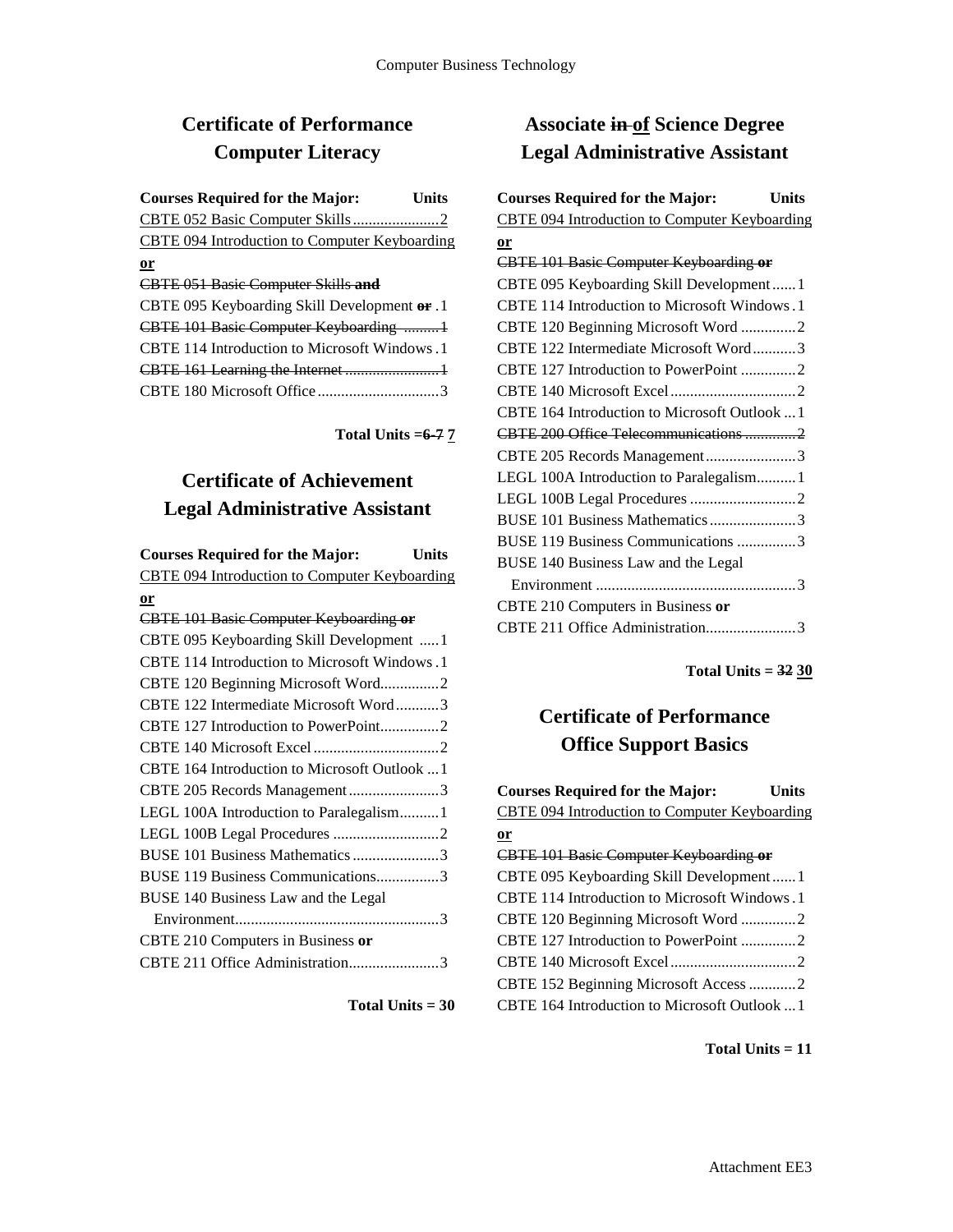## Certificate of Performance
## Computer Literacy

| Courses Required for the Major: | Units |
|---|---|
| <u>CBTE 052 Basic Computer Skills</u> | <u>2</u> |
| <u>CBTE 094 Introduction to Computer Keyboarding</u> | |
| <u>**or**</u> | |
| ~~CBTE 051 Basic Computer Skills **and**~~ | |
| CBTE 095 Keyboarding Skill Development ~~**or**~~ | 1 |
| ~~CBTE 101 Basic Computer Keyboarding~~ | ~~1~~ |
| CBTE 114 Introduction to Microsoft Windows | 1 |
| ~~CBTE 161 Learning the Internet~~ | ~~1~~ |
| CBTE 180 Microsoft Office | 3 |

**Total Units =~~6-7~~ <u>7</u>**

## Certificate of Achievement
## Legal Administrative Assistant

| Courses Required for the Major: | Units |
|---|---|
| <u>CBTE 094 Introduction to Computer Keyboarding</u> | |
| <u>**or**</u> | |
| ~~CBTE 101 Basic Computer Keyboarding **or**~~ | |
| CBTE 095 Keyboarding Skill Development | 1 |
| CBTE 114 Introduction to Microsoft Windows | 1 |
| CBTE 120 Beginning Microsoft Word | 2 |
| CBTE 122 Intermediate Microsoft Word | 3 |
| CBTE 127 Introduction to PowerPoint | 2 |
| CBTE 140 Microsoft Excel | 2 |
| CBTE 164 Introduction to Microsoft Outlook | 1 |
| CBTE 205 Records Management | 3 |
| LEGL 100A Introduction to Paralegalism | 1 |
| LEGL 100B Legal Procedures | 2 |
| BUSE 101 Business Mathematics | 3 |
| BUSE 119 Business Communications | 3 |
| BUSE 140 Business Law and the Legal Environment | 3 |
| CBTE 210 Computers in Business **or** | |
| CBTE 211 Office Administration | 3 |

**Total Units = 30**

## Associate ~~in~~ <u>of</u> Science Degree
## Legal Administrative Assistant

| Courses Required for the Major: | Units |
|---|---|
| <u>CBTE 094 Introduction to Computer Keyboarding</u> | |
| <u>**or**</u> | |
| ~~CBTE 101 Basic Computer Keyboarding **or**~~ | |
| CBTE 095 Keyboarding Skill Development | 1 |
| CBTE 114 Introduction to Microsoft Windows | 1 |
| CBTE 120 Beginning Microsoft Word | 2 |
| CBTE 122 Intermediate Microsoft Word | 3 |
| CBTE 127 Introduction to PowerPoint | 2 |
| CBTE 140 Microsoft Excel | 2 |
| CBTE 164 Introduction to Microsoft Outlook | 1 |
| ~~CBTE 200 Office Telecommunications~~ | ~~2~~ |
| CBTE 205 Records Management | 3 |
| LEGL 100A Introduction to Paralegalism | 1 |
| LEGL 100B Legal Procedures | 2 |
| BUSE 101 Business Mathematics | 3 |
| BUSE 119 Business Communications | 3 |
| BUSE 140 Business Law and the Legal Environment | 3 |
| CBTE 210 Computers in Business **or** | |
| CBTE 211 Office Administration | 3 |

**Total Units = ~~32~~ <u>30</u>**

## Certificate of Performance
## Office Support Basics

| Courses Required for the Major: | Units |
|---|---|
| <u>CBTE 094 Introduction to Computer Keyboarding</u> | |
| <u>**or**</u> | |
| ~~CBTE 101 Basic Computer Keyboarding **or**~~ | |
| CBTE 095 Keyboarding Skill Development | 1 |
| CBTE 114 Introduction to Microsoft Windows | 1 |
| CBTE 120 Beginning Microsoft Word | 2 |
| CBTE 127 Introduction to PowerPoint | 2 |
| CBTE 140 Microsoft Excel | 2 |
| CBTE 152 Beginning Microsoft Access | 2 |
| CBTE 164 Introduction to Microsoft Outlook | 1 |

**Total Units = 11**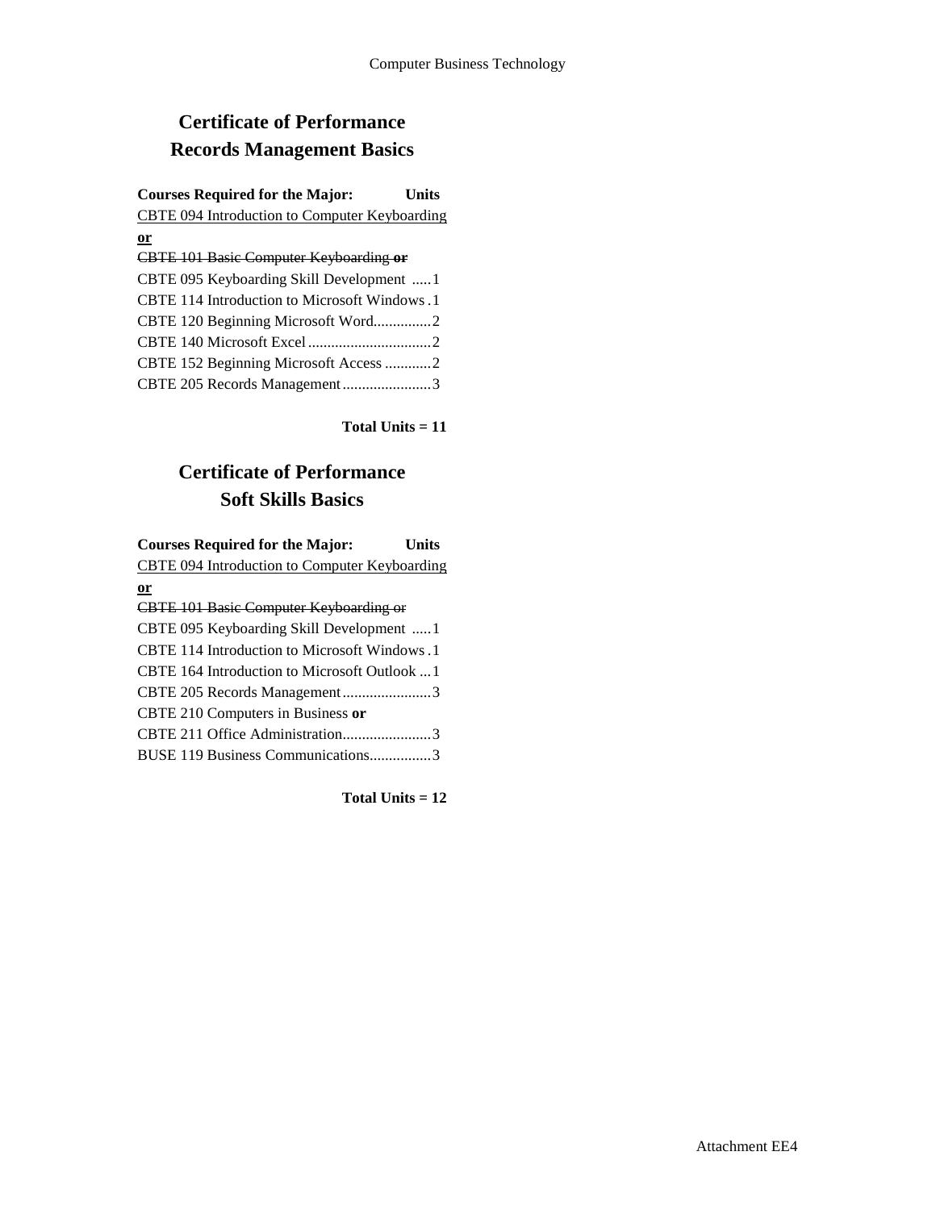## Certificate of Performance
## Records Management Basics

**Courses Required for the Major:** **Units**

<u>CBTE 094 Introduction to Computer Keyboarding</u>
<u>**or**</u>
~~CBTE 101 Basic Computer Keyboarding **or**~~
CBTE 095 Keyboarding Skill Development .....1
CBTE 114 Introduction to Microsoft Windows .1
CBTE 120 Beginning Microsoft Word..............2
CBTE 140 Microsoft Excel ...............................2
CBTE 152 Beginning Microsoft Access ...........2
CBTE 205 Records Management......................3

**Total Units = 11**

## Certificate of Performance
## Soft Skills Basics

**Courses Required for the Major:** **Units**

<u>CBTE 094 Introduction to Computer Keyboarding</u>
<u>**or**</u>
~~CBTE 101 Basic Computer Keyboarding or~~
CBTE 095 Keyboarding Skill Development .....1
CBTE 114 Introduction to Microsoft Windows .1
CBTE 164 Introduction to Microsoft Outlook ...1
CBTE 205 Records Management......................3
CBTE 210 Computers in Business **or**
CBTE 211 Office Administration......................3
BUSE 119 Business Communications...............3

**Total Units = 12**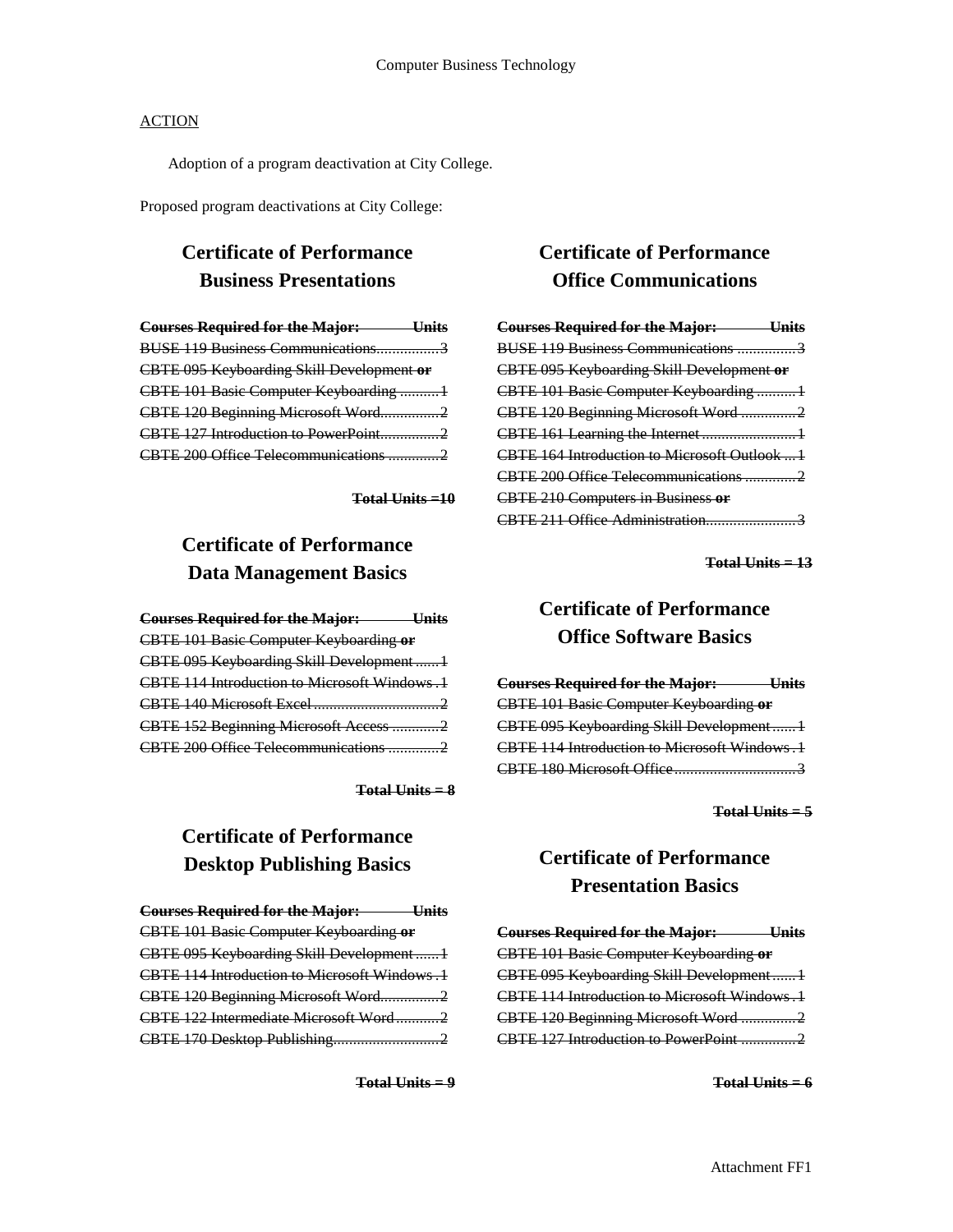ACTION

Adoption of a program deactivation at City College.

Proposed program deactivations at City College:

## Certificate of Performance Business Presentations

| ~~Courses Required for the Major:~~ | ~~Units~~ |
|---|---|
| ~~BUSE 119 Business Communications~~ | ~~3~~ |
| ~~CBTE 095 Keyboarding Skill Development **or**~~ | |
| ~~CBTE 101 Basic Computer Keyboarding~~ | ~~1~~ |
| ~~CBTE 120 Beginning Microsoft Word~~ | ~~2~~ |
| ~~CBTE 127 Introduction to PowerPoint~~ | ~~2~~ |
| ~~CBTE 200 Office Telecommunications~~ | ~~2~~ |

~~**Total Units =10**~~

## Certificate of Performance Data Management Basics

| ~~Courses Required for the Major:~~ | ~~Units~~ |
|---|---|
| ~~CBTE 101 Basic Computer Keyboarding **or**~~ | |
| ~~CBTE 095 Keyboarding Skill Development~~ | ~~1~~ |
| ~~CBTE 114 Introduction to Microsoft Windows~~ | ~~1~~ |
| ~~CBTE 140 Microsoft Excel~~ | ~~2~~ |
| ~~CBTE 152 Beginning Microsoft Access~~ | ~~2~~ |
| ~~CBTE 200 Office Telecommunications~~ | ~~2~~ |

~~**Total Units = 8**~~

## Certificate of Performance Desktop Publishing Basics

| ~~Courses Required for the Major:~~ | ~~Units~~ |
|---|---|
| ~~CBTE 101 Basic Computer Keyboarding **or**~~ | |
| ~~CBTE 095 Keyboarding Skill Development~~ | ~~1~~ |
| ~~CBTE 114 Introduction to Microsoft Windows~~ | ~~1~~ |
| ~~CBTE 120 Beginning Microsoft Word~~ | ~~2~~ |
| ~~CBTE 122 Intermediate Microsoft Word~~ | ~~2~~ |
| ~~CBTE 170 Desktop Publishing~~ | ~~2~~ |

~~**Total Units = 9**~~

## Certificate of Performance Office Communications

| ~~Courses Required for the Major:~~ | ~~Units~~ |
|---|---|
| ~~BUSE 119 Business Communications~~ | ~~3~~ |
| ~~CBTE 095 Keyboarding Skill Development **or**~~ | |
| ~~CBTE 101 Basic Computer Keyboarding~~ | ~~1~~ |
| ~~CBTE 120 Beginning Microsoft Word~~ | ~~2~~ |
| ~~CBTE 161 Learning the Internet~~ | ~~1~~ |
| ~~CBTE 164 Introduction to Microsoft Outlook~~ | ~~1~~ |
| ~~CBTE 200 Office Telecommunications~~ | ~~2~~ |
| ~~CBTE 210 Computers in Business **or**~~ | |
| ~~CBTE 211 Office Administration~~ | ~~3~~ |

~~**Total Units = 13**~~

## Certificate of Performance Office Software Basics

| ~~Courses Required for the Major:~~ | ~~Units~~ |
|---|---|
| ~~CBTE 101 Basic Computer Keyboarding **or**~~ | |
| ~~CBTE 095 Keyboarding Skill Development~~ | ~~1~~ |
| ~~CBTE 114 Introduction to Microsoft Windows~~ | ~~1~~ |
| ~~CBTE 180 Microsoft Office~~ | ~~3~~ |

~~**Total Units = 5**~~

## Certificate of Performance Presentation Basics

| ~~Courses Required for the Major:~~ | ~~Units~~ |
|---|---|
| ~~CBTE 101 Basic Computer Keyboarding **or**~~ | |
| ~~CBTE 095 Keyboarding Skill Development~~ | ~~1~~ |
| ~~CBTE 114 Introduction to Microsoft Windows~~ | ~~1~~ |
| ~~CBTE 120 Beginning Microsoft Word~~ | ~~2~~ |
| ~~CBTE 127 Introduction to PowerPoint~~ | ~~2~~ |

~~**Total Units = 6**~~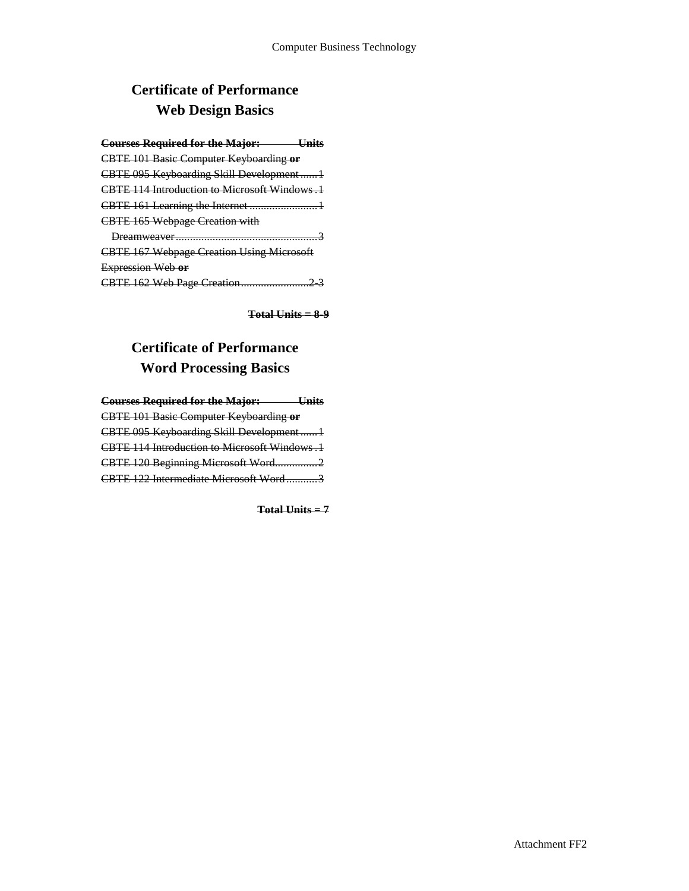# Certificate of Performance
## Web Design Basics

~~**Courses Required for the Major: Units**~~
~~CBTE 101 Basic Computer Keyboarding **or**~~
~~CBTE 095 Keyboarding Skill Development ......1~~
~~CBTE 114 Introduction to Microsoft Windows .1~~
~~CBTE 161 Learning the Internet ........................1~~
~~CBTE 165 Webpage Creation with Dreamweaver...................................................3~~
~~CBTE 167 Webpage Creation Using Microsoft Expression Web **or**~~
~~CBTE 162 Web Page Creation.........................2-3~~

~~**Total Units = 8-9**~~

# Certificate of Performance
## Word Processing Basics

~~**Courses Required for the Major: Units**~~
~~CBTE 101 Basic Computer Keyboarding **or**~~
~~CBTE 095 Keyboarding Skill Development ......1~~
~~CBTE 114 Introduction to Microsoft Windows .1~~
~~CBTE 120 Beginning Microsoft Word...............2~~
~~CBTE 122 Intermediate Microsoft Word...........3~~

~~**Total Units = 7**~~

Attachment FF2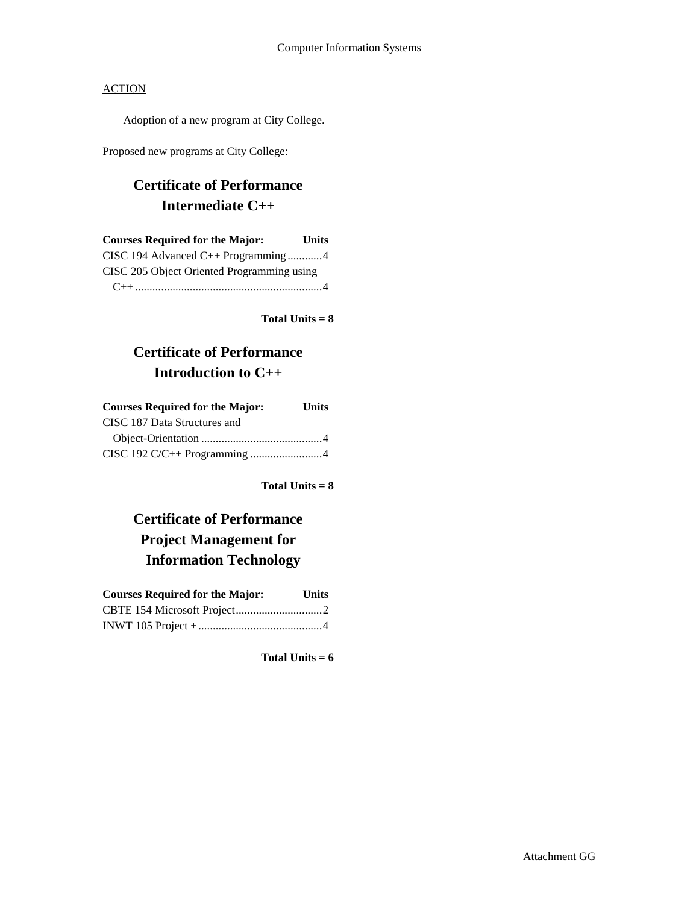ACTION

Adoption of a new program at City College.

Proposed new programs at City College:

## Certificate of Performance Intermediate C++

| Courses Required for the Major: | Units |
|---|---|
| CISC 194 Advanced C++ Programming | 4 |
| CISC 205 Object Oriented Programming using C++ | 4 |

**Total Units = 8**

## Certificate of Performance Introduction to C++

| Courses Required for the Major: | Units |
|---|---|
| CISC 187 Data Structures and Object-Orientation | 4 |
| CISC 192 C/C++ Programming | 4 |

**Total Units = 8**

## Certificate of Performance Project Management for Information Technology

| Courses Required for the Major: | Units |
|---|---|
| CBTE 154 Microsoft Project | 2 |
| INWT 105 Project + | 4 |

**Total Units = 6**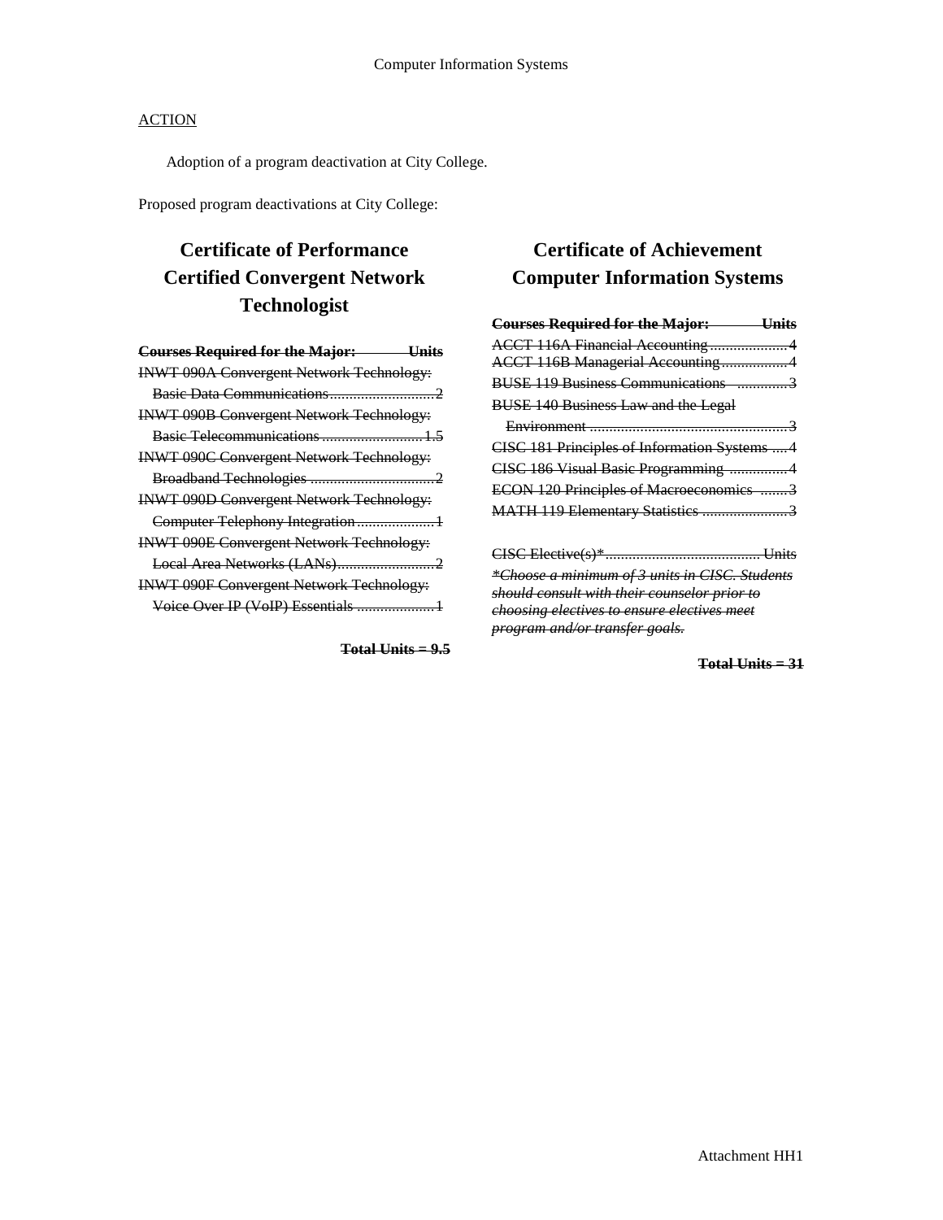ACTION

Adoption of a program deactivation at City College.

Proposed program deactivations at City College:

## Certificate of Performance Certified Convergent Network Technologist

~~**Courses Required for the Major: Units**~~

~~INWT 090A Convergent Network Technology: Basic Data Communications....2~~

~~INWT 090B Convergent Network Technology: Basic Telecommunications....1.5~~

~~INWT 090C Convergent Network Technology: Broadband Technologies....2~~

~~INWT 090D Convergent Network Technology: Computer Telephony Integration....1~~

~~INWT 090E Convergent Network Technology: Local Area Networks (LANs)....2~~

~~INWT 090F Convergent Network Technology: Voice Over IP (VoIP) Essentials....1~~

~~**Total Units = 9.5**~~

## Certificate of Achievement Computer Information Systems

~~**Courses Required for the Major: Units**~~

~~ACCT 116A Financial Accounting....4~~

~~ACCT 116B Managerial Accounting....4~~

~~BUSE 119 Business Communications....3~~

~~BUSE 140 Business Law and the Legal Environment....3~~

~~CISC 181 Principles of Information Systems....4~~

~~CISC 186 Visual Basic Programming....4~~

~~ECON 120 Principles of Macroeconomics....3~~

~~MATH 119 Elementary Statistics....3~~

~~CISC Elective(s)*....Units~~

~~*\*Choose a minimum of 3 units in CISC. Students should consult with their counselor prior to choosing electives to ensure electives meet program and/or transfer goals.*~~

~~**Total Units = 31**~~

Attachment HH1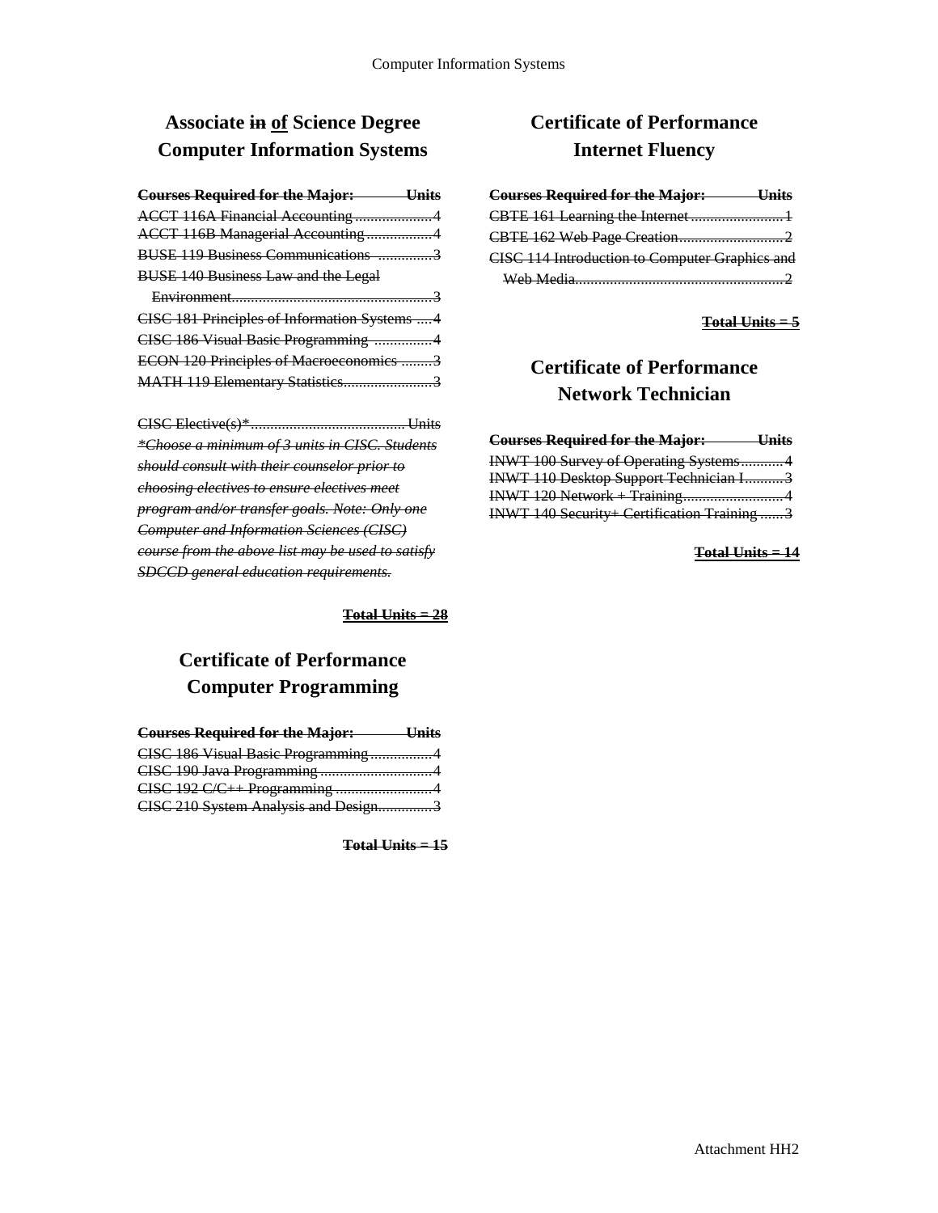## Associate ~~in~~ <u>of</u> Science Degree Computer Information Systems

~~**Courses Required for the Major: Units**~~

~~ACCT 116A Financial Accounting....................4~~
~~ACCT 116B Managerial Accounting.................4~~
~~BUSE 119 Business Communications ..............3~~
~~BUSE 140 Business Law and the Legal Environment....................................................3~~
~~CISC 181 Principles of Information Systems ....4~~
~~CISC 186 Visual Basic Programming ...............4~~
~~ECON 120 Principles of Macroeconomics ........3~~
~~MATH 119 Elementary Statistics.......................3~~

~~CISC Elective(s)*........................................Units~~
~~*\*Choose a minimum of 3 units in CISC. Students should consult with their counselor prior to choosing electives to ensure electives meet program and/or transfer goals. Note: Only one Computer and Information Sciences (CISC) course from the above list may be used to satisfy SDCCD general education requirements.*~~

~~**Total Units = 28**~~

## Certificate of Performance Computer Programming

~~**Courses Required for the Major: Units**~~

~~CISC 186 Visual Basic Programming................4~~
~~CISC 190 Java Programming............................4~~
~~CISC 192 C/C++ Programming.........................4~~
~~CISC 210 System Analysis and Design.............3~~

~~**Total Units = 15**~~

## Certificate of Performance Internet Fluency

~~**Courses Required for the Major: Units**~~

~~CBTE 161 Learning the Internet........................1~~
~~CBTE 162 Web Page Creation...........................2~~
~~CISC 114 Introduction to Computer Graphics and Web Media.......................................................2~~

~~**Total Units = 5**~~

## Certificate of Performance Network Technician

~~**Courses Required for the Major: Units**~~

~~INWT 100 Survey of Operating Systems...........4~~
~~INWT 110 Desktop Support Technician I..........3~~
~~INWT 120 Network + Training..........................4~~
~~INWT 140 Security+ Certification Training......3~~

~~**Total Units = 14**~~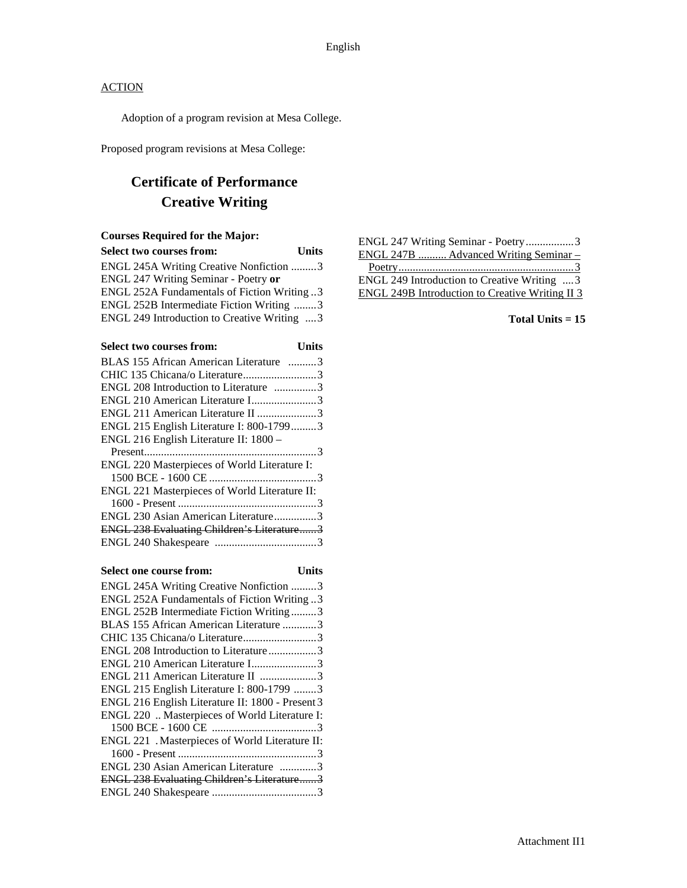English

ACTION

Adoption of a program revision at Mesa College.

Proposed program revisions at Mesa College:

# Certificate of Performance
# Creative Writing

**Courses Required for the Major:**

| **Select two courses from:** | **Units** |
|---|---|
| ENGL 245A Writing Creative Nonfiction | 3 |
| ENGL 247 Writing Seminar - Poetry **or** | |
| ENGL 252A Fundamentals of Fiction Writing | 3 |
| ENGL 252B Intermediate Fiction Writing | 3 |
| ENGL 249 Introduction to Creative Writing | 3 |

| **Select two courses from:** | **Units** |
|---|---|
| BLAS 155 African American Literature | 3 |
| CHIC 135 Chicana/o Literature | 3 |
| ENGL 208 Introduction to Literature | 3 |
| ENGL 210 American Literature I | 3 |
| ENGL 211 American Literature II | 3 |
| ENGL 215 English Literature I: 800-1799 | 3 |
| ENGL 216 English Literature II: 1800 – Present | 3 |
| ENGL 220 Masterpieces of World Literature I: 1500 BCE - 1600 CE | 3 |
| ENGL 221 Masterpieces of World Literature II: 1600 - Present | 3 |
| ENGL 230 Asian American Literature | 3 |
| ~~ENGL 238 Evaluating Children's Literature~~ | ~~3~~ |
| ENGL 240 Shakespeare | 3 |

| **Select one course from:** | **Units** |
|---|---|
| ENGL 245A Writing Creative Nonfiction | 3 |
| ENGL 252A Fundamentals of Fiction Writing | 3 |
| ENGL 252B Intermediate Fiction Writing | 3 |
| BLAS 155 African American Literature | 3 |
| CHIC 135 Chicana/o Literature | 3 |
| ENGL 208 Introduction to Literature | 3 |
| ENGL 210 American Literature I | 3 |
| ENGL 211 American Literature II | 3 |
| ENGL 215 English Literature I: 800-1799 | 3 |
| ENGL 216 English Literature II: 1800 - Present | 3 |
| ENGL 220 Masterpieces of World Literature I: 1500 BCE - 1600 CE | 3 |
| ENGL 221 Masterpieces of World Literature II: 1600 - Present | 3 |
| ENGL 230 Asian American Literature | 3 |
| ~~ENGL 238 Evaluating Children's Literature~~ | ~~3~~ |
| ENGL 240 Shakespeare | 3 |
| ENGL 247 Writing Seminar - Poetry | 3 |
| <u>ENGL 247B Advanced Writing Seminar – Poetry</u> | <u>3</u> |
| ENGL 249 Introduction to Creative Writing | 3 |
| <u>ENGL 249B Introduction to Creative Writing II</u> | <u>3</u> |

**Total Units = 15**

Attachment II1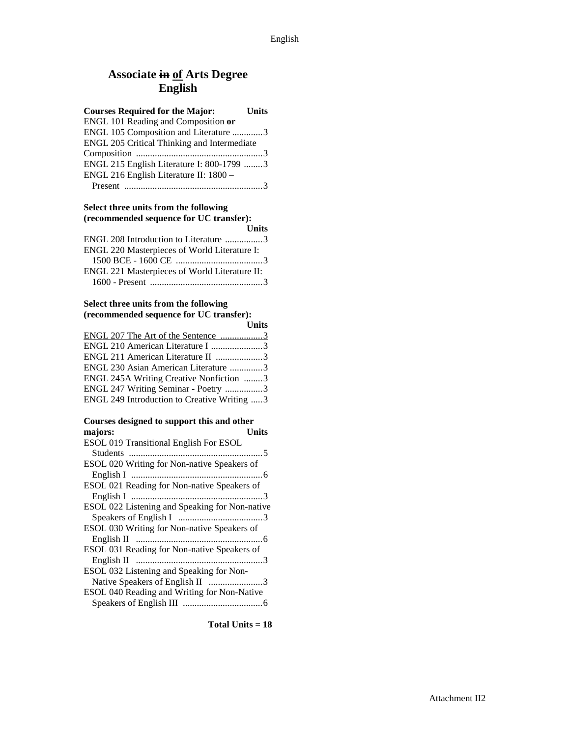# Associate ~~in~~ <u>of</u> Arts Degree English

**Courses Required for the Major: Units**

ENGL 101 Reading and Composition **or**
ENGL 105 Composition and Literature .............3
ENGL 205 Critical Thinking and Intermediate Composition ......................................................3
ENGL 215 English Literature I: 800-1799 ........3
ENGL 216 English Literature II: 1800 – Present ...........................................................3

**Select three units from the following (recommended sequence for UC transfer): Units**

ENGL 208 Introduction to Literature ................3
ENGL 220 Masterpieces of World Literature I: 1500 BCE - 1600 CE .....................................3
ENGL 221 Masterpieces of World Literature II: 1600 - Present ................................................3

**Select three units from the following (recommended sequence for UC transfer): Units**

<u>ENGL 207 The Art of the Sentence ..................3</u>
ENGL 210 American Literature I ......................3
ENGL 211 American Literature II ....................3
ENGL 230 Asian American Literature ..............3
ENGL 245A Writing Creative Nonfiction ........3
ENGL 247 Writing Seminar - Poetry ................3
ENGL 249 Introduction to Creative Writing .....3

**Courses designed to support this and other majors: Units**

ESOL 019 Transitional English For ESOL Students .........................................................5
ESOL 020 Writing for Non-native Speakers of English I ........................................................6
ESOL 021 Reading for Non-native Speakers of English I ........................................................3
ESOL 022 Listening and Speaking for Non-native Speakers of English I ....................................3
ESOL 030 Writing for Non-native Speakers of English II ......................................................6
ESOL 031 Reading for Non-native Speakers of English II ......................................................3
ESOL 032 Listening and Speaking for Non-Native Speakers of English II .......................3
ESOL 040 Reading and Writing for Non-Native Speakers of English III ..................................6

**Total Units = 18**

Attachment II2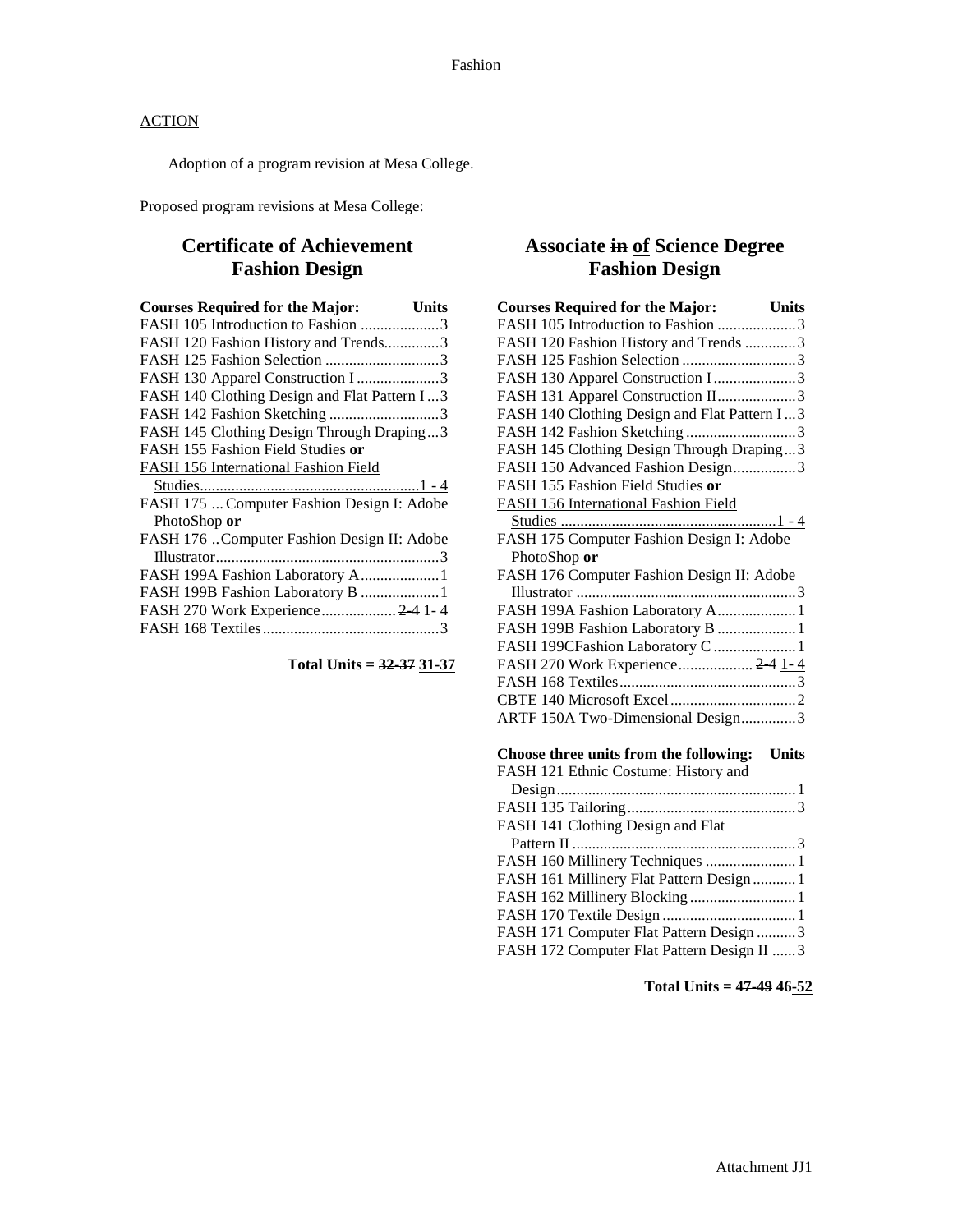ACTION

Adoption of a program revision at Mesa College.

Proposed program revisions at Mesa College:

## Certificate of Achievement Fashion Design

| Courses Required for the Major: | Units |
|---|---|
| FASH 105 Introduction to Fashion | 3 |
| FASH 120 Fashion History and Trends | 3 |
| FASH 125 Fashion Selection | 3 |
| FASH 130 Apparel Construction I | 3 |
| FASH 140 Clothing Design and Flat Pattern I | 3 |
| FASH 142 Fashion Sketching | 3 |
| FASH 145 Clothing Design Through Draping | 3 |
| FASH 155 Fashion Field Studies **or** FASH 156 International Fashion Field Studies | 1 - 4 |
| FASH 175 Computer Fashion Design I: Adobe PhotoShop **or** FASH 176 Computer Fashion Design II: Adobe Illustrator | 3 |
| FASH 199A Fashion Laboratory A | 1 |
| FASH 199B Fashion Laboratory B | 1 |
| FASH 270 Work Experience | ~~2-4~~ 1- 4 |
| FASH 168 Textiles | 3 |

**Total Units = ~~32-37~~ 31-37**

## Associate ~~in~~ of Science Degree Fashion Design

| Courses Required for the Major: | Units |
|---|---|
| FASH 105 Introduction to Fashion | 3 |
| FASH 120 Fashion History and Trends | 3 |
| FASH 125 Fashion Selection | 3 |
| FASH 130 Apparel Construction I | 3 |
| FASH 131 Apparel Construction II | 3 |
| FASH 140 Clothing Design and Flat Pattern I | 3 |
| FASH 142 Fashion Sketching | 3 |
| FASH 145 Clothing Design Through Draping | 3 |
| FASH 150 Advanced Fashion Design | 3 |
| FASH 155 Fashion Field Studies **or** FASH 156 International Fashion Field Studies | 1 - 4 |
| FASH 175 Computer Fashion Design I: Adobe PhotoShop **or** FASH 176 Computer Fashion Design II: Adobe Illustrator | 3 |
| FASH 199A Fashion Laboratory A | 1 |
| FASH 199B Fashion Laboratory B | 1 |
| FASH 199CFashion Laboratory C | 1 |
| FASH 270 Work Experience | ~~2-4~~ 1- 4 |
| FASH 168 Textiles | 3 |
| CBTE 140 Microsoft Excel | 2 |
| ARTF 150A Two-Dimensional Design | 3 |

| Choose three units from the following: | Units |
|---|---|
| FASH 121 Ethnic Costume: History and Design | 1 |
| FASH 135 Tailoring | 3 |
| FASH 141 Clothing Design and Flat Pattern II | 3 |
| FASH 160 Millinery Techniques | 1 |
| FASH 161 Millinery Flat Pattern Design | 1 |
| FASH 162 Millinery Blocking | 1 |
| FASH 170 Textile Design | 1 |
| FASH 171 Computer Flat Pattern Design | 3 |
| FASH 172 Computer Flat Pattern Design II | 3 |

**Total Units = ~~47-49~~ 46-52**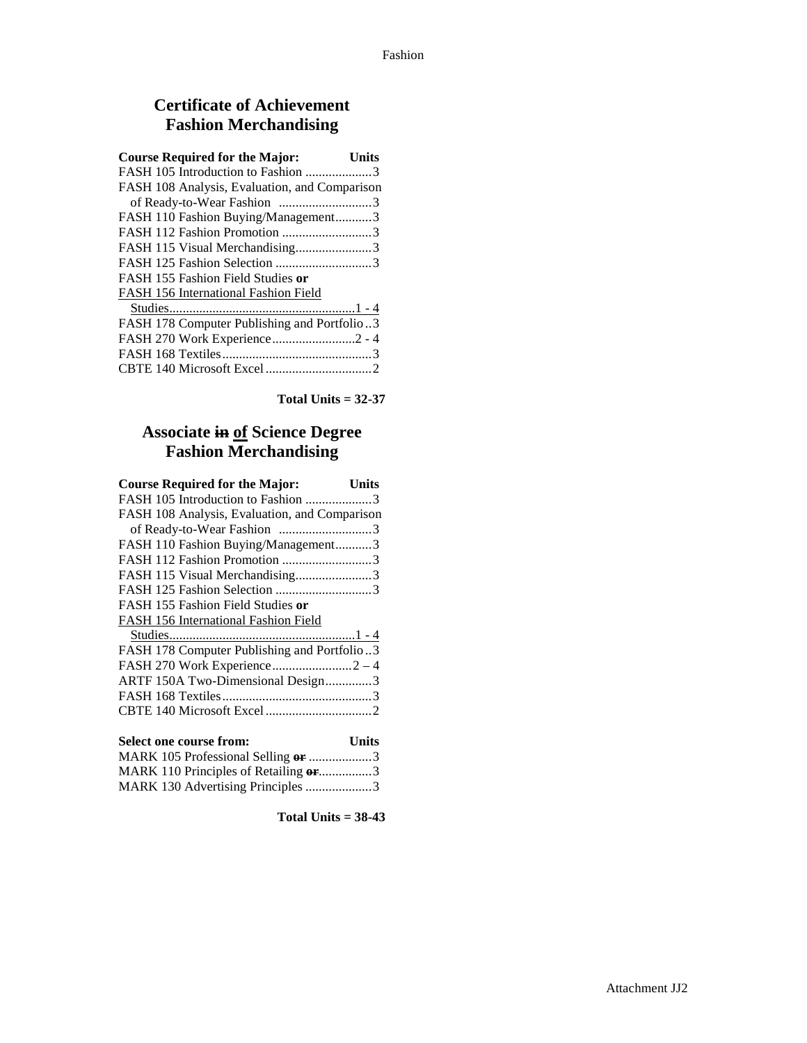## Certificate of Achievement
## Fashion Merchandising

| Course Required for the Major: | Units |
|---|---|
| FASH 105 Introduction to Fashion | 3 |
| FASH 108 Analysis, Evaluation, and Comparison of Ready-to-Wear Fashion | 3 |
| FASH 110 Fashion Buying/Management | 3 |
| FASH 112 Fashion Promotion | 3 |
| FASH 115 Visual Merchandising | 3 |
| FASH 125 Fashion Selection | 3 |
| FASH 155 Fashion Field Studies **or** <u>FASH 156 International Fashion Field Studies</u> | <u>1 - 4</u> |
| FASH 178 Computer Publishing and Portfolio | 3 |
| FASH 270 Work Experience | 2 - 4 |
| FASH 168 Textiles | 3 |
| CBTE 140 Microsoft Excel | 2 |

**Total Units = 32-37**

## Associate ~~in~~ <u>of</u> Science Degree
## Fashion Merchandising

| Course Required for the Major: | Units |
|---|---|
| FASH 105 Introduction to Fashion | 3 |
| FASH 108 Analysis, Evaluation, and Comparison of Ready-to-Wear Fashion | 3 |
| FASH 110 Fashion Buying/Management | 3 |
| FASH 112 Fashion Promotion | 3 |
| FASH 115 Visual Merchandising | 3 |
| FASH 125 Fashion Selection | 3 |
| FASH 155 Fashion Field Studies **or** <u>FASH 156 International Fashion Field Studies</u> | <u>1 - 4</u> |
| FASH 178 Computer Publishing and Portfolio | 3 |
| FASH 270 Work Experience | 2 – 4 |
| ARTF 150A Two-Dimensional Design | 3 |
| FASH 168 Textiles | 3 |
| CBTE 140 Microsoft Excel | 2 |

| Select one course from: | Units |
|---|---|
| MARK 105 Professional Selling ~~**or**~~ | 3 |
| MARK 110 Principles of Retailing ~~**or**~~ | 3 |
| MARK 130 Advertising Principles | 3 |

**Total Units = 38-43**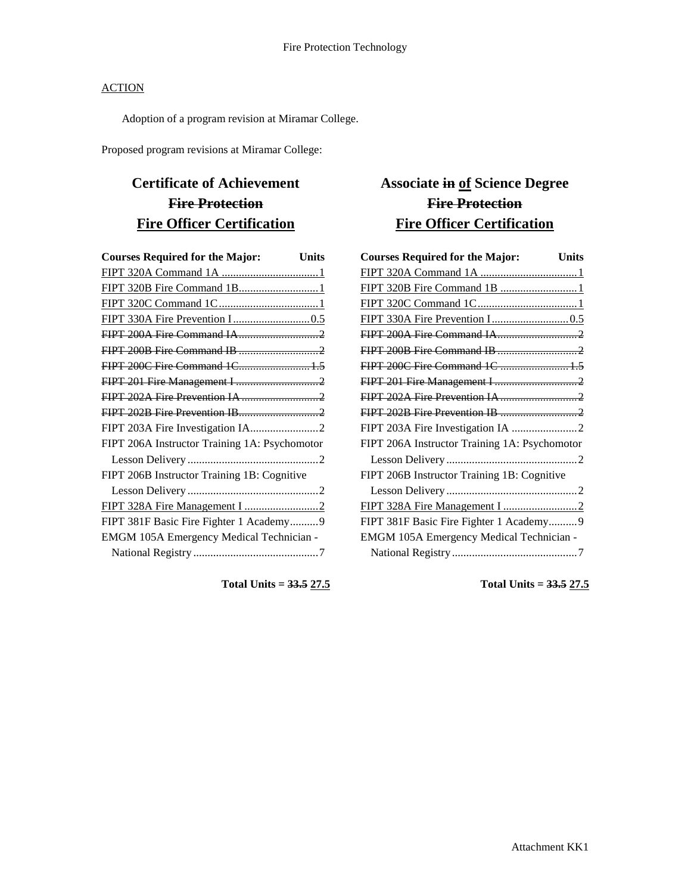Fire Protection Technology

ACTION

Adoption of a program revision at Miramar College.

Proposed program revisions at Miramar College:

## Certificate of Achievement
## ~~Fire Protection~~
## Fire Officer Certification

| Courses Required for the Major: | Units |
|---|---|
| FIPT 320A Command 1A | 1 |
| FIPT 320B Fire Command 1B | 1 |
| FIPT 320C Command 1C | 1 |
| FIPT 330A Fire Prevention I | 0.5 |
| ~~FIPT 200A Fire Command IA~~ | ~~2~~ |
| ~~FIPT 200B Fire Command IB~~ | ~~2~~ |
| ~~FIPT 200C Fire Command 1C~~ | ~~1.5~~ |
| ~~FIPT 201 Fire Management I~~ | ~~2~~ |
| ~~FIPT 202A Fire Prevention IA~~ | ~~2~~ |
| ~~FIPT 202B Fire Prevention IB~~ | ~~2~~ |
| FIPT 203A Fire Investigation IA | 2 |
| FIPT 206A Instructor Training 1A: Psychomotor Lesson Delivery | 2 |
| FIPT 206B Instructor Training 1B: Cognitive Lesson Delivery | 2 |
| FIPT 328A Fire Management I | 2 |
| FIPT 381F Basic Fire Fighter 1 Academy | 9 |
| EMGM 105A Emergency Medical Technician - National Registry | 7 |

**Total Units = ~~33.5~~ 27.5**

## Associate ~~in~~ of Science Degree
## ~~Fire Protection~~
## Fire Officer Certification

| Courses Required for the Major: | Units |
|---|---|
| FIPT 320A Command 1A | 1 |
| FIPT 320B Fire Command 1B | 1 |
| FIPT 320C Command 1C | 1 |
| FIPT 330A Fire Prevention I | 0.5 |
| ~~FIPT 200A Fire Command IA~~ | ~~2~~ |
| ~~FIPT 200B Fire Command IB~~ | ~~2~~ |
| ~~FIPT 200C Fire Command 1C~~ | ~~1.5~~ |
| ~~FIPT 201 Fire Management I~~ | ~~2~~ |
| ~~FIPT 202A Fire Prevention IA~~ | ~~2~~ |
| ~~FIPT 202B Fire Prevention IB~~ | ~~2~~ |
| FIPT 203A Fire Investigation IA | 2 |
| FIPT 206A Instructor Training 1A: Psychomotor Lesson Delivery | 2 |
| FIPT 206B Instructor Training 1B: Cognitive Lesson Delivery | 2 |
| FIPT 328A Fire Management I | 2 |
| FIPT 381F Basic Fire Fighter 1 Academy | 9 |
| EMGM 105A Emergency Medical Technician - National Registry | 7 |

**Total Units = ~~33.5~~ 27.5**

Attachment KK1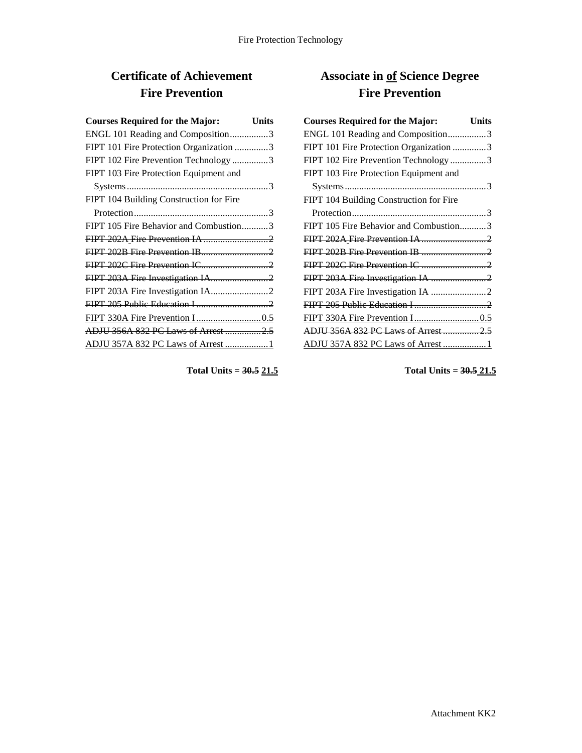## Certificate of Achievement
## Fire Prevention

| Courses Required for the Major: | Units |
|---|---|
| ENGL 101 Reading and Composition | 3 |
| FIPT 101 Fire Protection Organization | 3 |
| FIPT 102 Fire Prevention Technology | 3 |
| FIPT 103 Fire Protection Equipment and Systems | 3 |
| FIPT 104 Building Construction for Fire Protection | 3 |
| FIPT 105 Fire Behavior and Combustion | 3 |
| ~~FIPT 202A Fire Prevention IA~~ | ~~2~~ |
| ~~FIPT 202B Fire Prevention IB~~ | ~~2~~ |
| ~~FIPT 202C Fire Prevention IC~~ | ~~2~~ |
| ~~FIPT 203A Fire Investigation IA~~ | ~~2~~ |
| FIPT 203A Fire Investigation IA | 2 |
| ~~FIPT 205 Public Education I~~ | ~~2~~ |
| <u>FIPT 330A Fire Prevention I</u> | <u>0.5</u> |
| ~~ADJU 356A 832 PC Laws of Arrest~~ | ~~2.5~~ |
| <u>ADJU 357A 832 PC Laws of Arrest</u> | <u>1</u> |

**Total Units = ~~30.5~~ <u>21.5</u>**

## Associate ~~in~~ <u>of</u> Science Degree
## Fire Prevention

| Courses Required for the Major: | Units |
|---|---|
| ENGL 101 Reading and Composition | 3 |
| FIPT 101 Fire Protection Organization | 3 |
| FIPT 102 Fire Prevention Technology | 3 |
| FIPT 103 Fire Protection Equipment and Systems | 3 |
| FIPT 104 Building Construction for Fire Protection | 3 |
| FIPT 105 Fire Behavior and Combustion | 3 |
| ~~FIPT 202A Fire Prevention IA~~ | ~~2~~ |
| ~~FIPT 202B Fire Prevention IB~~ | ~~2~~ |
| ~~FIPT 202C Fire Prevention IC~~ | ~~2~~ |
| ~~FIPT 203A Fire Investigation IA~~ | ~~2~~ |
| FIPT 203A Fire Investigation IA | 2 |
| ~~FIPT 205 Public Education I~~ | ~~2~~ |
| <u>FIPT 330A Fire Prevention I</u> | <u>0.5</u> |
| ~~ADJU 356A 832 PC Laws of Arrest~~ | ~~2.5~~ |
| <u>ADJU 357A 832 PC Laws of Arrest</u> | <u>1</u> |

**Total Units = ~~30.5~~ <u>21.5</u>**

Attachment KK2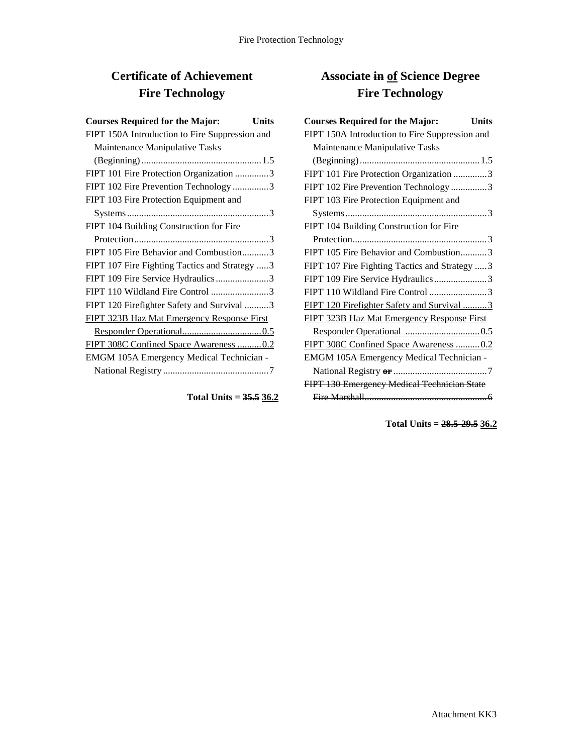## Certificate of Achievement Fire Technology

| Courses Required for the Major: | Units |
|---|---|
| FIPT 150A Introduction to Fire Suppression and Maintenance Manipulative Tasks (Beginning) | 1.5 |
| FIPT 101 Fire Protection Organization | 3 |
| FIPT 102 Fire Prevention Technology | 3 |
| FIPT 103 Fire Protection Equipment and Systems | 3 |
| FIPT 104 Building Construction for Fire Protection | 3 |
| FIPT 105 Fire Behavior and Combustion | 3 |
| FIPT 107 Fire Fighting Tactics and Strategy | 3 |
| FIPT 109 Fire Service Hydraulics | 3 |
| FIPT 110 Wildland Fire Control | 3 |
| FIPT 120 Firefighter Safety and Survival | 3 |
| <u>FIPT 323B Haz Mat Emergency Response First Responder Operational</u> | <u>0.5</u> |
| <u>FIPT 308C Confined Space Awareness</u> | <u>0.2</u> |
| EMGM 105A Emergency Medical Technician - National Registry | 7 |

**Total Units = ~~35.5~~ <u>36.2</u>**

## Associate ~~in~~ <u>of</u> Science Degree Fire Technology

| Courses Required for the Major: | Units |
|---|---|
| FIPT 150A Introduction to Fire Suppression and Maintenance Manipulative Tasks (Beginning) | 1.5 |
| FIPT 101 Fire Protection Organization | 3 |
| FIPT 102 Fire Prevention Technology | 3 |
| FIPT 103 Fire Protection Equipment and Systems | 3 |
| FIPT 104 Building Construction for Fire Protection | 3 |
| FIPT 105 Fire Behavior and Combustion | 3 |
| FIPT 107 Fire Fighting Tactics and Strategy | 3 |
| FIPT 109 Fire Service Hydraulics | 3 |
| FIPT 110 Wildland Fire Control | 3 |
| <u>FIPT 120 Firefighter Safety and Survival</u> | <u>3</u> |
| <u>FIPT 323B Haz Mat Emergency Response First Responder Operational</u> | <u>0.5</u> |
| <u>FIPT 308C Confined Space Awareness</u> | <u>0.2</u> |
| EMGM 105A Emergency Medical Technician - National Registry ~~or~~ | 7 |
| ~~FIPT 130 Emergency Medical Technician State Fire Marshall~~ | ~~6~~ |

**Total Units = ~~28.5-29.5~~ <u>36.2</u>**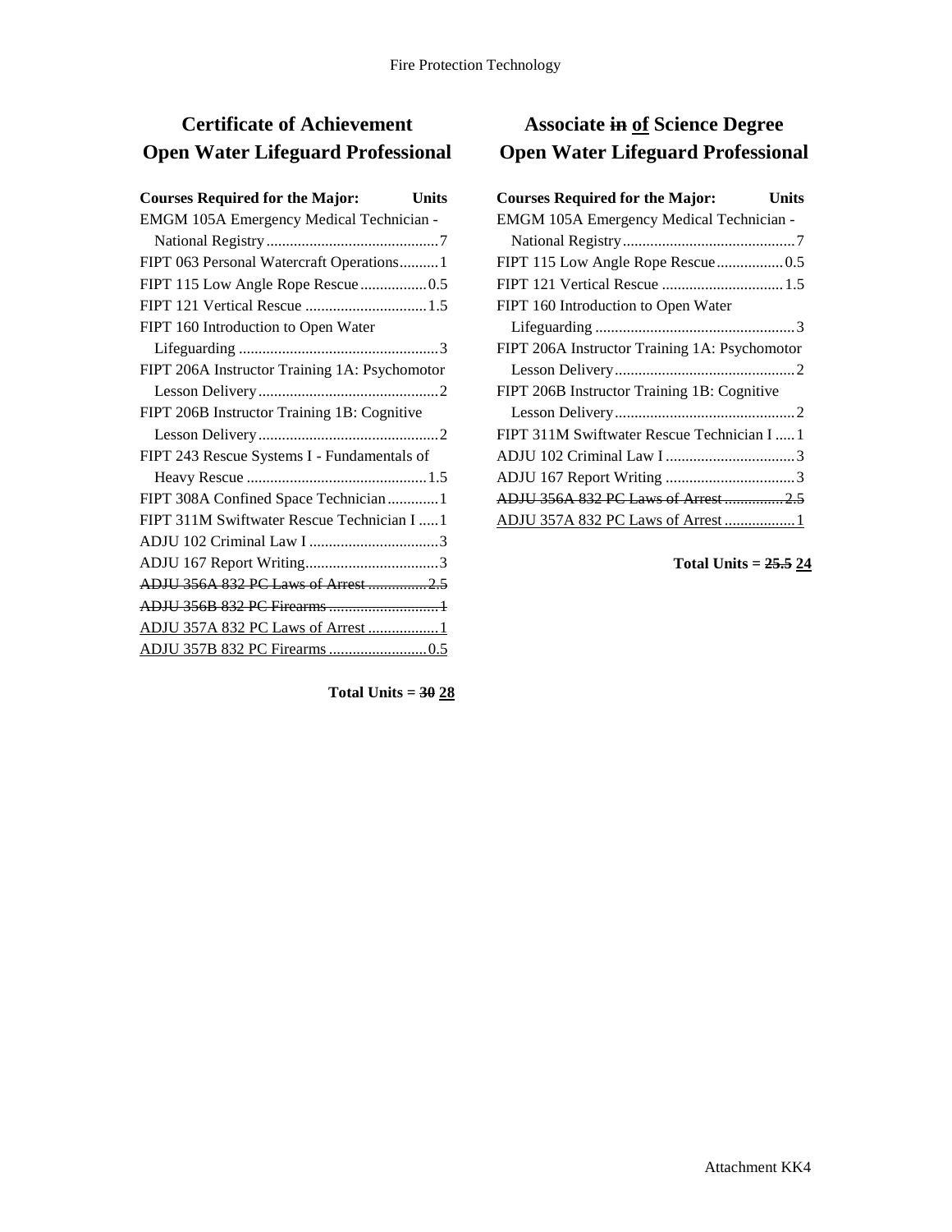## Certificate of Achievement
## Open Water Lifeguard Professional

| Courses Required for the Major: | Units |
|---|---|
| EMGM 105A Emergency Medical Technician - National Registry | 7 |
| FIPT 063 Personal Watercraft Operations | 1 |
| FIPT 115 Low Angle Rope Rescue | 0.5 |
| FIPT 121 Vertical Rescue | 1.5 |
| FIPT 160 Introduction to Open Water Lifeguarding | 3 |
| FIPT 206A Instructor Training 1A: Psychomotor Lesson Delivery | 2 |
| FIPT 206B Instructor Training 1B: Cognitive Lesson Delivery | 2 |
| FIPT 243 Rescue Systems I - Fundamentals of Heavy Rescue | 1.5 |
| FIPT 308A Confined Space Technician | 1 |
| FIPT 311M Swiftwater Rescue Technician I | 1 |
| ADJU 102 Criminal Law I | 3 |
| ADJU 167 Report Writing | 3 |
| ~~ADJU 356A 832 PC Laws of Arrest~~ | ~~2.5~~ |
| ~~ADJU 356B 832 PC Firearms~~ | ~~1~~ |
| <u>ADJU 357A 832 PC Laws of Arrest</u> | <u>1</u> |
| <u>ADJU 357B 832 PC Firearms</u> | <u>0.5</u> |

**Total Units = ~~30~~ <u>28</u>**

## Associate ~~in~~ <u>of</u> Science Degree
## Open Water Lifeguard Professional

| Courses Required for the Major: | Units |
|---|---|
| EMGM 105A Emergency Medical Technician - National Registry | 7 |
| FIPT 115 Low Angle Rope Rescue | 0.5 |
| FIPT 121 Vertical Rescue | 1.5 |
| FIPT 160 Introduction to Open Water Lifeguarding | 3 |
| FIPT 206A Instructor Training 1A: Psychomotor Lesson Delivery | 2 |
| FIPT 206B Instructor Training 1B: Cognitive Lesson Delivery | 2 |
| FIPT 311M Swiftwater Rescue Technician I | 1 |
| ADJU 102 Criminal Law I | 3 |
| ADJU 167 Report Writing | 3 |
| ~~ADJU 356A 832 PC Laws of Arrest~~ | ~~2.5~~ |
| <u>ADJU 357A 832 PC Laws of Arrest</u> | <u>1</u> |

**Total Units = ~~25.5~~ <u>24</u>**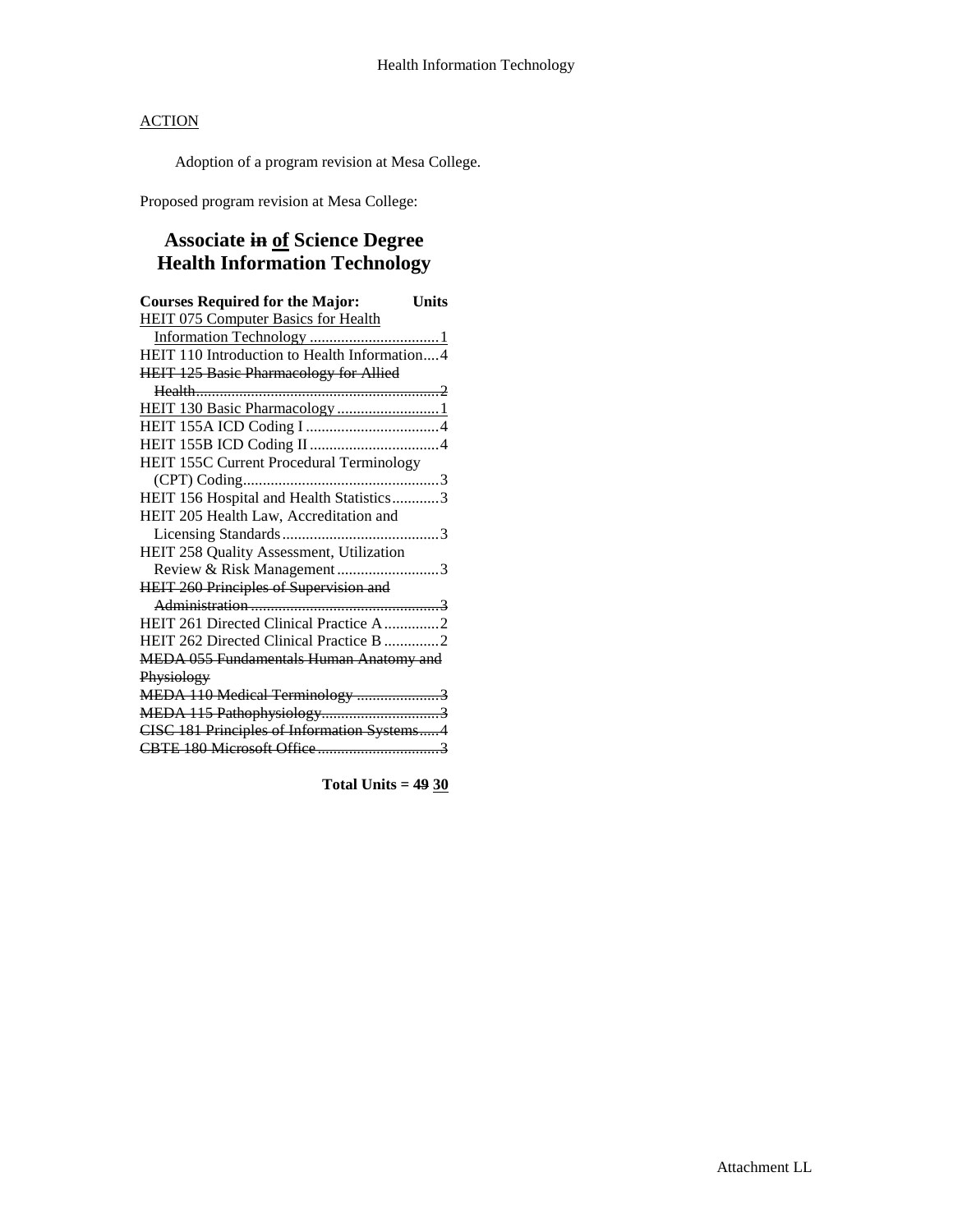ACTION

Adoption of a program revision at Mesa College.

Proposed program revision at Mesa College:

## Associate ~~in~~ of Science Degree
## Health Information Technology

| Courses Required for the Major: | Units |
|---|---|
| HEIT 075 Computer Basics for Health Information Technology | 1 |
| HEIT 110 Introduction to Health Information | 4 |
| ~~HEIT 125 Basic Pharmacology for Allied Health~~ | ~~2~~ |
| HEIT 130 Basic Pharmacology | 1 |
| HEIT 155A ICD Coding I | 4 |
| HEIT 155B ICD Coding II | 4 |
| HEIT 155C Current Procedural Terminology (CPT) Coding | 3 |
| HEIT 156 Hospital and Health Statistics | 3 |
| HEIT 205 Health Law, Accreditation and Licensing Standards | 3 |
| HEIT 258 Quality Assessment, Utilization Review & Risk Management | 3 |
| ~~HEIT 260 Principles of Supervision and Administration~~ | ~~3~~ |
| HEIT 261 Directed Clinical Practice A | 2 |
| HEIT 262 Directed Clinical Practice B | 2 |
| ~~MEDA 055 Fundamentals Human Anatomy and Physiology~~ | |
| ~~MEDA 110 Medical Terminology~~ | ~~3~~ |
| ~~MEDA 115 Pathophysiology~~ | ~~3~~ |
| ~~CISC 181 Principles of Information Systems~~ | ~~4~~ |
| ~~CBTE 180 Microsoft Office~~ | ~~3~~ |

**Total Units = ~~49~~ 30**

Attachment LL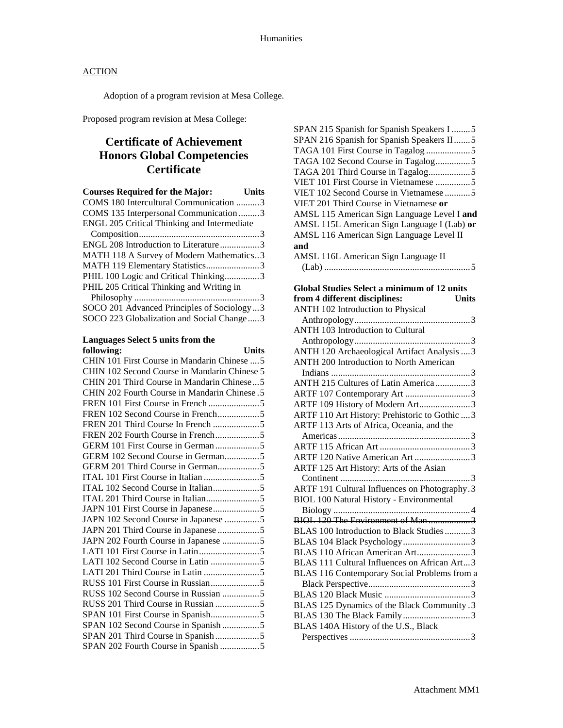## ACTION

Adoption of a program revision at Mesa College.

Proposed program revision at Mesa College:

# Certificate of Achievement Honors Global Competencies Certificate

| Courses Required for the Major: | Units |
|---|---|
| COMS 180 Intercultural Communication | 3 |
| COMS 135 Interpersonal Communication | 3 |
| ENGL 205 Critical Thinking and Intermediate Composition | 3 |
| ENGL 208 Introduction to Literature | 3 |
| MATH 118 A Survey of Modern Mathematics | 3 |
| MATH 119 Elementary Statistics | 3 |
| PHIL 100 Logic and Critical Thinking | 3 |
| PHIL 205 Critical Thinking and Writing in Philosophy | 3 |
| SOCO 201 Advanced Principles of Sociology | 3 |
| SOCO 223 Globalization and Social Change | 3 |

| Languages Select 5 units from the following: | Units |
|---|---|
| CHIN 101 First Course in Mandarin Chinese | 5 |
| CHIN 102 Second Course in Mandarin Chinese | 5 |
| CHIN 201 Third Course in Mandarin Chinese | 5 |
| CHIN 202 Fourth Course in Mandarin Chinese | 5 |
| FREN 101 First Course in French | 5 |
| FREN 102 Second Course in French | 5 |
| FREN 201 Third Course In French | 5 |
| FREN 202 Fourth Course in French | 5 |
| GERM 101 First Course in German | 5 |
| GERM 102 Second Course in German | 5 |
| GERM 201 Third Course in German | 5 |
| ITAL 101 First Course in Italian | 5 |
| ITAL 102 Second Course in Italian | 5 |
| ITAL 201 Third Course in Italian | 5 |
| JAPN 101 First Course in Japanese | 5 |
| JAPN 102 Second Course in Japanese | 5 |
| JAPN 201 Third Course in Japanese | 5 |
| JAPN 202 Fourth Course in Japanese | 5 |
| LATI 101 First Course in Latin | 5 |
| LATI 102 Second Course in Latin | 5 |
| LATI 201 Third Course in Latin | 5 |
| RUSS 101 First Course in Russian | 5 |
| RUSS 102 Second Course in Russian | 5 |
| RUSS 201 Third Course in Russian | 5 |
| SPAN 101 First Course in Spanish | 5 |
| SPAN 102 Second Course in Spanish | 5 |
| SPAN 201 Third Course in Spanish | 5 |
| SPAN 202 Fourth Course in Spanish | 5 |
| SPAN 215 Spanish for Spanish Speakers I | 5 |
| SPAN 216 Spanish for Spanish Speakers II | 5 |
| TAGA 101 First Course in Tagalog | 5 |
| TAGA 102 Second Course in Tagalog | 5 |
| TAGA 201 Third Course in Tagalog | 5 |
| VIET 101 First Course in Vietnamese | 5 |
| VIET 102 Second Course in Vietnamese | 5 |
| VIET 201 Third Course in Vietnamese **or** AMSL 115 American Sign Language Level I **and** AMSL 115L American Sign Language I (Lab) **or** AMSL 116 American Sign Language Level II **and** AMSL 116L American Sign Language II (Lab) | 5 |

| Global Studies Select a minimum of 12 units from 4 different disciplines: | Units |
|---|---|
| ANTH 102 Introduction to Physical Anthropology | 3 |
| ANTH 103 Introduction to Cultural Anthropology | 3 |
| ANTH 120 Archaeological Artifact Analysis | 3 |
| ANTH 200 Introduction to North American Indians | 3 |
| ANTH 215 Cultures of Latin America | 3 |
| ARTF 107 Contemporary Art | 3 |
| ARTF 109 History of Modern Art | 3 |
| ARTF 110 Art History: Prehistoric to Gothic | 3 |
| ARTF 113 Arts of Africa, Oceania, and the Americas | 3 |
| ARTF 115 African Art | 3 |
| ARTF 120 Native American Art | 3 |
| ARTF 125 Art History: Arts of the Asian Continent | 3 |
| ARTF 191 Cultural Influences on Photography | 3 |
| BIOL 100 Natural History - Environmental Biology | 4 |
| ~~BIOL 120 The Environment of Man~~ | ~~3~~ |
| BLAS 100 Introduction to Black Studies | 3 |
| BLAS 104 Black Psychology | 3 |
| BLAS 110 African American Art | 3 |
| BLAS 111 Cultural Influences on African Art | 3 |
| BLAS 116 Contemporary Social Problems from a Black Perspective | 3 |
| BLAS 120 Black Music | 3 |
| BLAS 125 Dynamics of the Black Community | 3 |
| BLAS 130 The Black Family | 3 |
| BLAS 140A History of the U.S., Black Perspectives | 3 |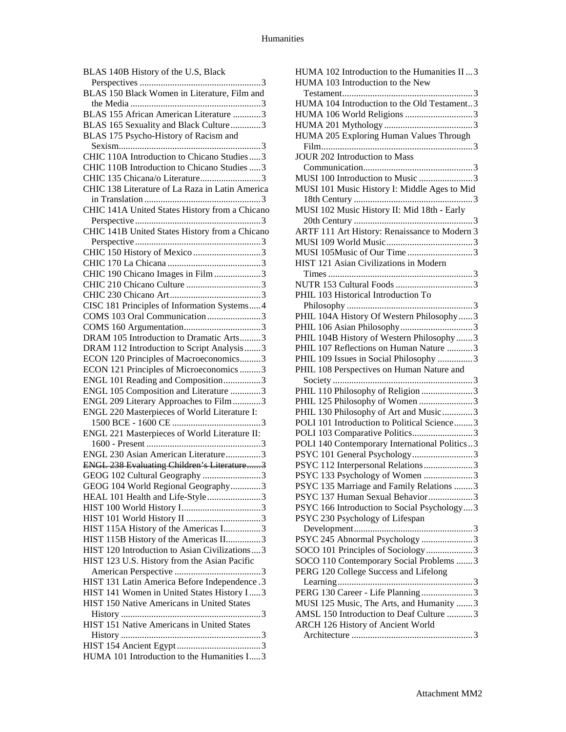## Humanities

BLAS 140B History of the U.S, Black Perspectives ....................................................3
BLAS 150 Black Women in Literature, Film and the Media ........................................................3
BLAS 155 African American Literature ............3
BLAS 165 Sexuality and Black Culture.............3
BLAS 175 Psycho-History of Racism and Sexism.............................................................3
CHIC 110A Introduction to Chicano Studies.....3
CHIC 110B Introduction to Chicano Studies .....3
CHIC 135 Chicana/o Literature..........................3
CHIC 138 Literature of La Raza in Latin America in Translation ..................................................3
CHIC 141A United States History from a Chicano Perspective ......................................................3
CHIC 141B United States History from a Chicano Perspective ......................................................3
CHIC 150 History of Mexico .............................3
CHIC 170 La Chicana ........................................3
CHIC 190 Chicano Images in Film ....................3
CHIC 210 Chicano Culture ................................3
CHIC 230 Chicano Art.......................................3
CISC 181 Principles of Information Systems.....4
COMS 103 Oral Communication .......................3
COMS 160 Argumentation.................................3
DRAM 105 Introduction to Dramatic Arts.........3
DRAM 112 Introduction to Script Analysis.......3
ECON 120 Principles of Macroeconomics.........3
ECON 121 Principles of Microeconomics .........3
ENGL 101 Reading and Composition................3
ENGL 105 Composition and Literature .............3
ENGL 209 Literary Approaches to Film............3
ENGL 220 Masterpieces of World Literature I: 1500 BCE - 1600 CE ......................................3
ENGL 221 Masterpieces of World Literature II: 1600 - Present .................................................3
ENGL 230 Asian American Literature...............3
~~ENGL 238 Evaluating Children's Literature......3~~
GEOG 102 Cultural Geography .........................3
GEOG 104 World Regional Geography.............3
HEAL 101 Health and Life-Style.......................3
HIST 100 World History I..................................3
HIST 101 World History II ................................3
HIST 115A History of the Americas I................3
HIST 115B History of the Americas II...............3
HIST 120 Introduction to Asian Civilizations....3
HIST 123 U.S. History from the Asian Pacific American Perspective .....................................3
HIST 131 Latin America Before Independence .3
HIST 141 Women in United States History I.....3
HIST 150 Native Americans in United States History ............................................................3
HIST 151 Native Americans in United States History ............................................................3
HIST 154 Ancient Egypt....................................3
HUMA 101 Introduction to the Humanities I.....3
HUMA 102 Introduction to the Humanities II ...3
HUMA 103 Introduction to the New Testament........................................................3
HUMA 104 Introduction to the Old Testament..3
HUMA 106 World Religions .............................3
HUMA 201 Mythology......................................3
HUMA 205 Exploring Human Values Through Film.................................................................3
JOUR 202 Introduction to Mass Communication...............................................3
MUSI 100 Introduction to Music .......................3
MUSI 101 Music History I: Middle Ages to Mid 18th Century ..................................................3
MUSI 102 Music History II: Mid 18th - Early 20th Century ..................................................3
ARTF 111 Art History: Renaissance to Modern 3
MUSI 109 World Music.....................................3
MUSI 105Music of Our Time ............................3
HIST 121 Asian Civilizations in Modern Times .............................................................3
NUTR 153 Cultural Foods .................................3
PHIL 103 Historical Introduction To Philosophy ......................................................3
PHIL 104A History Of Western Philosophy......3
PHIL 106 Asian Philosophy...............................3
PHIL 104B History of Western Philosophy.......3
PHIL 107 Reflections on Human Nature ...........3
PHIL 109 Issues in Social Philosophy ...............3
PHIL 108 Perspectives on Human Nature and Society ............................................................3
PHIL 110 Philosophy of Religion ......................3
PHIL 125 Philosophy of Women .......................3
PHIL 130 Philosophy of Art and Music.............3
POLI 101 Introduction to Political Science........3
POLI 103 Comparative Politics..........................3
POLI 140 Contemporary International Politics..3
PSYC 101 General Psychology..........................3
PSYC 112 Interpersonal Relations.....................3
PSYC 133 Psychology of Women .....................3
PSYC 135 Marriage and Family Relations ........3
PSYC 137 Human Sexual Behavior...................3
PSYC 166 Introduction to Social Psychology....3
PSYC 230 Psychology of Lifespan Development...................................................3
PSYC 245 Abnormal Psychology ......................3
SOCO 101 Principles of Sociology....................3
SOCO 110 Contemporary Social Problems .......3
PERG 120 College Success and Lifelong Learning..........................................................3
PERG 130 Career - Life Planning......................3
MUSI 125 Music, The Arts, and Humanity .......3
AMSL 150 Introduction to Deaf Culture ...........3
ARCH 126 History of Ancient World Architecture ....................................................3

Attachment MM2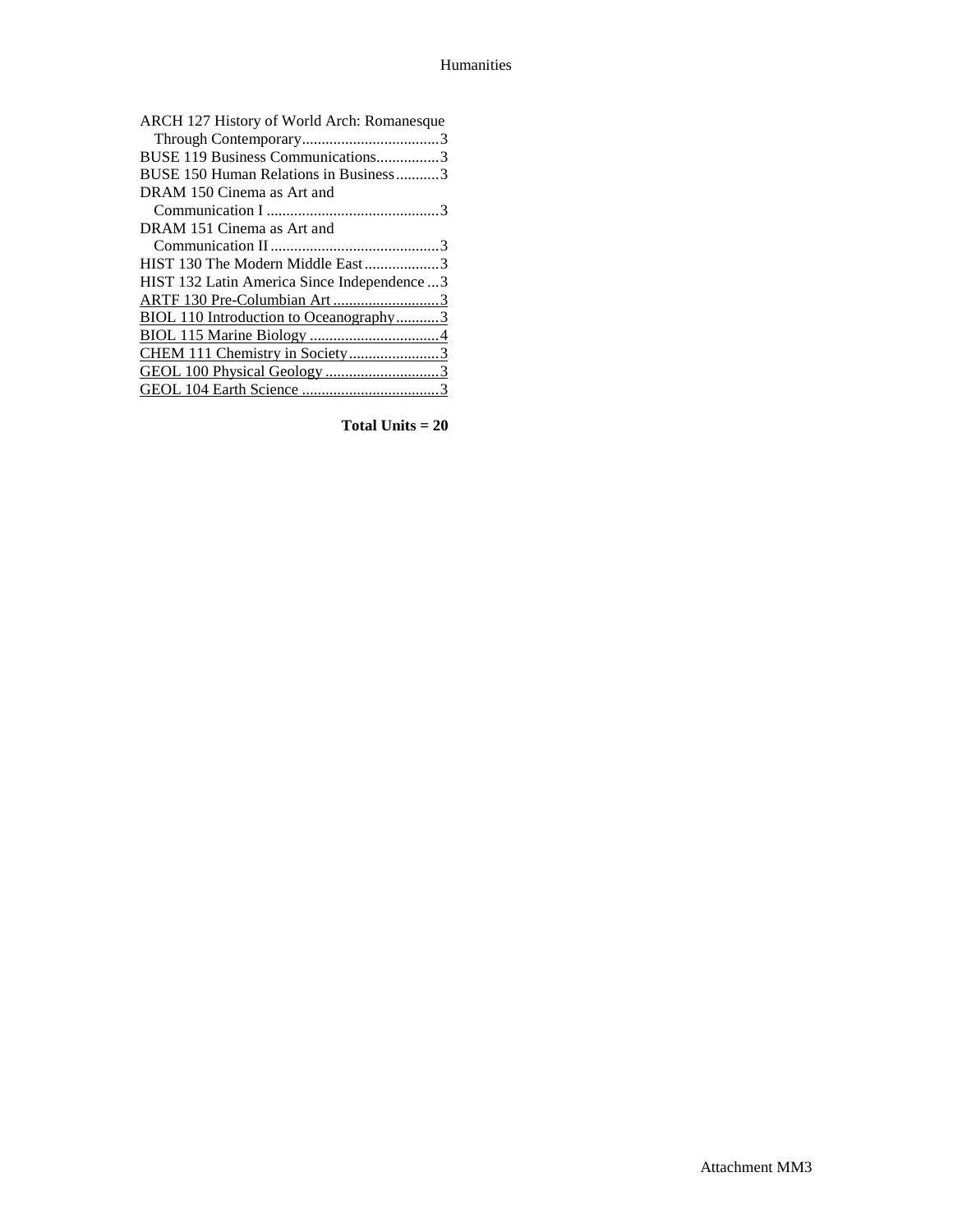Humanities

ARCH 127 History of World Arch: Romanesque Through Contemporary...3
BUSE 119 Business Communications...3
BUSE 150 Human Relations in Business...3
DRAM 150 Cinema as Art and Communication I...3
DRAM 151 Cinema as Art and Communication II...3
HIST 130 The Modern Middle East...3
HIST 132 Latin America Since Independence...3
<u>ARTF 130 Pre-Columbian Art...3</u>
<u>BIOL 110 Introduction to Oceanography...3</u>
<u>BIOL 115 Marine Biology...4</u>
<u>CHEM 111 Chemistry in Society...3</u>
<u>GEOL 100 Physical Geology...3</u>
<u>GEOL 104 Earth Science...3</u>

**Total Units = 20**

Attachment MM3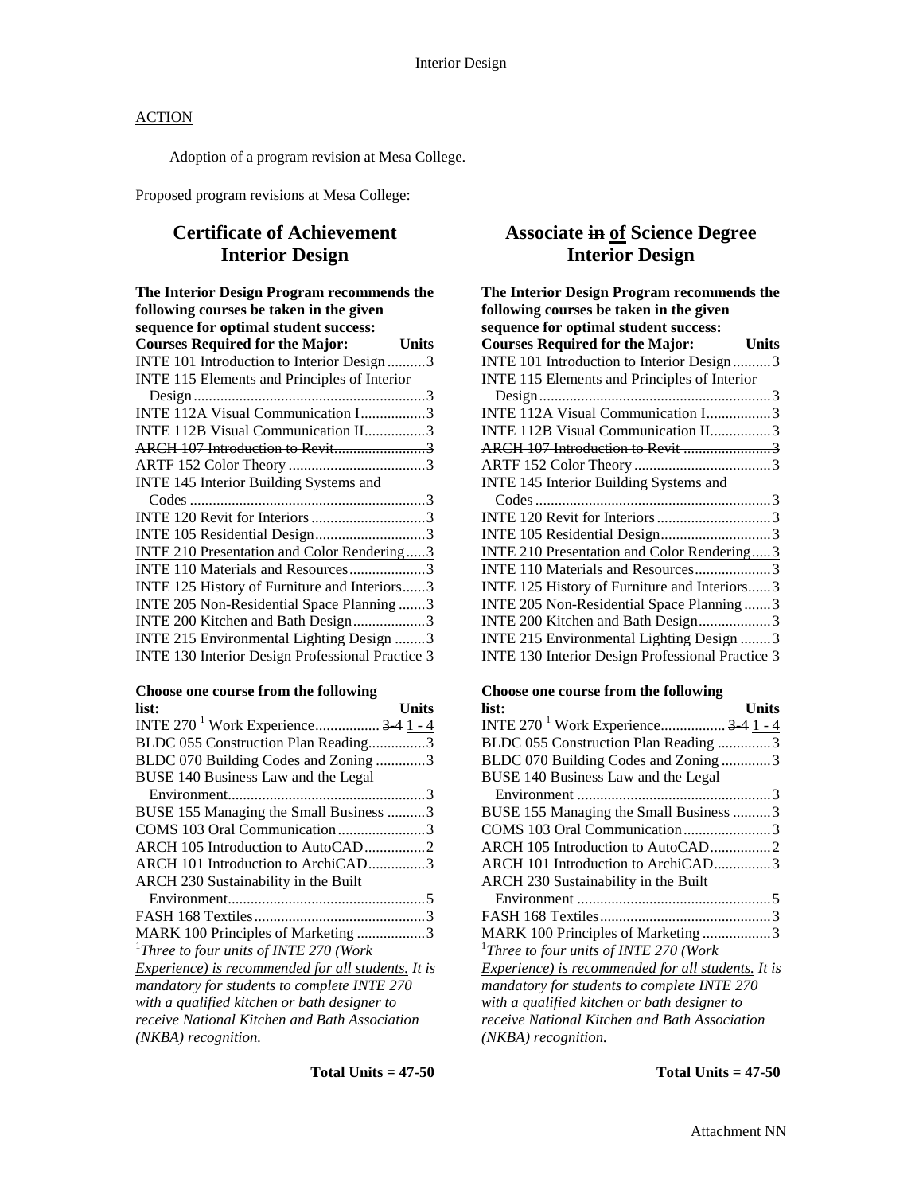Interior Design

ACTION

Adoption of a program revision at Mesa College.

Proposed program revisions at Mesa College:

## Certificate of Achievement Interior Design

**The Interior Design Program recommends the following courses be taken in the given sequence for optimal student success:**

| Courses Required for the Major: | Units |
|---|---|
| INTE 101 Introduction to Interior Design | 3 |
| INTE 115 Elements and Principles of Interior Design | 3 |
| INTE 112A Visual Communication I | 3 |
| INTE 112B Visual Communication II | 3 |
| ~~ARCH 107 Introduction to Revit~~ | ~~3~~ |
| ARTF 152 Color Theory | 3 |
| INTE 145 Interior Building Systems and Codes | 3 |
| INTE 120 Revit for Interiors | 3 |
| INTE 105 Residential Design | 3 |
| <u>INTE 210 Presentation and Color Rendering</u> | <u>3</u> |
| INTE 110 Materials and Resources | 3 |
| INTE 125 History of Furniture and Interiors | 3 |
| INTE 205 Non-Residential Space Planning | 3 |
| INTE 200 Kitchen and Bath Design | 3 |
| INTE 215 Environmental Lighting Design | 3 |
| INTE 130 Interior Design Professional Practice | 3 |

| Choose one course from the following list: | Units |
|---|---|
| INTE 270 [1] Work Experience | ~~3-4~~ <u>1 - 4</u> |
| BLDC 055 Construction Plan Reading | 3 |
| BLDC 070 Building Codes and Zoning | 3 |
| BUSE 140 Business Law and the Legal Environment | 3 |
| BUSE 155 Managing the Small Business | 3 |
| COMS 103 Oral Communication | 3 |
| ARCH 105 Introduction to AutoCAD | 2 |
| ARCH 101 Introduction to ArchiCAD | 3 |
| ARCH 230 Sustainability in the Built Environment | 5 |
| FASH 168 Textiles | 3 |
| MARK 100 Principles of Marketing | 3 |

[1] *<u>Three to four units of INTE 270 (Work Experience) is recommended for all students.</u> It is mandatory for students to complete INTE 270 with a qualified kitchen or bath designer to receive National Kitchen and Bath Association (NKBA) recognition.*

**Total Units = 47-50**

## Associate ~~in~~ <u>of</u> Science Degree Interior Design

**The Interior Design Program recommends the following courses be taken in the given sequence for optimal student success:**

| Courses Required for the Major: | Units |
|---|---|
| INTE 101 Introduction to Interior Design | 3 |
| INTE 115 Elements and Principles of Interior Design | 3 |
| INTE 112A Visual Communication I | 3 |
| INTE 112B Visual Communication II | 3 |
| ~~ARCH 107 Introduction to Revit~~ | ~~3~~ |
| ARTF 152 Color Theory | 3 |
| INTE 145 Interior Building Systems and Codes | 3 |
| INTE 120 Revit for Interiors | 3 |
| INTE 105 Residential Design | 3 |
| <u>INTE 210 Presentation and Color Rendering</u> | <u>3</u> |
| INTE 110 Materials and Resources | 3 |
| INTE 125 History of Furniture and Interiors | 3 |
| INTE 205 Non-Residential Space Planning | 3 |
| INTE 200 Kitchen and Bath Design | 3 |
| INTE 215 Environmental Lighting Design | 3 |
| INTE 130 Interior Design Professional Practice | 3 |

| Choose one course from the following list: | Units |
|---|---|
| INTE 270 [1] Work Experience | ~~3-4~~ <u>1 - 4</u> |
| BLDC 055 Construction Plan Reading | 3 |
| BLDC 070 Building Codes and Zoning | 3 |
| BUSE 140 Business Law and the Legal Environment | 3 |
| BUSE 155 Managing the Small Business | 3 |
| COMS 103 Oral Communication | 3 |
| ARCH 105 Introduction to AutoCAD | 2 |
| ARCH 101 Introduction to ArchiCAD | 3 |
| ARCH 230 Sustainability in the Built Environment | 5 |
| FASH 168 Textiles | 3 |
| MARK 100 Principles of Marketing | 3 |

[1] *<u>Three to four units of INTE 270 (Work Experience) is recommended for all students.</u> It is mandatory for students to complete INTE 270 with a qualified kitchen or bath designer to receive National Kitchen and Bath Association (NKBA) recognition.*

**Total Units = 47-50**

Attachment NN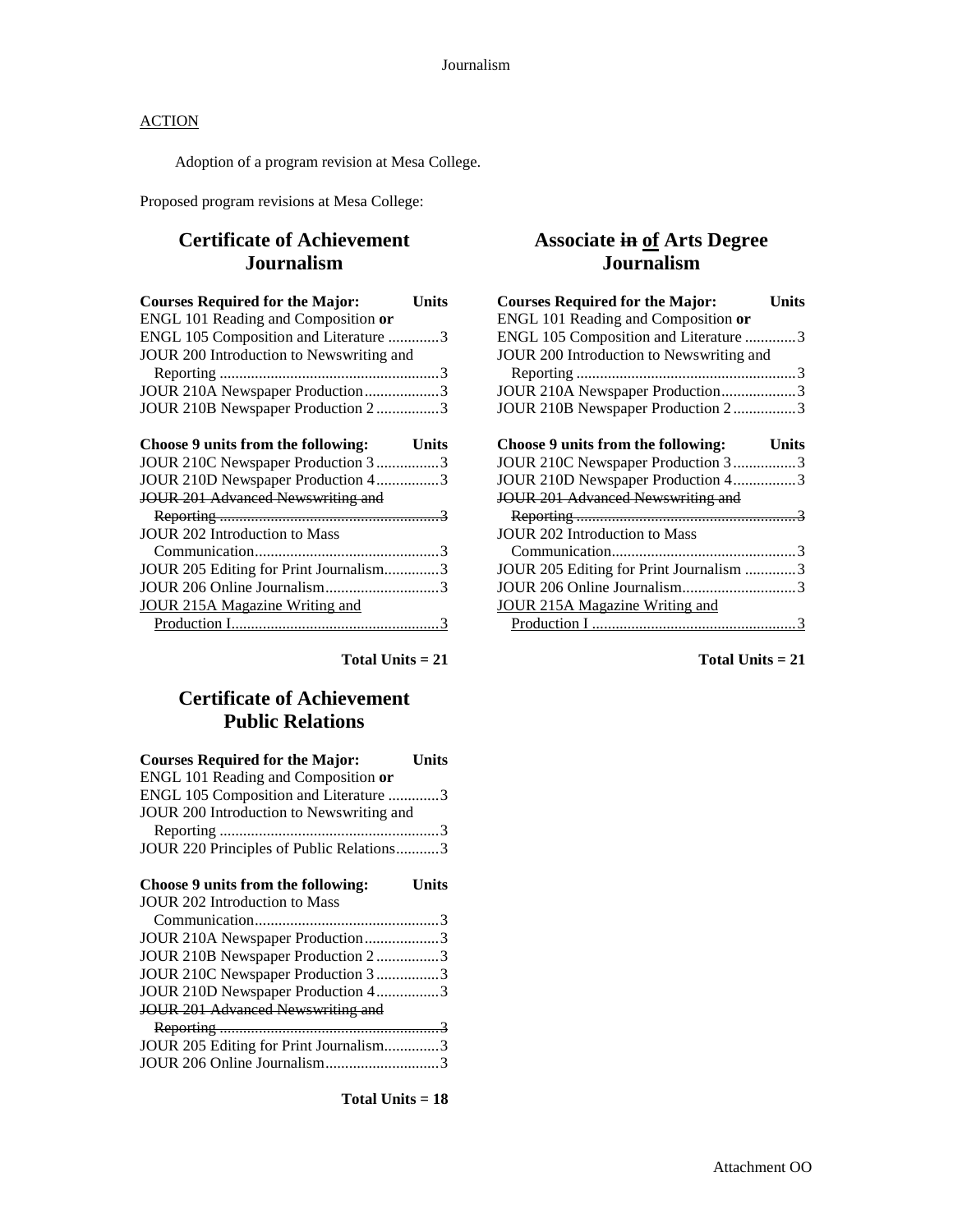<u>ACTION</u>

Adoption of a program revision at Mesa College.

Proposed program revisions at Mesa College:

## Certificate of Achievement Journalism

| Courses Required for the Major: | Units |
|---|---|
| ENGL 101 Reading and Composition **or** | |
| ENGL 105 Composition and Literature | 3 |
| JOUR 200 Introduction to Newswriting and Reporting | 3 |
| JOUR 210A Newspaper Production | 3 |
| JOUR 210B Newspaper Production 2 | 3 |

| Choose 9 units from the following: | Units |
|---|---|
| JOUR 210C Newspaper Production 3 | 3 |
| JOUR 210D Newspaper Production 4 | 3 |
| ~~JOUR 201 Advanced Newswriting and Reporting~~ | ~~3~~ |
| JOUR 202 Introduction to Mass Communication | 3 |
| JOUR 205 Editing for Print Journalism | 3 |
| JOUR 206 Online Journalism | 3 |
| <u>JOUR 215A Magazine Writing and Production I</u> | <u>3</u> |

**Total Units = 21**

## Certificate of Achievement Public Relations

| Courses Required for the Major: | Units |
|---|---|
| ENGL 101 Reading and Composition **or** | |
| ENGL 105 Composition and Literature | 3 |
| JOUR 200 Introduction to Newswriting and Reporting | 3 |
| JOUR 220 Principles of Public Relations | 3 |

| Choose 9 units from the following: | Units |
|---|---|
| JOUR 202 Introduction to Mass Communication | 3 |
| JOUR 210A Newspaper Production | 3 |
| JOUR 210B Newspaper Production 2 | 3 |
| JOUR 210C Newspaper Production 3 | 3 |
| JOUR 210D Newspaper Production 4 | 3 |
| ~~JOUR 201 Advanced Newswriting and Reporting~~ | ~~3~~ |
| JOUR 205 Editing for Print Journalism | 3 |
| JOUR 206 Online Journalism | 3 |

**Total Units = 18**

## Associate ~~in~~ <u>of</u> Arts Degree Journalism

| Courses Required for the Major: | Units |
|---|---|
| ENGL 101 Reading and Composition **or** | |
| ENGL 105 Composition and Literature | 3 |
| JOUR 200 Introduction to Newswriting and Reporting | 3 |
| JOUR 210A Newspaper Production | 3 |
| JOUR 210B Newspaper Production 2 | 3 |

| Choose 9 units from the following: | Units |
|---|---|
| JOUR 210C Newspaper Production 3 | 3 |
| JOUR 210D Newspaper Production 4 | 3 |
| ~~JOUR 201 Advanced Newswriting and Reporting~~ | ~~3~~ |
| JOUR 202 Introduction to Mass Communication | 3 |
| JOUR 205 Editing for Print Journalism | 3 |
| JOUR 206 Online Journalism | 3 |
| <u>JOUR 215A Magazine Writing and Production I</u> | <u>3</u> |

**Total Units = 21**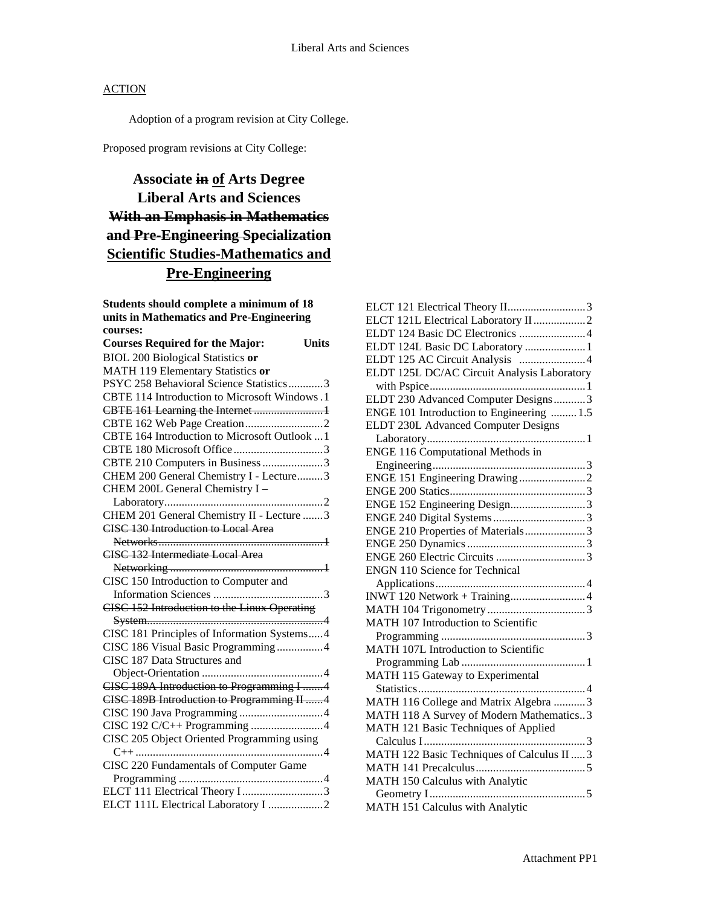## ACTION

Adoption of a program revision at City College.

Proposed program revisions at City College:

# Associate ~~in~~ <u>of</u> Arts Degree
# Liberal Arts and Sciences
# ~~With an Emphasis in Mathematics and Pre-Engineering Specialization~~
# <u>Scientific Studies-Mathematics and Pre-Engineering</u>

**Students should complete a minimum of 18 units in Mathematics and Pre-Engineering courses:**

| Courses Required for the Major: | Units |
|---|---|
| BIOL 200 Biological Statistics **or** MATH 119 Elementary Statistics **or** PSYC 258 Behavioral Science Statistics | 3 |
| CBTE 114 Introduction to Microsoft Windows | 1 |
| ~~CBTE 161 Learning the Internet~~ | ~~1~~ |
| CBTE 162 Web Page Creation | 2 |
| CBTE 164 Introduction to Microsoft Outlook | 1 |
| CBTE 180 Microsoft Office | 3 |
| CBTE 210 Computers in Business | 3 |
| CHEM 200 General Chemistry I - Lecture | 3 |
| CHEM 200L General Chemistry I – Laboratory | 2 |
| CHEM 201 General Chemistry II - Lecture | 3 |
| ~~CISC 130 Introduction to Local Area Networks~~ | ~~1~~ |
| ~~CISC 132 Intermediate Local Area Networking~~ | ~~1~~ |
| CISC 150 Introduction to Computer and Information Sciences | 3 |
| ~~CISC 152 Introduction to the Linux Operating System~~ | ~~4~~ |
| CISC 181 Principles of Information Systems | 4 |
| CISC 186 Visual Basic Programming | 4 |
| CISC 187 Data Structures and Object-Orientation | 4 |
| ~~CISC 189A Introduction to Programming I~~ | ~~4~~ |
| ~~CISC 189B Introduction to Programming II~~ | ~~4~~ |
| CISC 190 Java Programming | 4 |
| CISC 192 C/C++ Programming | 4 |
| CISC 205 Object Oriented Programming using C++ | 4 |
| CISC 220 Fundamentals of Computer Game Programming | 4 |
| ELCT 111 Electrical Theory I | 3 |
| ELCT 111L Electrical Laboratory I | 2 |
| ELCT 121 Electrical Theory II | 3 |
| ELCT 121L Electrical Laboratory II | 2 |
| ELDT 124 Basic DC Electronics | 4 |
| ELDT 124L Basic DC Laboratory | 1 |
| ELDT 125 AC Circuit Analysis | 4 |
| ELDT 125L DC/AC Circuit Analysis Laboratory with Pspice | 1 |
| ELDT 230 Advanced Computer Designs | 3 |
| ENGE 101 Introduction to Engineering | 1.5 |
| ELDT 230L Advanced Computer Designs Laboratory | 1 |
| ENGE 116 Computational Methods in Engineering | 3 |
| ENGE 151 Engineering Drawing | 2 |
| ENGE 200 Statics | 3 |
| ENGE 152 Engineering Design | 3 |
| ENGE 240 Digital Systems | 3 |
| ENGE 210 Properties of Materials | 3 |
| ENGE 250 Dynamics | 3 |
| ENGE 260 Electric Circuits | 3 |
| ENGN 110 Science for Technical Applications | 4 |
| INWT 120 Network + Training | 4 |
| MATH 104 Trigonometry | 3 |
| MATH 107 Introduction to Scientific Programming | 3 |
| MATH 107L Introduction to Scientific Programming Lab | 1 |
| MATH 115 Gateway to Experimental Statistics | 4 |
| MATH 116 College and Matrix Algebra | 3 |
| MATH 118 A Survey of Modern Mathematics | 3 |
| MATH 121 Basic Techniques of Applied Calculus I | 3 |
| MATH 122 Basic Techniques of Calculus II | 3 |
| MATH 141 Precalculus | 5 |
| MATH 150 Calculus with Analytic Geometry I | 5 |
| MATH 151 Calculus with Analytic | |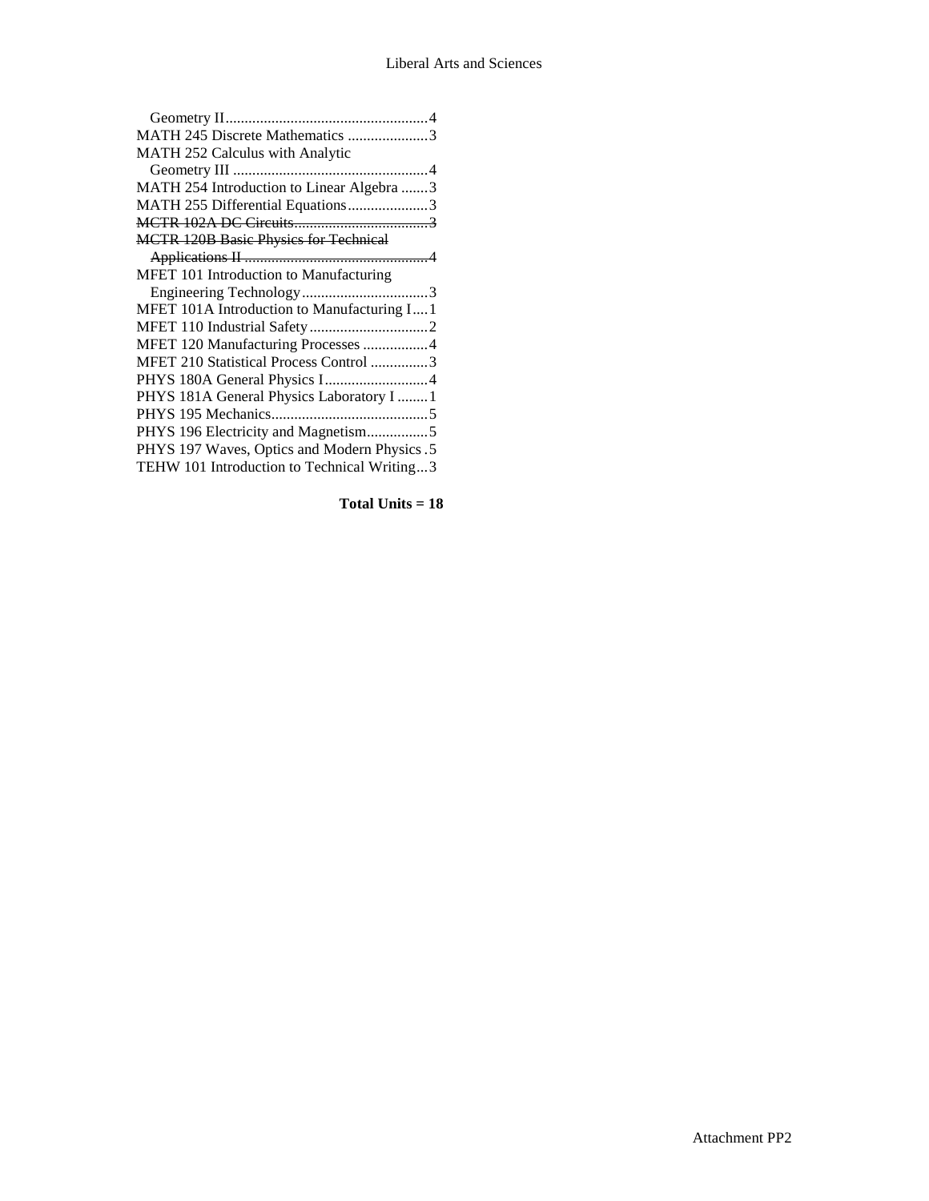Geometry II......................................................4
MATH 245 Discrete Mathematics .....................3
MATH 252 Calculus with Analytic
Geometry III ...................................................4
MATH 254 Introduction to Linear Algebra .......3
MATH 255 Differential Equations.....................3
~~MCTR 102A DC Circuits...................................3~~
~~MCTR 120B Basic Physics for Technical~~
~~Applications II ................................................4~~
MFET 101 Introduction to Manufacturing
Engineering Technology.................................3
MFET 101A Introduction to Manufacturing I....1
MFET 110 Industrial Safety...............................2
MFET 120 Manufacturing Processes .................4
MFET 210 Statistical Process Control ...............3
PHYS 180A General Physics I...........................4
PHYS 181A General Physics Laboratory I ........1
PHYS 195 Mechanics.........................................5
PHYS 196 Electricity and Magnetism................5
PHYS 197 Waves, Optics and Modern Physics .5
TEHW 101 Introduction to Technical Writing...3

**Total Units = 18**

Attachment PP2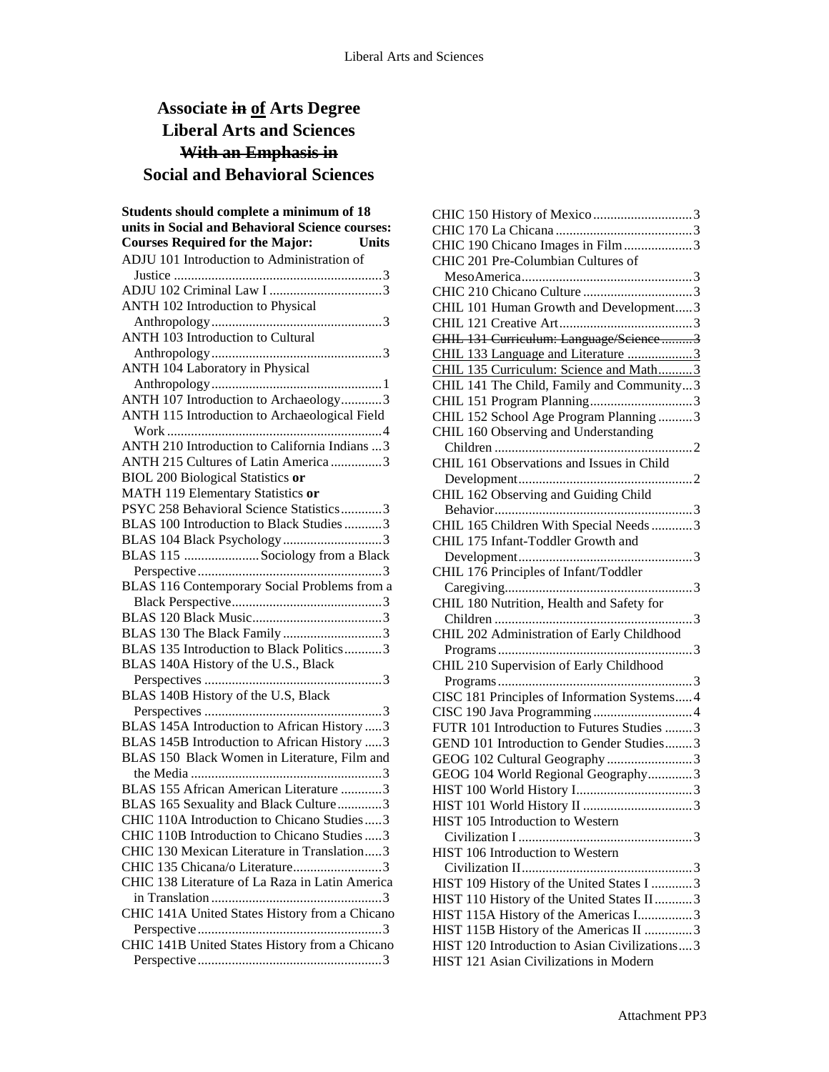# Associate ~~in~~ <u>of</u> Arts Degree
# Liberal Arts and Sciences
# ~~With an Emphasis in~~
# Social and Behavioral Sciences

**Students should complete a minimum of 18 units in Social and Behavioral Science courses:**

| Courses Required for the Major: | Units |
|---|---|
| ADJU 101 Introduction to Administration of Justice | 3 |
| ADJU 102 Criminal Law I | 3 |
| ANTH 102 Introduction to Physical Anthropology | 3 |
| ANTH 103 Introduction to Cultural Anthropology | 3 |
| ANTH 104 Laboratory in Physical Anthropology | 1 |
| ANTH 107 Introduction to Archaeology | 3 |
| ANTH 115 Introduction to Archaeological Field Work | 4 |
| ANTH 210 Introduction to California Indians | 3 |
| ANTH 215 Cultures of Latin America | 3 |
| BIOL 200 Biological Statistics **or** MATH 119 Elementary Statistics **or** PSYC 258 Behavioral Science Statistics | 3 |
| BLAS 100 Introduction to Black Studies | 3 |
| BLAS 104 Black Psychology | 3 |
| BLAS 115 Sociology from a Black Perspective | 3 |
| BLAS 116 Contemporary Social Problems from a Black Perspective | 3 |
| BLAS 120 Black Music | 3 |
| BLAS 130 The Black Family | 3 |
| BLAS 135 Introduction to Black Politics | 3 |
| BLAS 140A History of the U.S., Black Perspectives | 3 |
| BLAS 140B History of the U.S, Black Perspectives | 3 |
| BLAS 145A Introduction to African History | 3 |
| BLAS 145B Introduction to African History | 3 |
| BLAS 150 Black Women in Literature, Film and the Media | 3 |
| BLAS 155 African American Literature | 3 |
| BLAS 165 Sexuality and Black Culture | 3 |
| CHIC 110A Introduction to Chicano Studies | 3 |
| CHIC 110B Introduction to Chicano Studies | 3 |
| CHIC 130 Mexican Literature in Translation | 3 |
| CHIC 135 Chicana/o Literature | 3 |
| CHIC 138 Literature of La Raza in Latin America in Translation | 3 |
| CHIC 141A United States History from a Chicano Perspective | 3 |
| CHIC 141B United States History from a Chicano Perspective | 3 |
| CHIC 150 History of Mexico | 3 |
| CHIC 170 La Chicana | 3 |
| CHIC 190 Chicano Images in Film | 3 |
| CHIC 201 Pre-Columbian Cultures of MesoAmerica | 3 |
| CHIC 210 Chicano Culture | 3 |
| CHIL 101 Human Growth and Development | 3 |
| CHIL 121 Creative Art | 3 |
| ~~CHIL 131 Curriculum: Language/Science~~ | ~~3~~ |
| <u>CHIL 133 Language and Literature</u> | <u>3</u> |
| <u>CHIL 135 Curriculum: Science and Math</u> | <u>3</u> |
| CHIL 141 The Child, Family and Community | 3 |
| CHIL 151 Program Planning | 3 |
| CHIL 152 School Age Program Planning | 3 |
| CHIL 160 Observing and Understanding Children | 2 |
| CHIL 161 Observations and Issues in Child Development | 2 |
| CHIL 162 Observing and Guiding Child Behavior | 3 |
| CHIL 165 Children With Special Needs | 3 |
| CHIL 175 Infant-Toddler Growth and Development | 3 |
| CHIL 176 Principles of Infant/Toddler Caregiving | 3 |
| CHIL 180 Nutrition, Health and Safety for Children | 3 |
| CHIL 202 Administration of Early Childhood Programs | 3 |
| CHIL 210 Supervision of Early Childhood Programs | 3 |
| CISC 181 Principles of Information Systems | 4 |
| CISC 190 Java Programming | 4 |
| FUTR 101 Introduction to Futures Studies | 3 |
| GEND 101 Introduction to Gender Studies | 3 |
| GEOG 102 Cultural Geography | 3 |
| GEOG 104 World Regional Geography | 3 |
| HIST 100 World History I | 3 |
| HIST 101 World History II | 3 |
| HIST 105 Introduction to Western Civilization I | 3 |
| HIST 106 Introduction to Western Civilization II | 3 |
| HIST 109 History of the United States I | 3 |
| HIST 110 History of the United States II | 3 |
| HIST 115A History of the Americas I | 3 |
| HIST 115B History of the Americas II | 3 |
| HIST 120 Introduction to Asian Civilizations | 3 |
| HIST 121 Asian Civilizations in Modern | |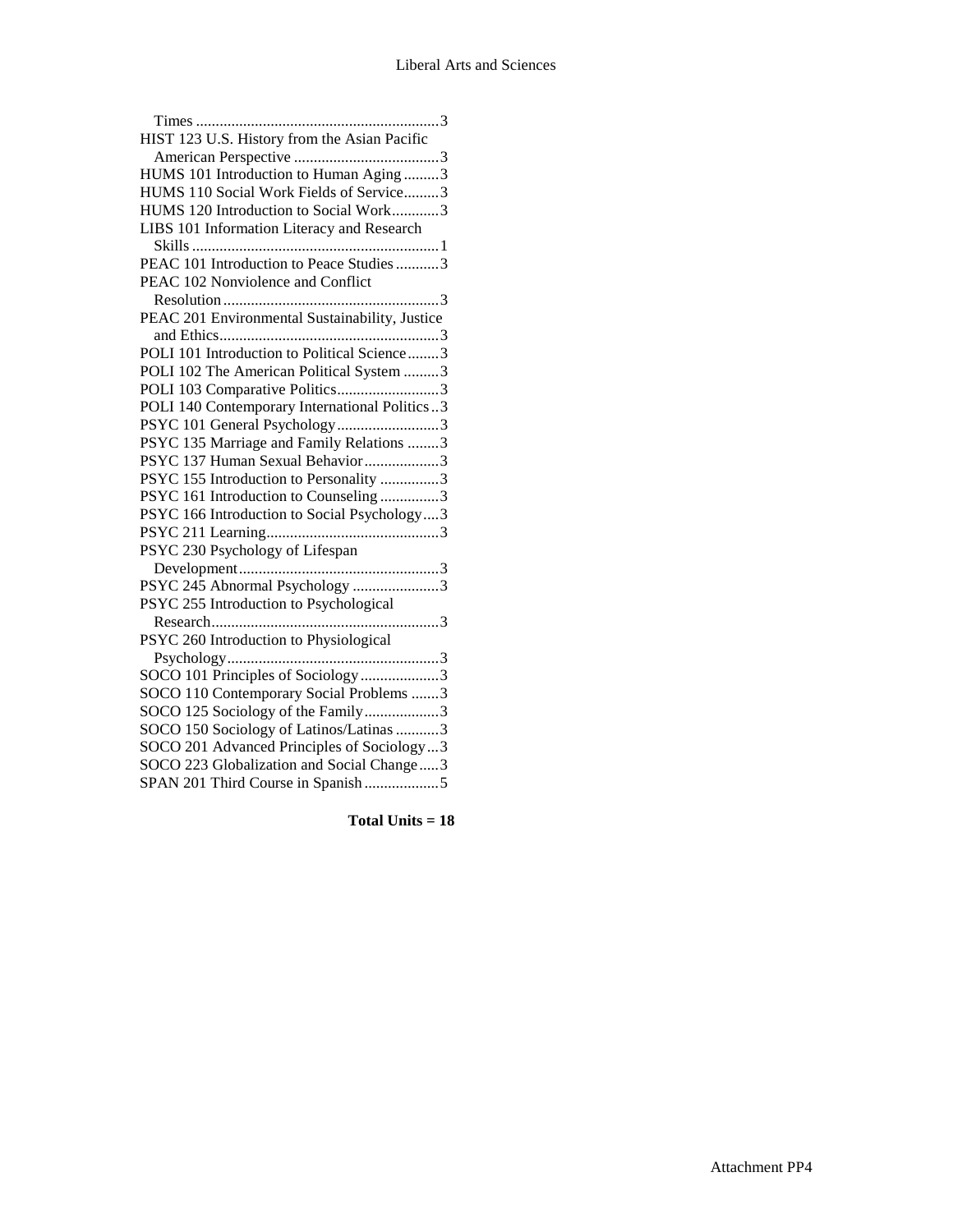Times ...........................................................3
HIST 123 U.S. History from the Asian Pacific American Perspective .....................................3
HUMS 101 Introduction to Human Aging .........3
HUMS 110 Social Work Fields of Service.........3
HUMS 120 Introduction to Social Work............3
LIBS 101 Information Literacy and Research Skills ...............................................................1
PEAC 101 Introduction to Peace Studies ...........3
PEAC 102 Nonviolence and Conflict Resolution.......................................................3
PEAC 201 Environmental Sustainability, Justice and Ethics........................................................3
POLI 101 Introduction to Political Science........3
POLI 102 The American Political System .........3
POLI 103 Comparative Politics..........................3
POLI 140 Contemporary International Politics ..3
PSYC 101 General Psychology..........................3
PSYC 135 Marriage and Family Relations ........3
PSYC 137 Human Sexual Behavior...................3
PSYC 155 Introduction to Personality ...............3
PSYC 161 Introduction to Counseling ...............3
PSYC 166 Introduction to Social Psychology....3
PSYC 211 Learning............................................3
PSYC 230 Psychology of Lifespan Development...................................................3
PSYC 245 Abnormal Psychology ......................3
PSYC 255 Introduction to Psychological Research..........................................................3
PSYC 260 Introduction to Physiological Psychology......................................................3
SOCO 101 Principles of Sociology....................3
SOCO 110 Contemporary Social Problems .......3
SOCO 125 Sociology of the Family...................3
SOCO 150 Sociology of Latinos/Latinas ...........3
SOCO 201 Advanced Principles of Sociology...3
SOCO 223 Globalization and Social Change.....3
SPAN 201 Third Course in Spanish ...................5

**Total Units = 18**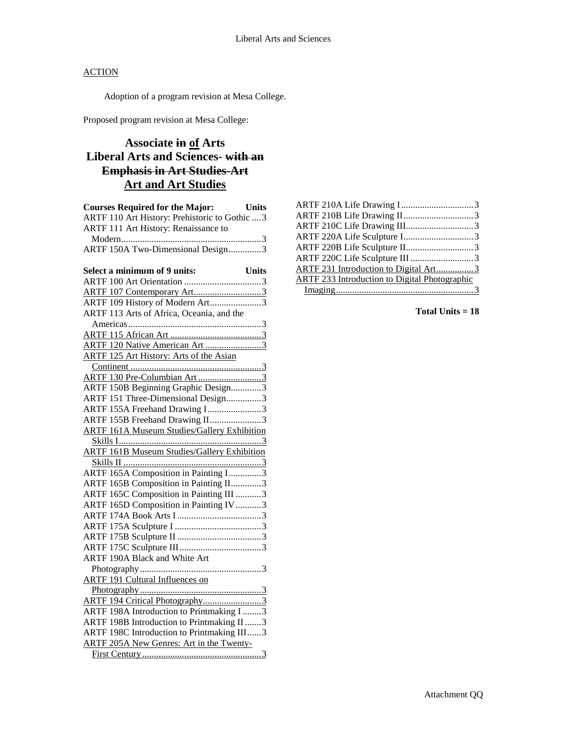ACTION

Adoption of a program revision at Mesa College.

Proposed program revision at Mesa College:

## Associate ~~in~~ <u>of</u> Arts
## Liberal Arts and Sciences- ~~with an Emphasis in Art Studies-Art~~
## <u>Art and Art Studies</u>

| Courses Required for the Major: | Units |
|---|---|
| ARTF 110 Art History: Prehistoric to Gothic | 3 |
| ARTF 111 Art History: Renaissance to Modern | 3 |
| ARTF 150A Two-Dimensional Design | 3 |

| Select a minimum of 9 units: | Units |
|---|---|
| ARTF 100 Art Orientation | 3 |
| <u>ARTF 107 Contemporary Art</u> | <u>3</u> |
| ARTF 109 History of Modern Art | 3 |
| ARTF 113 Arts of Africa, Oceania, and the Americas | 3 |
| <u>ARTF 115 African Art</u> | <u>3</u> |
| <u>ARTF 120 Native American Art</u> | <u>3</u> |
| <u>ARTF 125 Art History: Arts of the Asian Continent</u> | <u>3</u> |
| <u>ARTF 130 Pre-Columbian Art</u> | <u>3</u> |
| ARTF 150B Beginning Graphic Design | 3 |
| ARTF 151 Three-Dimensional Design | 3 |
| ARTF 155A Freehand Drawing I | 3 |
| ARTF 155B Freehand Drawing II | 3 |
| <u>ARTF 161A Museum Studies/Gallery Exhibition Skills I</u> | <u>3</u> |
| <u>ARTF 161B Museum Studies/Gallery Exhibition Skills II</u> | <u>3</u> |
| ARTF 165A Composition in Painting I | 3 |
| ARTF 165B Composition in Painting II | 3 |
| ARTF 165C Composition in Painting III | 3 |
| ARTF 165D Composition in Painting IV | 3 |
| ARTF 174A Book Arts I | 3 |
| ARTF 175A Sculpture I | 3 |
| ARTF 175B Sculpture II | 3 |
| ARTF 175C Sculpture III | 3 |
| ARTF 190A Black and White Art Photography | 3 |
| <u>ARTF 191 Cultural Influences on Photography</u> | <u>3</u> |
| <u>ARTF 194 Critical Photography</u> | <u>3</u> |
| ARTF 198A Introduction to Printmaking I | 3 |
| ARTF 198B Introduction to Printmaking II | 3 |
| ARTF 198C Introduction to Printmaking III | 3 |
| <u>ARTF 205A New Genres: Art in the Twenty-First Century</u> | <u>3</u> |
| ARTF 210A Life Drawing I | 3 |
| ARTF 210B Life Drawing II | 3 |
| ARTF 210C Life Drawing III | 3 |
| ARTF 220A Life Sculpture I | 3 |
| ARTF 220B Life Sculpture II | 3 |
| ARTF 220C Life Sculpture III | 3 |
| <u>ARTF 231 Introduction to Digital Art</u> | <u>3</u> |
| <u>ARTF 233 Introduction to Digital Photographic Imaging</u> | <u>3</u> |

**Total Units = 18**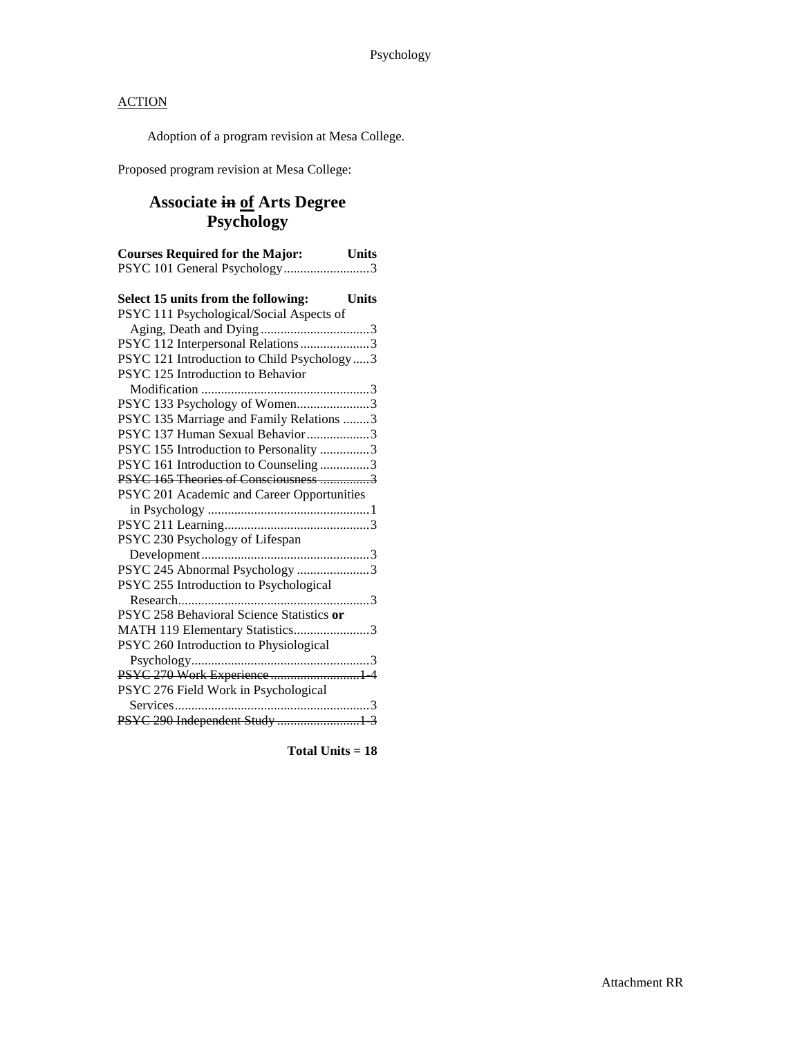## ACTION

Adoption of a program revision at Mesa College.

Proposed program revision at Mesa College:

# Associate ~~in~~ <u>of</u> Arts Degree
# Psychology

| Courses Required for the Major: | Units |
|---|---|
| PSYC 101 General Psychology | 3 |

| Select 15 units from the following: | Units |
|---|---|
| PSYC 111 Psychological/Social Aspects of Aging, Death and Dying | 3 |
| PSYC 112 Interpersonal Relations | 3 |
| PSYC 121 Introduction to Child Psychology | 3 |
| PSYC 125 Introduction to Behavior Modification | 3 |
| PSYC 133 Psychology of Women | 3 |
| PSYC 135 Marriage and Family Relations | 3 |
| PSYC 137 Human Sexual Behavior | 3 |
| PSYC 155 Introduction to Personality | 3 |
| PSYC 161 Introduction to Counseling | 3 |
| ~~PSYC 165 Theories of Consciousness~~ | ~~3~~ |
| PSYC 201 Academic and Career Opportunities in Psychology | 1 |
| PSYC 211 Learning | 3 |
| PSYC 230 Psychology of Lifespan Development | 3 |
| PSYC 245 Abnormal Psychology | 3 |
| PSYC 255 Introduction to Psychological Research | 3 |
| PSYC 258 Behavioral Science Statistics **or** MATH 119 Elementary Statistics | 3 |
| PSYC 260 Introduction to Physiological Psychology | 3 |
| ~~PSYC 270 Work Experience~~ | ~~1-4~~ |
| PSYC 276 Field Work in Psychological Services | 3 |
| ~~PSYC 290 Independent Study~~ | ~~1-3~~ |

**Total Units = 18**

Attachment RR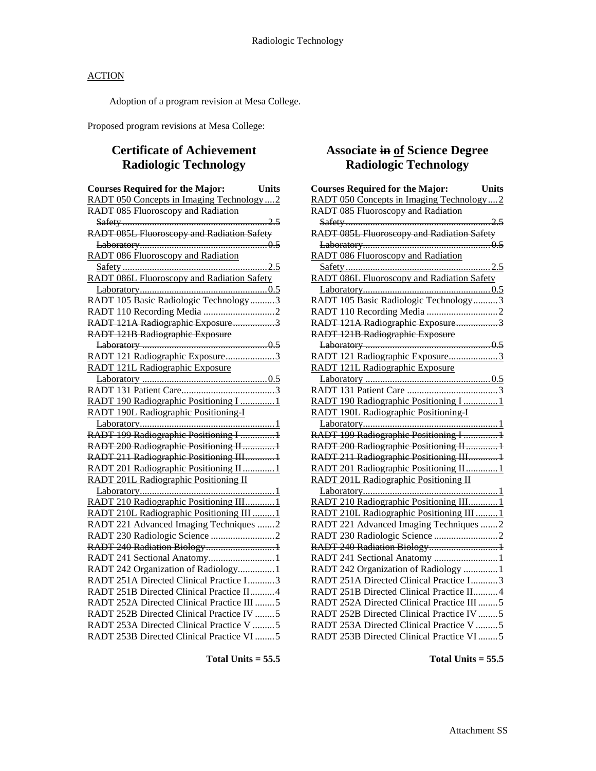ACTION

Adoption of a program revision at Mesa College.

Proposed program revisions at Mesa College:

## Certificate of Achievement Radiologic Technology

| Courses Required for the Major: | Units |
|---|---|
| RADT 050 Concepts in Imaging Technology | 2 |
| ~~RADT 085 Fluoroscopy and Radiation Safety~~ | ~~2.5~~ |
| ~~RADT 085L Fluoroscopy and Radiation Safety Laboratory~~ | ~~0.5~~ |
| RADT 086 Fluoroscopy and Radiation Safety | 2.5 |
| RADT 086L Fluoroscopy and Radiation Safety Laboratory | 0.5 |
| RADT 105 Basic Radiologic Technology | 3 |
| RADT 110 Recording Media | 2 |
| ~~RADT 121A Radiographic Exposure~~ | ~~3~~ |
| ~~RADT 121B Radiographic Exposure Laboratory~~ | ~~0.5~~ |
| RADT 121 Radiographic Exposure | 3 |
| RADT 121L Radiographic Exposure Laboratory | 0.5 |
| RADT 131 Patient Care | 3 |
| RADT 190 Radiographic Positioning I | 1 |
| RADT 190L Radiographic Positioning-I Laboratory | 1 |
| ~~RADT 199 Radiographic Positioning I~~ | ~~1~~ |
| ~~RADT 200 Radiographic Positioning II~~ | ~~1~~ |
| ~~RADT 211 Radiographic Positioning III~~ | ~~1~~ |
| RADT 201 Radiographic Positioning II | 1 |
| RADT 201L Radiographic Positioning II Laboratory | 1 |
| RADT 210 Radiographic Positioning III | 1 |
| RADT 210L Radiographic Positioning III | 1 |
| RADT 221 Advanced Imaging Techniques | 2 |
| RADT 230 Radiologic Science | 2 |
| ~~RADT 240 Radiation Biology~~ | ~~1~~ |
| RADT 241 Sectional Anatomy | 1 |
| RADT 242 Organization of Radiology | 1 |
| RADT 251A Directed Clinical Practice I | 3 |
| RADT 251B Directed Clinical Practice II | 4 |
| RADT 252A Directed Clinical Practice III | 5 |
| RADT 252B Directed Clinical Practice IV | 5 |
| RADT 253A Directed Clinical Practice V | 5 |
| RADT 253B Directed Clinical Practice VI | 5 |

**Total Units = 55.5**

## Associate ~~in~~ of Science Degree Radiologic Technology

| Courses Required for the Major: | Units |
|---|---|
| RADT 050 Concepts in Imaging Technology | 2 |
| ~~RADT 085 Fluoroscopy and Radiation Safety~~ | ~~2.5~~ |
| ~~RADT 085L Fluoroscopy and Radiation Safety Laboratory~~ | ~~0.5~~ |
| RADT 086 Fluoroscopy and Radiation Safety | 2.5 |
| RADT 086L Fluoroscopy and Radiation Safety Laboratory | 0.5 |
| RADT 105 Basic Radiologic Technology | 3 |
| RADT 110 Recording Media | 2 |
| ~~RADT 121A Radiographic Exposure~~ | ~~3~~ |
| ~~RADT 121B Radiographic Exposure Laboratory~~ | ~~0.5~~ |
| RADT 121 Radiographic Exposure | 3 |
| RADT 121L Radiographic Exposure Laboratory | 0.5 |
| RADT 131 Patient Care | 3 |
| RADT 190 Radiographic Positioning I | 1 |
| RADT 190L Radiographic Positioning-I Laboratory | 1 |
| ~~RADT 199 Radiographic Positioning I~~ | ~~1~~ |
| ~~RADT 200 Radiographic Positioning II~~ | ~~1~~ |
| ~~RADT 211 Radiographic Positioning III~~ | ~~1~~ |
| RADT 201 Radiographic Positioning II | 1 |
| RADT 201L Radiographic Positioning II Laboratory | 1 |
| RADT 210 Radiographic Positioning III | 1 |
| RADT 210L Radiographic Positioning III | 1 |
| RADT 221 Advanced Imaging Techniques | 2 |
| RADT 230 Radiologic Science | 2 |
| ~~RADT 240 Radiation Biology~~ | ~~1~~ |
| RADT 241 Sectional Anatomy | 1 |
| RADT 242 Organization of Radiology | 1 |
| RADT 251A Directed Clinical Practice I | 3 |
| RADT 251B Directed Clinical Practice II | 4 |
| RADT 252A Directed Clinical Practice III | 5 |
| RADT 252B Directed Clinical Practice IV | 5 |
| RADT 253A Directed Clinical Practice V | 5 |
| RADT 253B Directed Clinical Practice VI | 5 |

**Total Units = 55.5**

Attachment SS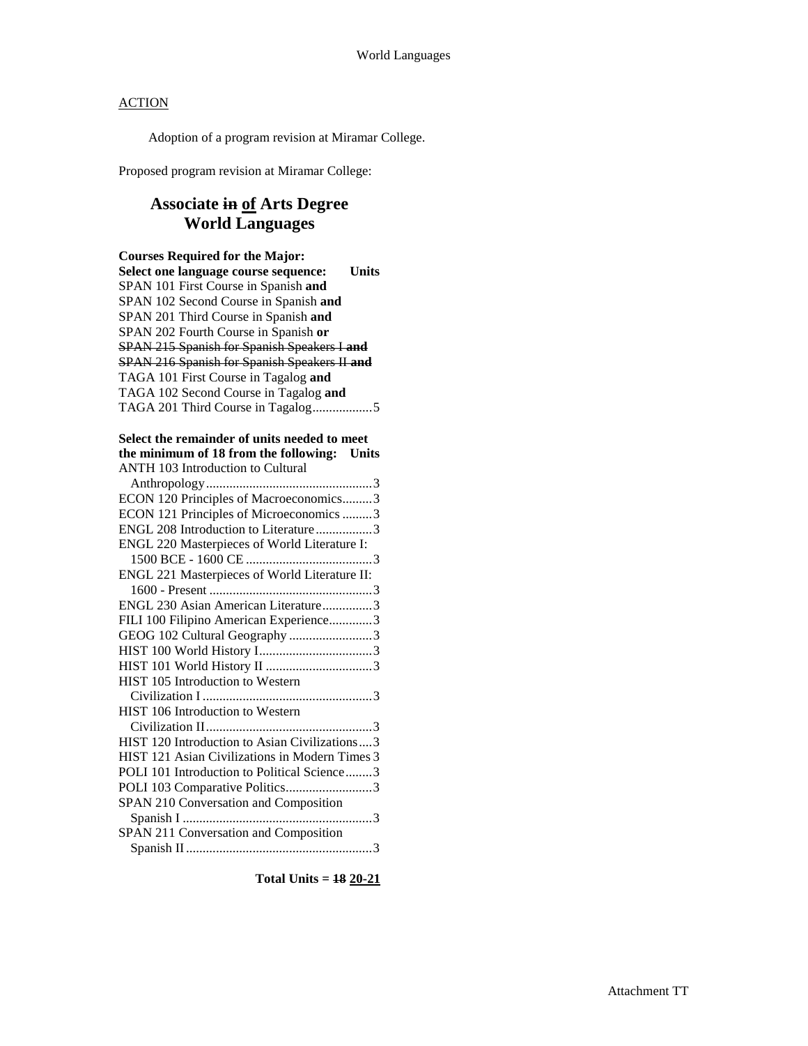ACTION

Adoption of a program revision at Miramar College.

Proposed program revision at Miramar College:

## Associate ~~in~~ <u>of</u> Arts Degree
## World Languages

**Courses Required for the Major:**

**Select one language course sequence: Units**

SPAN 101 First Course in Spanish **and**
SPAN 102 Second Course in Spanish **and**
SPAN 201 Third Course in Spanish **and**
SPAN 202 Fourth Course in Spanish **or**
~~SPAN 215 Spanish for Spanish Speakers I **and**~~
~~SPAN 216 Spanish for Spanish Speakers II **and**~~
TAGA 101 First Course in Tagalog **and**
TAGA 102 Second Course in Tagalog **and**
TAGA 201 Third Course in Tagalog..................5

**Select the remainder of units needed to meet the minimum of 18 from the following: Units**

ANTH 103 Introduction to Cultural Anthropology..................................................3
ECON 120 Principles of Macroeconomics.........3
ECON 121 Principles of Microeconomics .........3
ENGL 208 Introduction to Literature.................3
ENGL 220 Masterpieces of World Literature I: 1500 BCE - 1600 CE ......................................3
ENGL 221 Masterpieces of World Literature II: 1600 - Present .................................................3
ENGL 230 Asian American Literature...............3
FILI 100 Filipino American Experience.............3
GEOG 102 Cultural Geography .........................3
HIST 100 World History I..................................3
HIST 101 World History II ................................3
HIST 105 Introduction to Western Civilization I ...................................................3
HIST 106 Introduction to Western Civilization II..................................................3
HIST 120 Introduction to Asian Civilizations....3
HIST 121 Asian Civilizations in Modern Times 3
POLI 101 Introduction to Political Science........3
POLI 103 Comparative Politics..........................3
SPAN 210 Conversation and Composition Spanish I .........................................................3
SPAN 211 Conversation and Composition Spanish II ........................................................3

**Total Units = ~~18~~ <u>20-21</u>**

Attachment TT